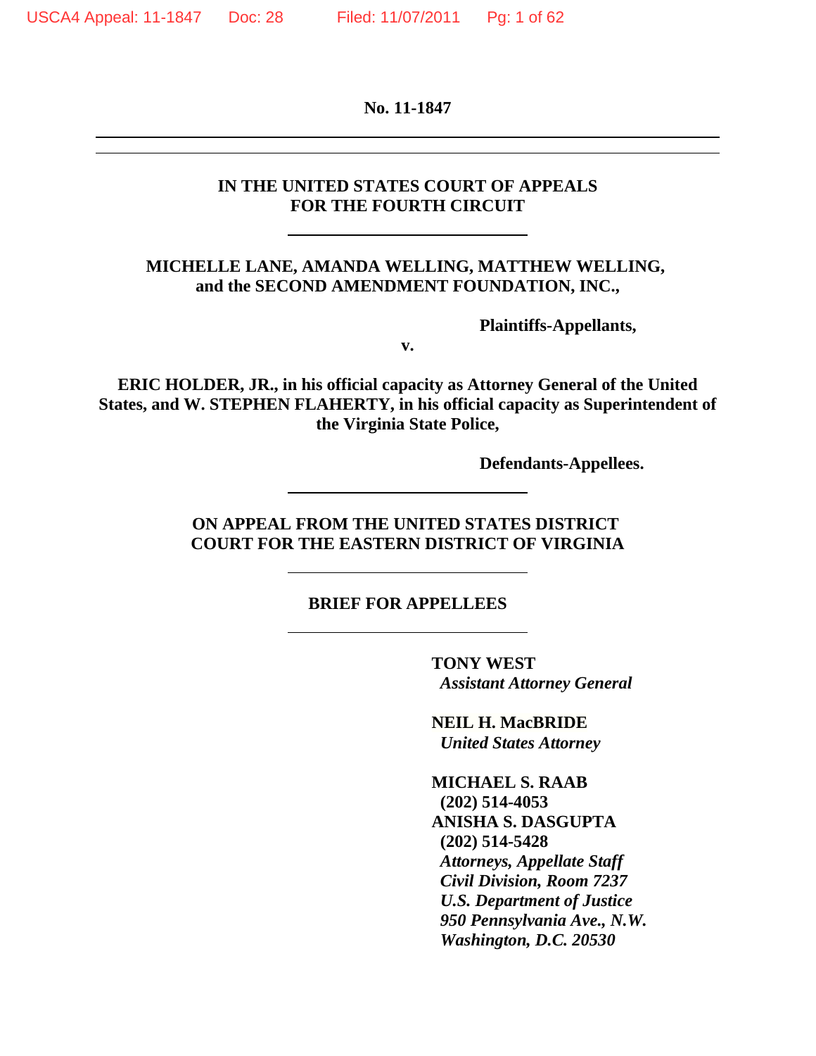**No. 11-1847**

---

**IN THE UNITED STATES COURT OF APPEALS**
**FOR THE FOURTH CIRCUIT**

---

**MICHELLE LANE, AMANDA WELLING, MATTHEW WELLING, and the SECOND AMENDMENT FOUNDATION, INC.,**

**Plaintiffs-Appellants,**

**v.**

**ERIC HOLDER, JR., in his official capacity as Attorney General of the United States, and W. STEPHEN FLAHERTY, in his official capacity as Superintendent of the Virginia State Police,**

**Defendants-Appellees.**

---

**ON APPEAL FROM THE UNITED STATES DISTRICT COURT FOR THE EASTERN DISTRICT OF VIRGINIA**

---

**BRIEF FOR APPELLEES**

---

**TONY WEST**
***Assistant Attorney General***

**NEIL H. MacBRIDE**
***United States Attorney***

**MICHAEL S. RAAB**
**(202) 514-4053**
**ANISHA S. DASGUPTA**
**(202) 514-5428**
***Attorneys, Appellate Staff***
***Civil Division, Room 7237***
***U.S. Department of Justice***
***950 Pennsylvania Ave., N.W.***
***Washington, D.C. 20530***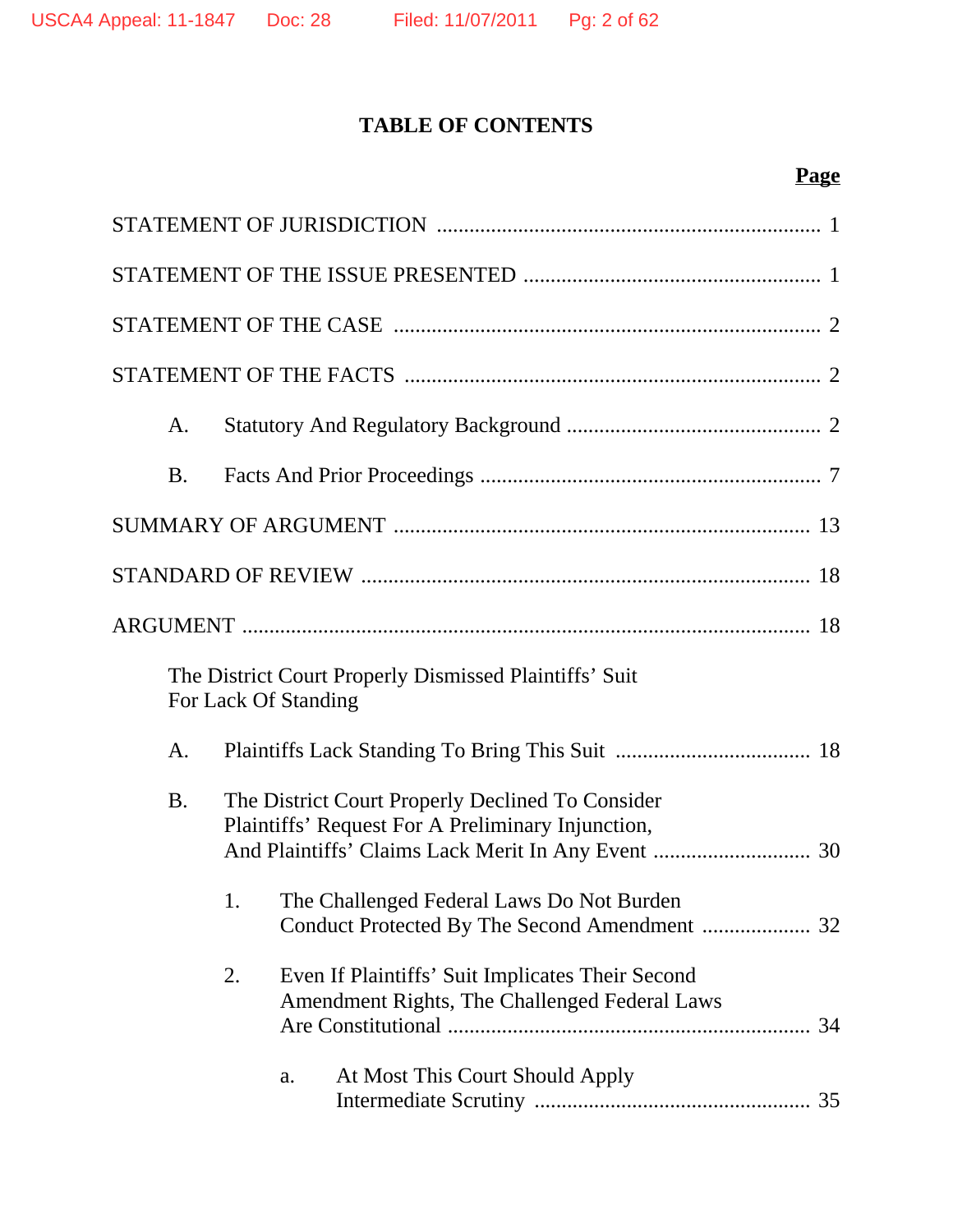# TABLE OF CONTENTS

| | Page |
|---|---|
| STATEMENT OF JURISDICTION | 1 |
| STATEMENT OF THE ISSUE PRESENTED | 1 |
| STATEMENT OF THE CASE | 2 |
| STATEMENT OF THE FACTS | 2 |
| A. Statutory And Regulatory Background | 2 |
| B. Facts And Prior Proceedings | 7 |
| SUMMARY OF ARGUMENT | 13 |
| STANDARD OF REVIEW | 18 |
| ARGUMENT | 18 |
| The District Court Properly Dismissed Plaintiffs' Suit For Lack Of Standing | |
| A. Plaintiffs Lack Standing To Bring This Suit | 18 |
| B. The District Court Properly Declined To Consider Plaintiffs' Request For A Preliminary Injunction, And Plaintiffs' Claims Lack Merit In Any Event | 30 |
| 1. The Challenged Federal Laws Do Not Burden Conduct Protected By The Second Amendment | 32 |
| 2. Even If Plaintiffs' Suit Implicates Their Second Amendment Rights, The Challenged Federal Laws Are Constitutional | 34 |
| a. At Most This Court Should Apply Intermediate Scrutiny | 35 |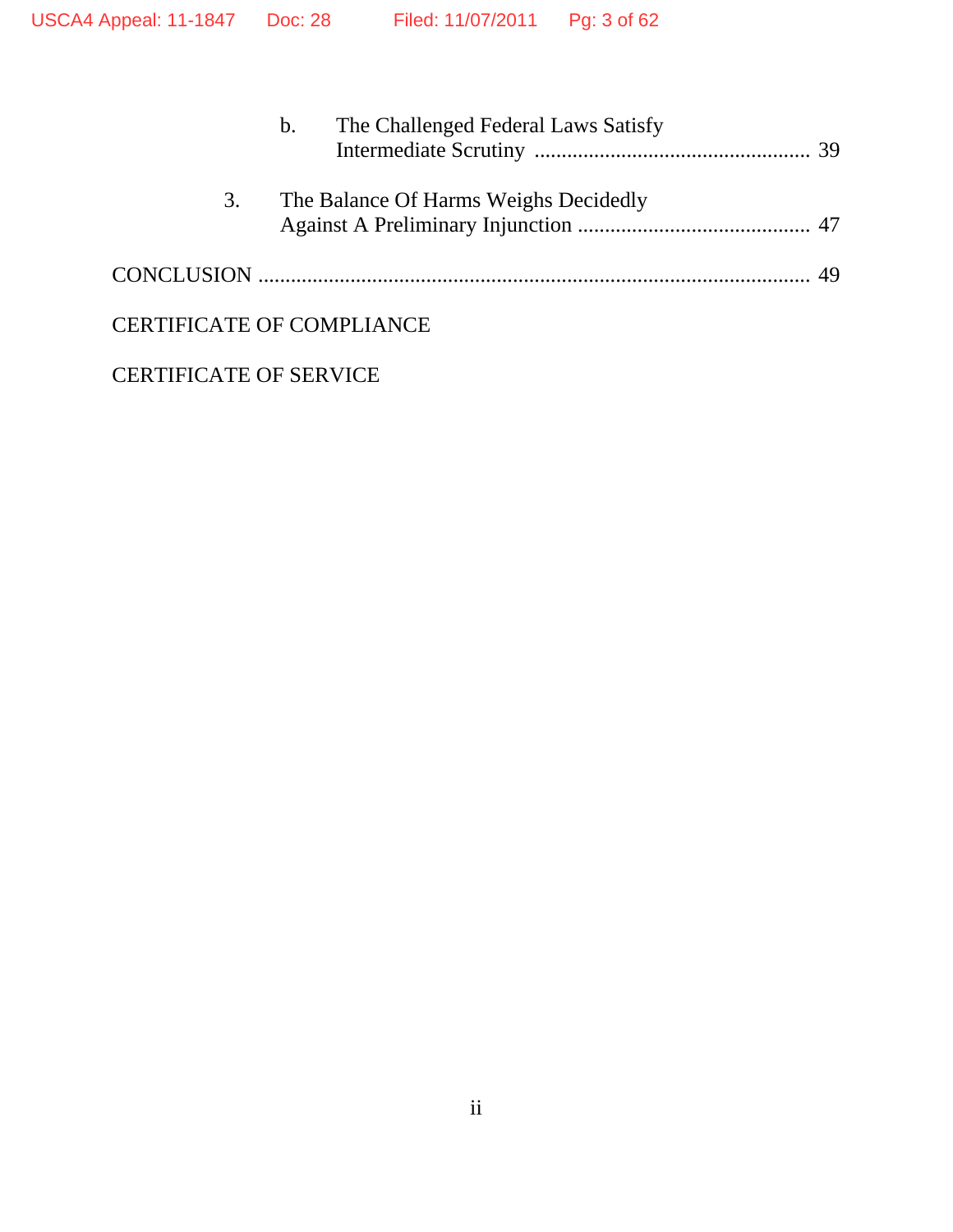b. The Challenged Federal Laws Satisfy Intermediate Scrutiny .................................................. 39

3. The Balance Of Harms Weighs Decidedly Against A Preliminary Injunction .......................................... 47

CONCLUSION ................................................................................................... 49

CERTIFICATE OF COMPLIANCE

CERTIFICATE OF SERVICE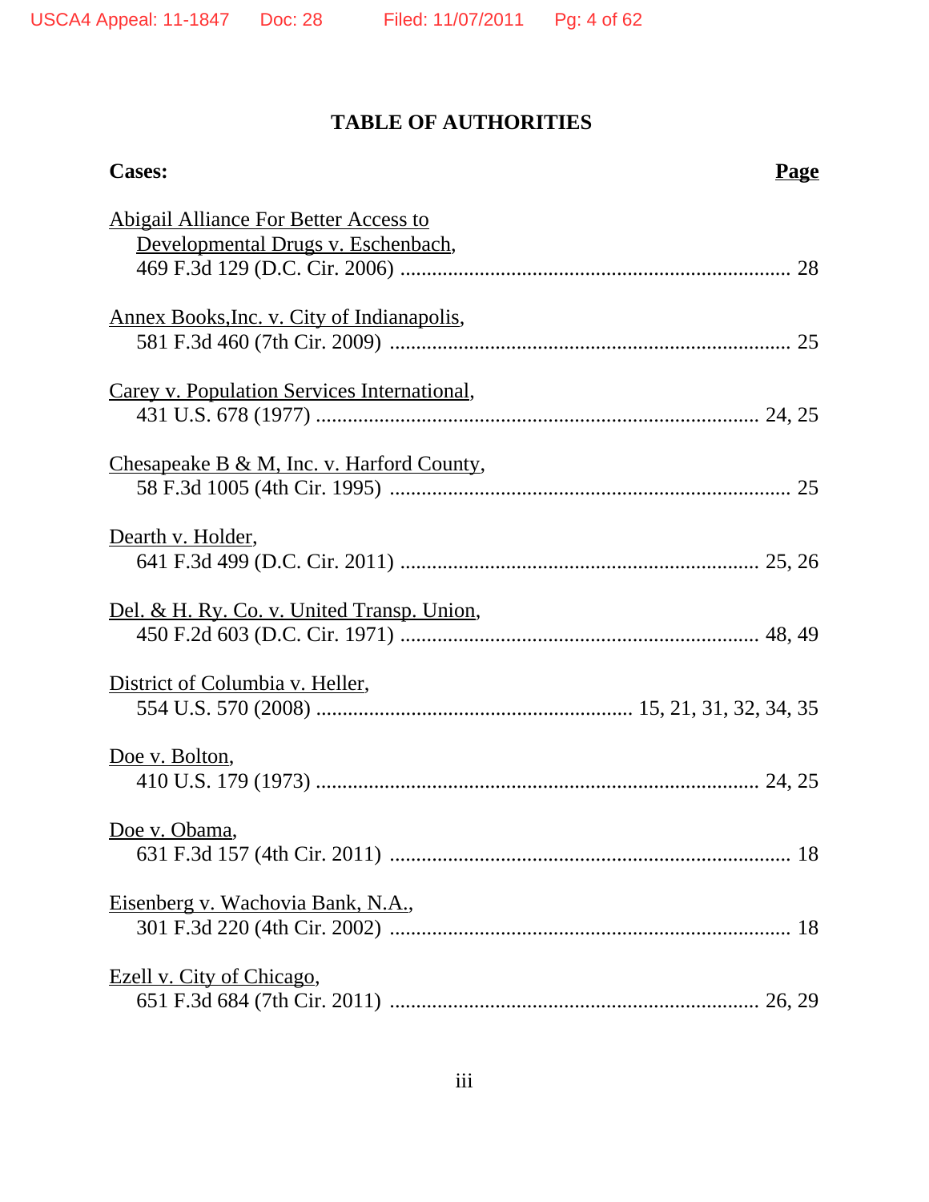## TABLE OF AUTHORITIES

| Cases: | Page |
|---|---|
| Abigail Alliance For Better Access to Developmental Drugs v. Eschenbach, 469 F.3d 129 (D.C. Cir. 2006) | 28 |
| Annex Books,Inc. v. City of Indianapolis, 581 F.3d 460 (7th Cir. 2009) | 25 |
| Carey v. Population Services International, 431 U.S. 678 (1977) | 24, 25 |
| Chesapeake B & M, Inc. v. Harford County, 58 F.3d 1005 (4th Cir. 1995) | 25 |
| Dearth v. Holder, 641 F.3d 499 (D.C. Cir. 2011) | 25, 26 |
| Del. & H. Ry. Co. v. United Transp. Union, 450 F.2d 603 (D.C. Cir. 1971) | 48, 49 |
| District of Columbia v. Heller, 554 U.S. 570 (2008) | 15, 21, 31, 32, 34, 35 |
| Doe v. Bolton, 410 U.S. 179 (1973) | 24, 25 |
| Doe v. Obama, 631 F.3d 157 (4th Cir. 2011) | 18 |
| Eisenberg v. Wachovia Bank, N.A., 301 F.3d 220 (4th Cir. 2002) | 18 |
| Ezell v. City of Chicago, 651 F.3d 684 (7th Cir. 2011) | 26, 29 |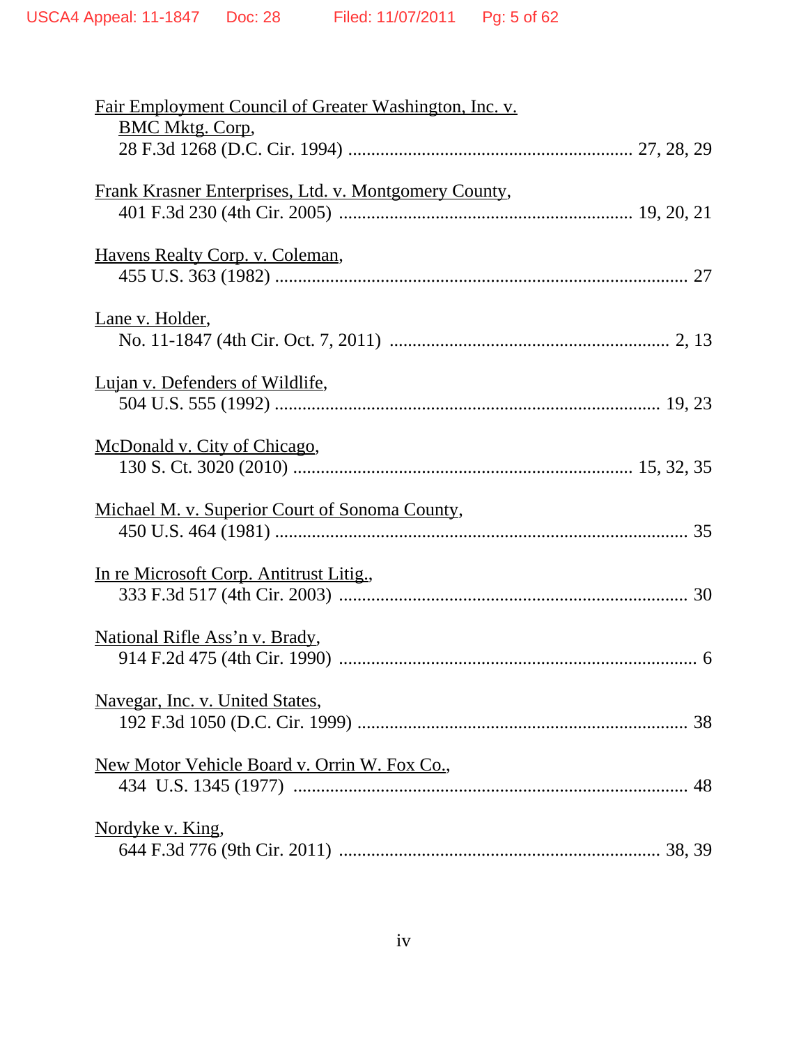<u>Fair Employment Council of Greater Washington, Inc. v. BMC Mktg. Corp</u>,
28 F.3d 1268 (D.C. Cir. 1994) ............................................................. 27, 28, 29

<u>Frank Krasner Enterprises, Ltd. v. Montgomery County</u>,
401 F.3d 230 (4th Cir. 2005) ............................................................... 19, 20, 21

<u>Havens Realty Corp. v. Coleman</u>,
455 U.S. 363 (1982) ......................................................................................... 27

<u>Lane v. Holder</u>,
No. 11-1847 (4th Cir. Oct. 7, 2011) ............................................................. 2, 13

<u>Lujan v. Defenders of Wildlife</u>,
504 U.S. 555 (1992) ................................................................................... 19, 23

<u>McDonald v. City of Chicago</u>,
130 S. Ct. 3020 (2010) ....................................................................... 15, 32, 35

<u>Michael M. v. Superior Court of Sonoma County</u>,
450 U.S. 464 (1981) ......................................................................................... 35

<u>In re Microsoft Corp. Antitrust Litig.</u>,
333 F.3d 517 (4th Cir. 2003) ........................................................................... 30

<u>National Rifle Ass'n v. Brady</u>,
914 F.2d 475 (4th Cir. 1990) ............................................................................. 6

<u>Navegar, Inc. v. United States</u>,
192 F.3d 1050 (D.C. Cir. 1999) ....................................................................... 38

<u>New Motor Vehicle Board v. Orrin W. Fox Co.</u>,
434 U.S. 1345 (1977) ..................................................................................... 48

<u>Nordyke v. King</u>,
644 F.3d 776 (9th Cir. 2011) ..................................................................... 38, 39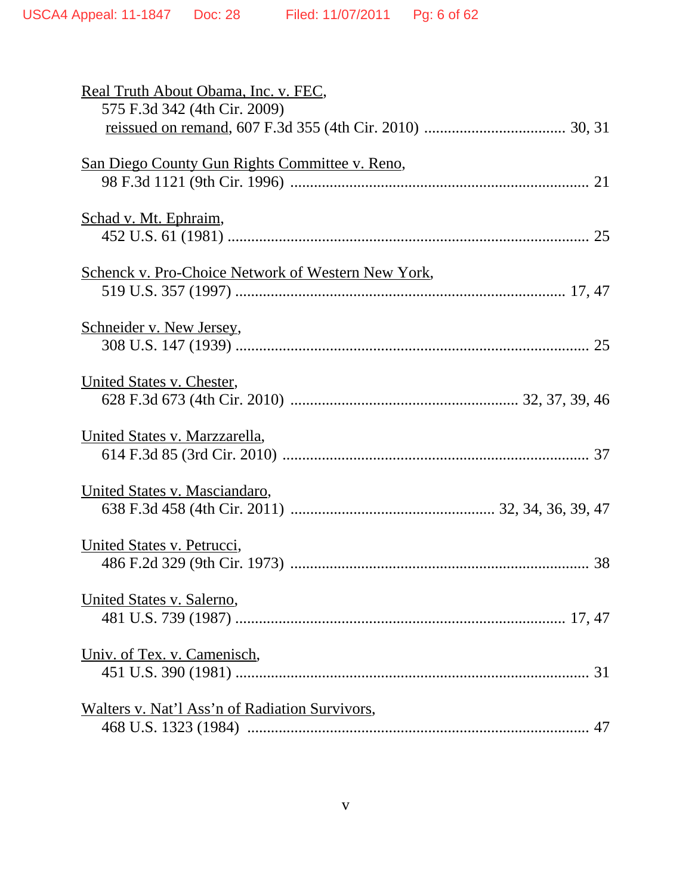Real Truth About Obama, Inc. v. FEC,
575 F.3d 342 (4th Cir. 2009)
reissued on remand, 607 F.3d 355 (4th Cir. 2010) .................................... 30, 31

San Diego County Gun Rights Committee v. Reno,
98 F.3d 1121 (9th Cir. 1996) ........................................................................... 21

Schad v. Mt. Ephraim,
452 U.S. 61 (1981) ........................................................................................... 25

Schenck v. Pro-Choice Network of Western New York,
519 U.S. 357 (1997) .................................................................................. 17, 47

Schneider v. New Jersey,
308 U.S. 147 (1939) ......................................................................................... 25

United States v. Chester,
628 F.3d 673 (4th Cir. 2010) .......................................................... 32, 37, 39, 46

United States v. Marzzarella,
614 F.3d 85 (3rd Cir. 2010) ............................................................................. 37

United States v. Masciandaro,
638 F.3d 458 (4th Cir. 2011) .................................................. 32, 34, 36, 39, 47

United States v. Petrucci,
486 F.2d 329 (9th Cir. 1973) ........................................................................... 38

United States v. Salerno,
481 U.S. 739 (1987) .................................................................................. 17, 47

Univ. of Tex. v. Camenisch,
451 U.S. 390 (1981) ......................................................................................... 31

Walters v. Nat'l Ass'n of Radiation Survivors,
468 U.S. 1323 (1984) ...................................................................................... 47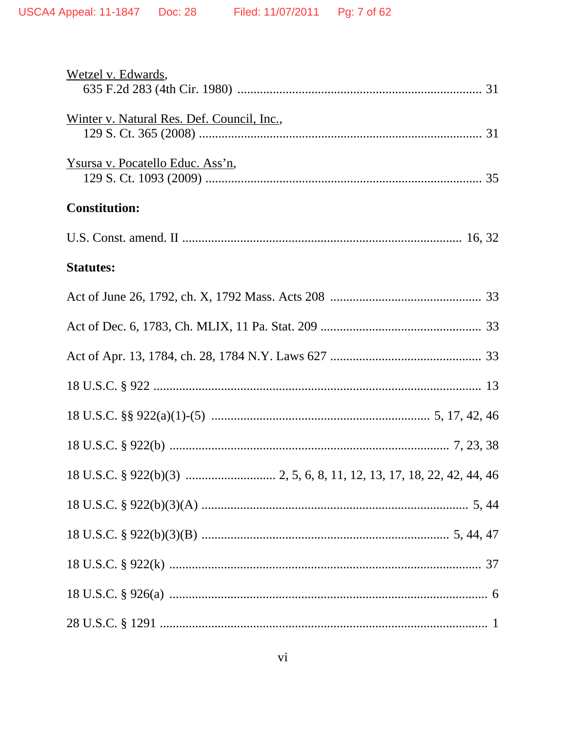Wetzel v. Edwards,
635 F.2d 283 (4th Cir. 1980) ........................................................................ 31

Winter v. Natural Res. Def. Council, Inc.,
129 S. Ct. 365 (2008) ..................................................................................... 31

Ysursa v. Pocatello Educ. Ass'n,
129 S. Ct. 1093 (2009) ................................................................................... 35

**Constitution:**

U.S. Const. amend. II ..................................................................................... 16, 32

**Statutes:**

Act of June 26, 1792, ch. X, 1792 Mass. Acts 208 .............................................. 33

Act of Dec. 6, 1783, Ch. MLIX, 11 Pa. Stat. 209 ................................................ 33

Act of Apr. 13, 1784, ch. 28, 1784 N.Y. Laws 627 .............................................. 33

18 U.S.C. § 922 .................................................................................................. 13

18 U.S.C. §§ 922(a)(1)-(5) .................................................................. 5, 17, 42, 46

18 U.S.C. § 922(b) ..................................................................................... 7, 23, 38

18 U.S.C. § 922(b)(3) ........................... 2, 5, 6, 8, 11, 12, 13, 17, 18, 22, 42, 44, 46

18 U.S.C. § 922(b)(3)(A) ..................................................................................... 5, 44

18 U.S.C. § 922(b)(3)(B) ............................................................................. 5, 44, 47

18 U.S.C. § 922(k) ............................................................................................... 37

18 U.S.C. § 926(a) ................................................................................................. 6

28 U.S.C. § 1291 .................................................................................................... 1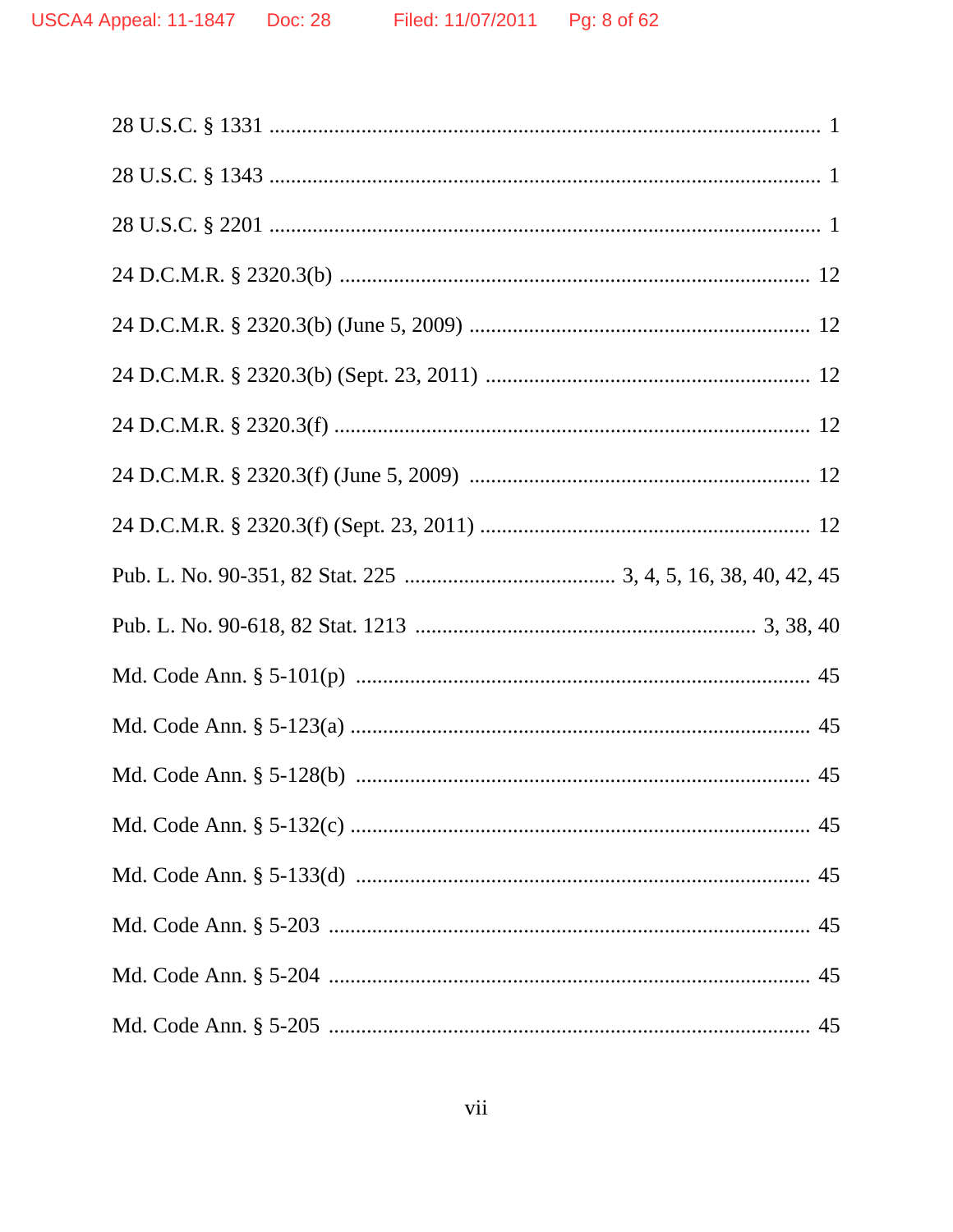28 U.S.C. § 1331 .......................................................................................... 1

28 U.S.C. § 1343 .......................................................................................... 1

28 U.S.C. § 2201 .......................................................................................... 1

24 D.C.M.R. § 2320.3(b) ............................................................................. 12

24 D.C.M.R. § 2320.3(b) (June 5, 2009) ..................................................... 12

24 D.C.M.R. § 2320.3(b) (Sept. 23, 2011) .................................................. 12

24 D.C.M.R. § 2320.3(f) .............................................................................. 12

24 D.C.M.R. § 2320.3(f) (June 5, 2009) ..................................................... 12

24 D.C.M.R. § 2320.3(f) (Sept. 23, 2011) ................................................... 12

Pub. L. No. 90-351, 82 Stat. 225 ....................................... 3, 4, 5, 16, 38, 40, 42, 45

Pub. L. No. 90-618, 82 Stat. 1213 .............................................................. 3, 38, 40

Md. Code Ann. § 5-101(p) .......................................................................... 45

Md. Code Ann. § 5-123(a) ........................................................................... 45

Md. Code Ann. § 5-128(b) .......................................................................... 45

Md. Code Ann. § 5-132(c) ........................................................................... 45

Md. Code Ann. § 5-133(d) .......................................................................... 45

Md. Code Ann. § 5-203 ............................................................................... 45

Md. Code Ann. § 5-204 ............................................................................... 45

Md. Code Ann. § 5-205 ............................................................................... 45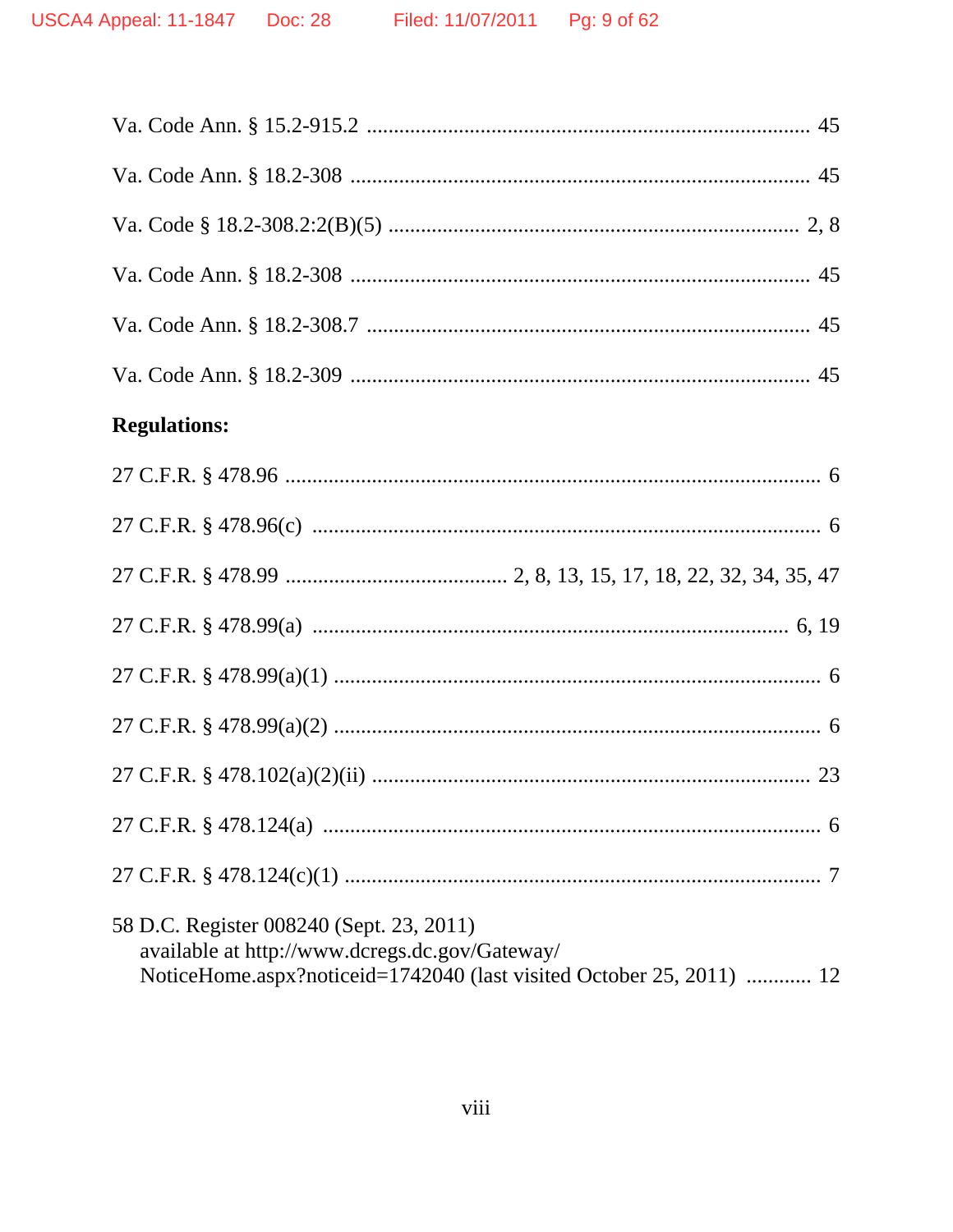Va. Code Ann. § 15.2-915.2 .................................................................................... 45

Va. Code Ann. § 18.2-308 ...................................................................................... 45

Va. Code § 18.2-308.2:2(B)(5) ........................................................................... 2, 8

Va. Code Ann. § 18.2-308 ...................................................................................... 45

Va. Code Ann. § 18.2-308.7 .................................................................................. 45

Va. Code Ann. § 18.2-309 ...................................................................................... 45

**Regulations:**

27 C.F.R. § 478.96 ................................................................................................... 6

27 C.F.R. § 478.96(c) .............................................................................................. 6

27 C.F.R. § 478.99 ........................................ 2, 8, 13, 15, 17, 18, 22, 32, 34, 35, 47

27 C.F.R. § 478.99(a) ........................................................................................ 6, 19

27 C.F.R. § 478.99(a)(1) ......................................................................................... 6

27 C.F.R. § 478.99(a)(2) ......................................................................................... 6

27 C.F.R. § 478.102(a)(2)(ii) ................................................................................. 23

27 C.F.R. § 478.124(a) ............................................................................................ 6

27 C.F.R. § 478.124(c)(1) ........................................................................................ 7

58 D.C. Register 008240 (Sept. 23, 2011)
available at http://www.dcregs.dc.gov/Gateway/
NoticeHome.aspx?noticeid=1742040 (last visited October 25, 2011) ............ 12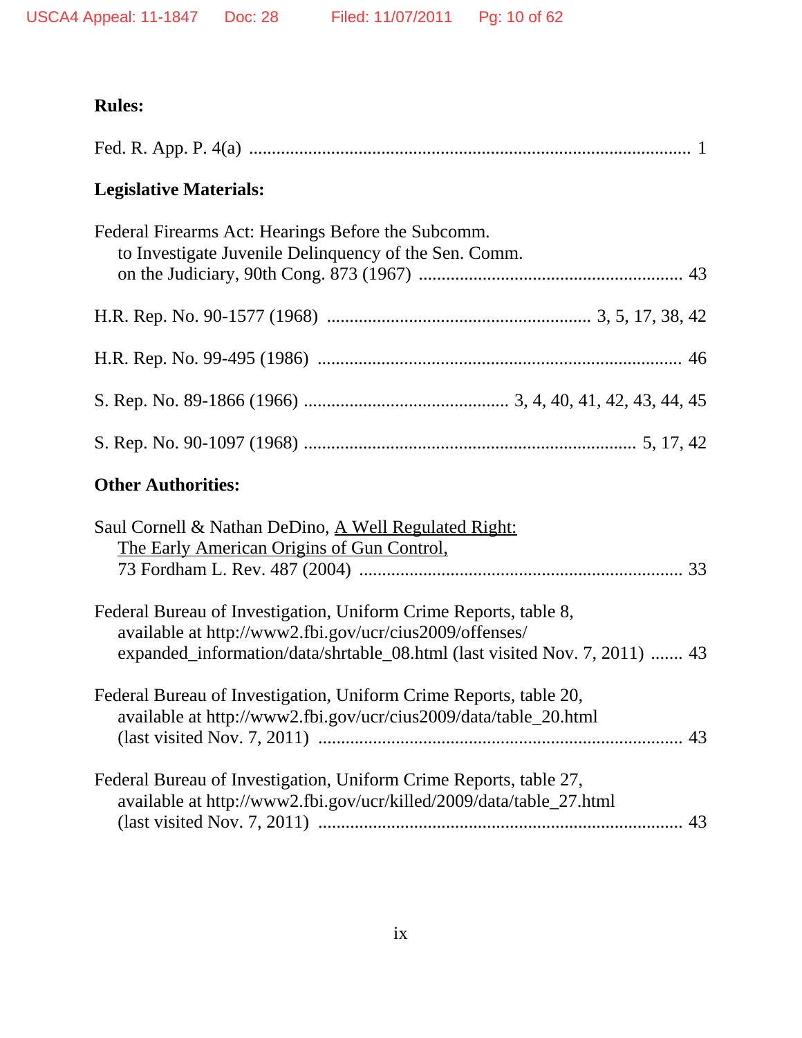**Rules:**

Fed. R. App. P. 4(a) .................................................................................................. 1

**Legislative Materials:**

Federal Firearms Act: Hearings Before the Subcomm. to Investigate Juvenile Delinquency of the Sen. Comm. on the Judiciary, 90th Cong. 873 (1967) .......................................................... 43

H.R. Rep. No. 90-1577 (1968) .......................................................... 3, 5, 17, 38, 42

H.R. Rep. No. 99-495 (1986) ............................................................................... 46

S. Rep. No. 89-1866 (1966) ............................................ 3, 4, 40, 41, 42, 43, 44, 45

S. Rep. No. 90-1097 (1968) ........................................................................ 5, 17, 42

**Other Authorities:**

Saul Cornell & Nathan DeDino, A Well Regulated Right: The Early American Origins of Gun Control, 73 Fordham L. Rev. 487 (2004) ...................................................................... 33

Federal Bureau of Investigation, Uniform Crime Reports, table 8, available at http://www2.fbi.gov/ucr/cius2009/offenses/expanded_information/data/shrtable_08.html (last visited Nov. 7, 2011) ....... 43

Federal Bureau of Investigation, Uniform Crime Reports, table 20, available at http://www2.fbi.gov/ucr/cius2009/data/table_20.html (last visited Nov. 7, 2011) ............................................................................... 43

Federal Bureau of Investigation, Uniform Crime Reports, table 27, available at http://www2.fbi.gov/ucr/killed/2009/data/table_27.html (last visited Nov. 7, 2011) ............................................................................... 43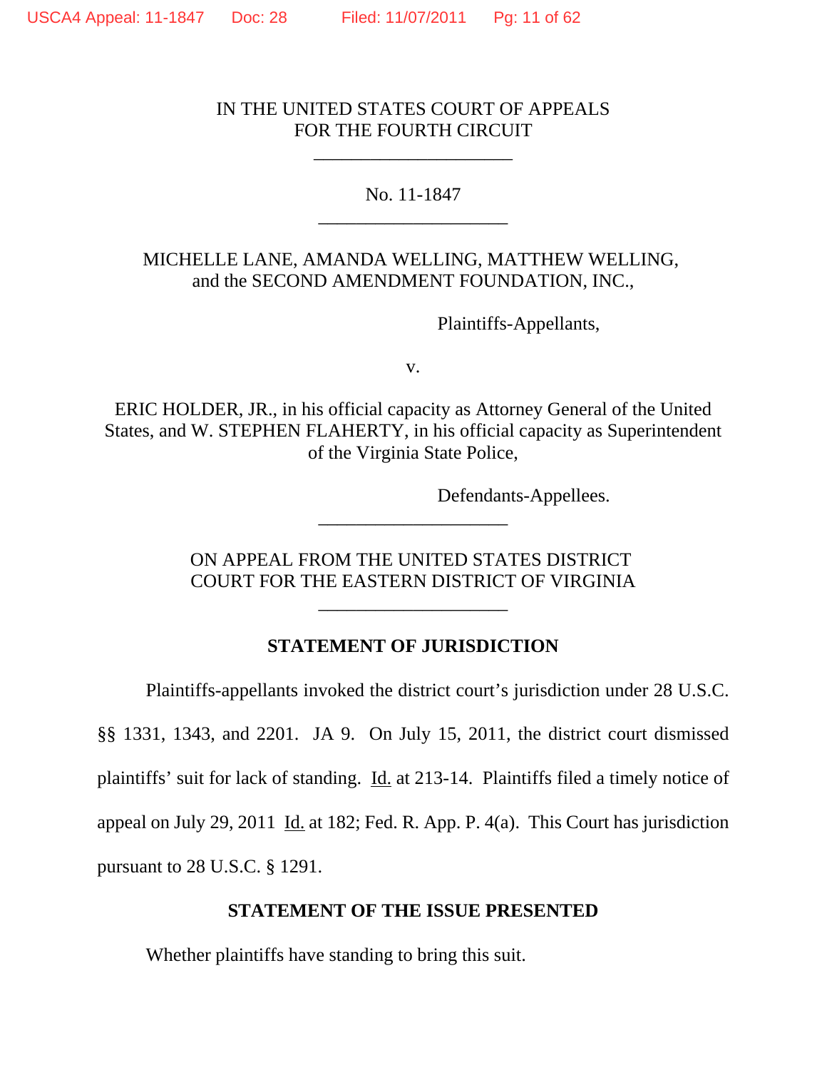IN THE UNITED STATES COURT OF APPEALS
FOR THE FOURTH CIRCUIT

---

No. 11-1847

---

MICHELLE LANE, AMANDA WELLING, MATTHEW WELLING, and the SECOND AMENDMENT FOUNDATION, INC.,

Plaintiffs-Appellants,

v.

ERIC HOLDER, JR., in his official capacity as Attorney General of the United States, and W. STEPHEN FLAHERTY, in his official capacity as Superintendent of the Virginia State Police,

Defendants-Appellees.

---

ON APPEAL FROM THE UNITED STATES DISTRICT COURT FOR THE EASTERN DISTRICT OF VIRGINIA

---

## STATEMENT OF JURISDICTION

Plaintiffs-appellants invoked the district court's jurisdiction under 28 U.S.C. §§ 1331, 1343, and 2201. JA 9. On July 15, 2011, the district court dismissed plaintiffs' suit for lack of standing. Id. at 213-14. Plaintiffs filed a timely notice of appeal on July 29, 2011 Id. at 182; Fed. R. App. P. 4(a). This Court has jurisdiction pursuant to 28 U.S.C. § 1291.

## STATEMENT OF THE ISSUE PRESENTED

Whether plaintiffs have standing to bring this suit.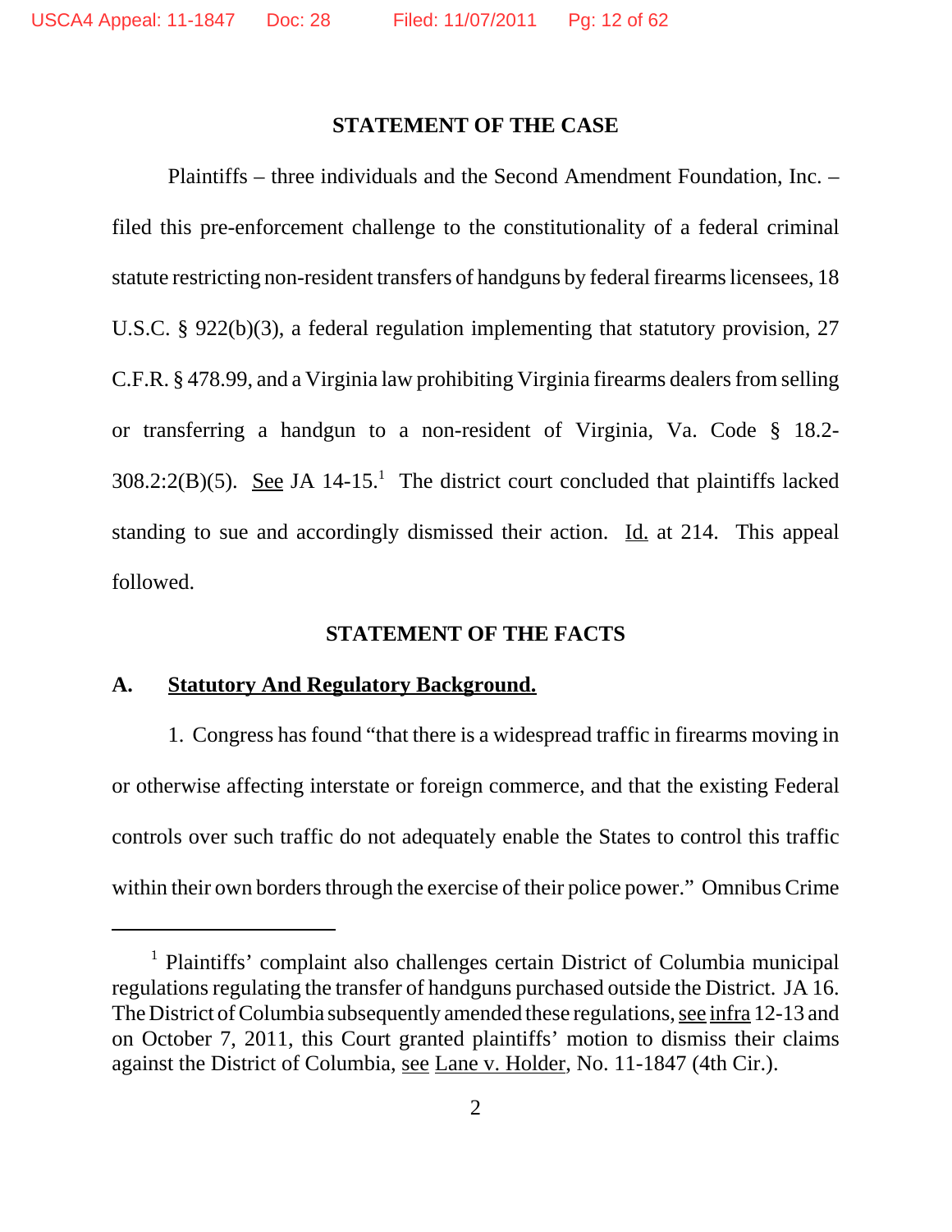## STATEMENT OF THE CASE

Plaintiffs – three individuals and the Second Amendment Foundation, Inc. – filed this pre-enforcement challenge to the constitutionality of a federal criminal statute restricting non-resident transfers of handguns by federal firearms licensees, 18 U.S.C. § 922(b)(3), a federal regulation implementing that statutory provision, 27 C.F.R. § 478.99, and a Virginia law prohibiting Virginia firearms dealers from selling or transferring a handgun to a non-resident of Virginia, Va. Code § 18.2-308.2:2(B)(5). See JA 14-15.[1] The district court concluded that plaintiffs lacked standing to sue and accordingly dismissed their action. Id. at 214. This appeal followed.

## STATEMENT OF THE FACTS

### A. Statutory And Regulatory Background.

1. Congress has found "that there is a widespread traffic in firearms moving in or otherwise affecting interstate or foreign commerce, and that the existing Federal controls over such traffic do not adequately enable the States to control this traffic within their own borders through the exercise of their police power." Omnibus Crime

---

[1] Plaintiffs' complaint also challenges certain District of Columbia municipal regulations regulating the transfer of handguns purchased outside the District. JA 16. The District of Columbia subsequently amended these regulations, see infra 12-13 and on October 7, 2011, this Court granted plaintiffs' motion to dismiss their claims against the District of Columbia, see Lane v. Holder, No. 11-1847 (4th Cir.).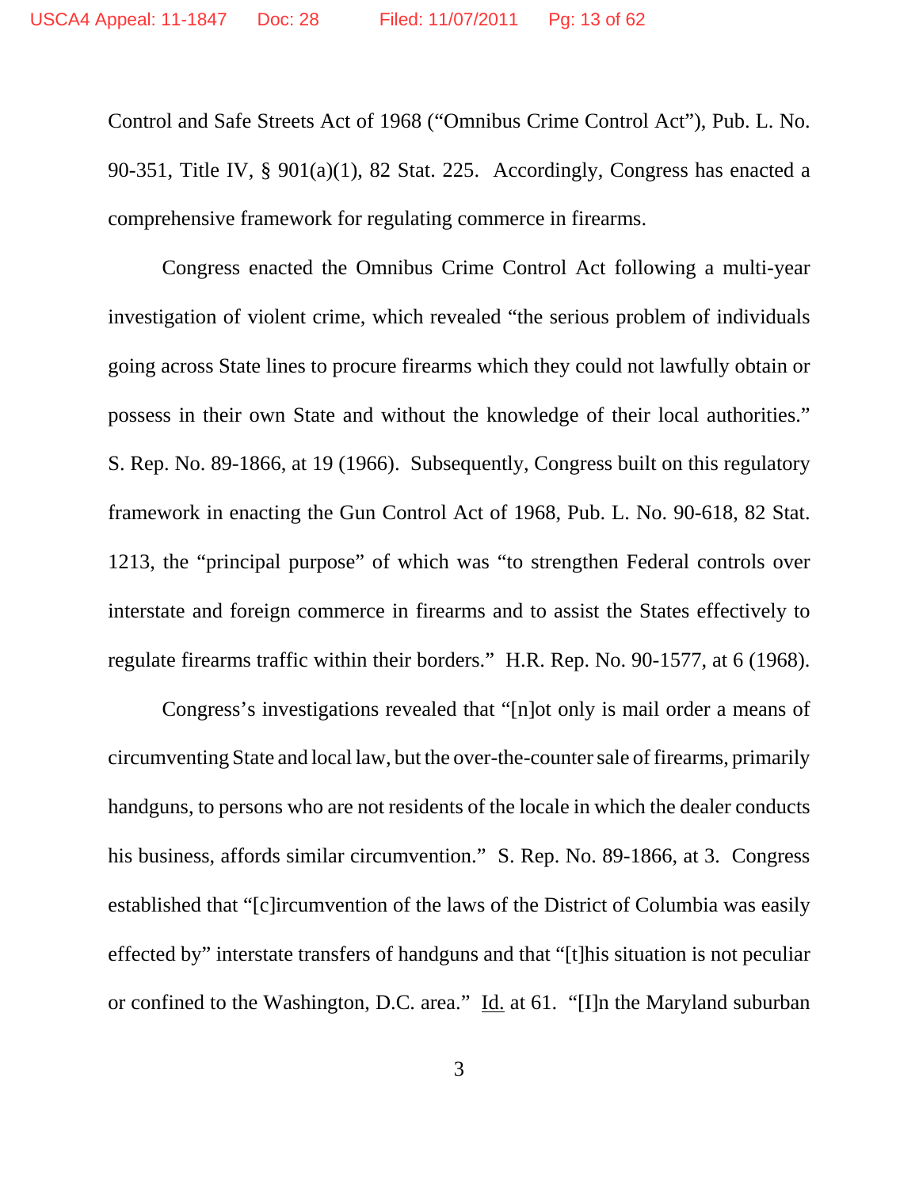Control and Safe Streets Act of 1968 ("Omnibus Crime Control Act"), Pub. L. No. 90-351, Title IV, § 901(a)(1), 82 Stat. 225. Accordingly, Congress has enacted a comprehensive framework for regulating commerce in firearms.

Congress enacted the Omnibus Crime Control Act following a multi-year investigation of violent crime, which revealed "the serious problem of individuals going across State lines to procure firearms which they could not lawfully obtain or possess in their own State and without the knowledge of their local authorities." S. Rep. No. 89-1866, at 19 (1966). Subsequently, Congress built on this regulatory framework in enacting the Gun Control Act of 1968, Pub. L. No. 90-618, 82 Stat. 1213, the "principal purpose" of which was "to strengthen Federal controls over interstate and foreign commerce in firearms and to assist the States effectively to regulate firearms traffic within their borders." H.R. Rep. No. 90-1577, at 6 (1968).

Congress's investigations revealed that "[n]ot only is mail order a means of circumventing State and local law, but the over-the-counter sale of firearms, primarily handguns, to persons who are not residents of the locale in which the dealer conducts his business, affords similar circumvention." S. Rep. No. 89-1866, at 3. Congress established that "[c]ircumvention of the laws of the District of Columbia was easily effected by" interstate transfers of handguns and that "[t]his situation is not peculiar or confined to the Washington, D.C. area." Id. at 61. "[I]n the Maryland suburban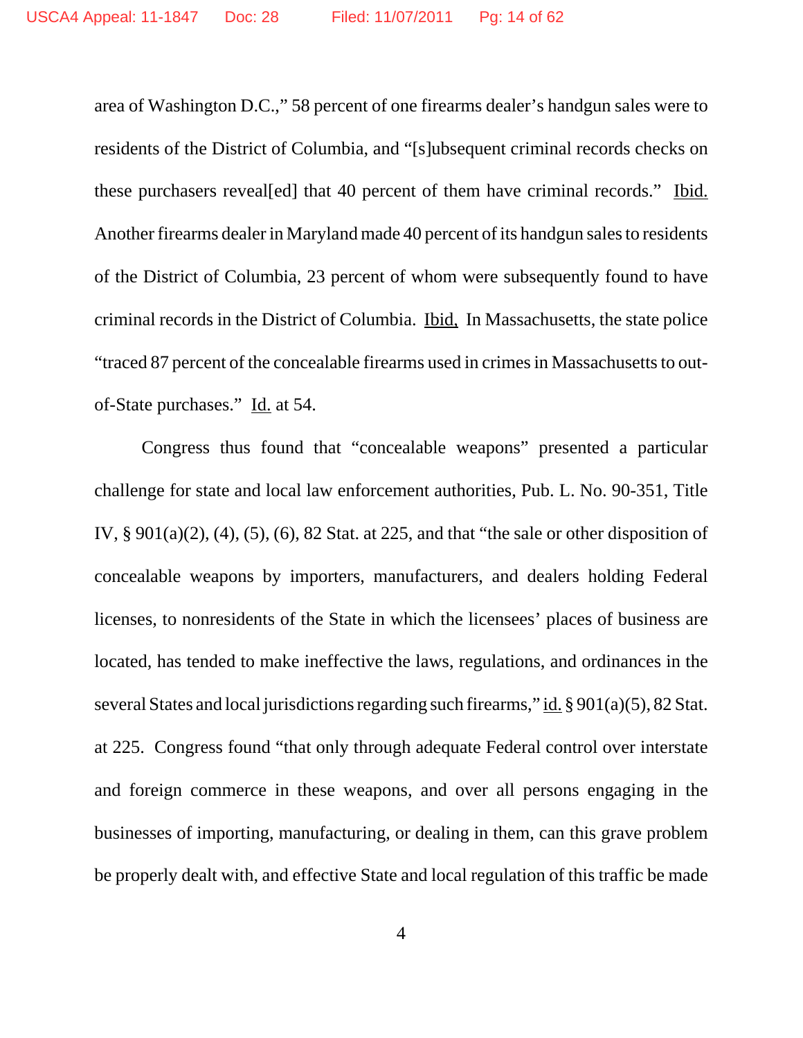area of Washington D.C.," 58 percent of one firearms dealer's handgun sales were to residents of the District of Columbia, and "[s]ubsequent criminal records checks on these purchasers reveal[ed] that 40 percent of them have criminal records." Ibid. Another firearms dealer in Maryland made 40 percent of its handgun sales to residents of the District of Columbia, 23 percent of whom were subsequently found to have criminal records in the District of Columbia. Ibid. In Massachusetts, the state police "traced 87 percent of the concealable firearms used in crimes in Massachusetts to out-of-State purchases." Id. at 54.

Congress thus found that "concealable weapons" presented a particular challenge for state and local law enforcement authorities, Pub. L. No. 90-351, Title IV, § 901(a)(2), (4), (5), (6), 82 Stat. at 225, and that "the sale or other disposition of concealable weapons by importers, manufacturers, and dealers holding Federal licenses, to nonresidents of the State in which the licensees' places of business are located, has tended to make ineffective the laws, regulations, and ordinances in the several States and local jurisdictions regarding such firearms," id. § 901(a)(5), 82 Stat. at 225. Congress found "that only through adequate Federal control over interstate and foreign commerce in these weapons, and over all persons engaging in the businesses of importing, manufacturing, or dealing in them, can this grave problem be properly dealt with, and effective State and local regulation of this traffic be made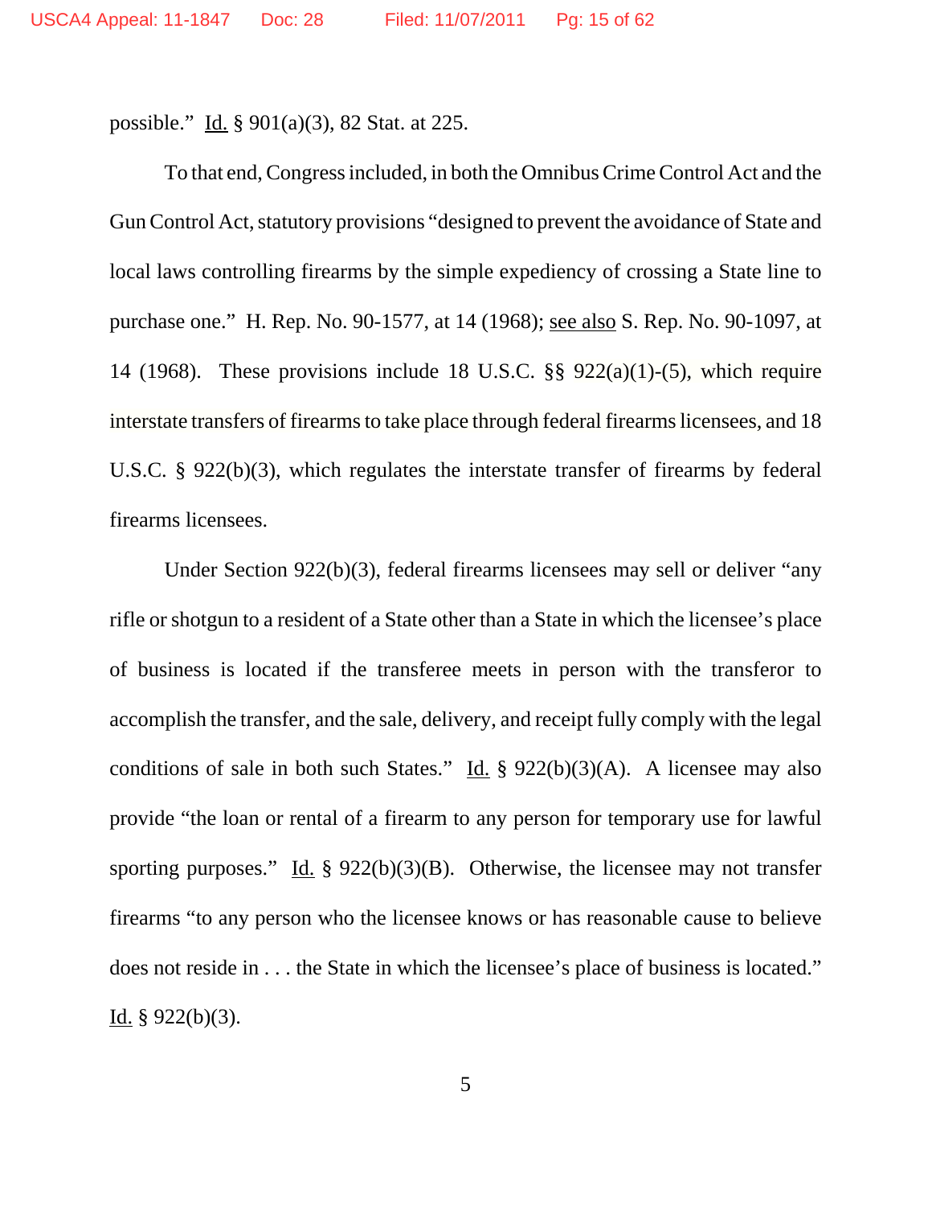possible." Id. § 901(a)(3), 82 Stat. at 225.

To that end, Congress included, in both the Omnibus Crime Control Act and the Gun Control Act, statutory provisions "designed to prevent the avoidance of State and local laws controlling firearms by the simple expediency of crossing a State line to purchase one." H. Rep. No. 90-1577, at 14 (1968); see also S. Rep. No. 90-1097, at 14 (1968). These provisions include 18 U.S.C. §§ 922(a)(1)-(5), which require interstate transfers of firearms to take place through federal firearms licensees, and 18 U.S.C. § 922(b)(3), which regulates the interstate transfer of firearms by federal firearms licensees.

Under Section 922(b)(3), federal firearms licensees may sell or deliver "any rifle or shotgun to a resident of a State other than a State in which the licensee's place of business is located if the transferee meets in person with the transferor to accomplish the transfer, and the sale, delivery, and receipt fully comply with the legal conditions of sale in both such States." Id. § 922(b)(3)(A). A licensee may also provide "the loan or rental of a firearm to any person for temporary use for lawful sporting purposes." Id. § 922(b)(3)(B). Otherwise, the licensee may not transfer firearms "to any person who the licensee knows or has reasonable cause to believe does not reside in . . . the State in which the licensee's place of business is located." Id. § 922(b)(3).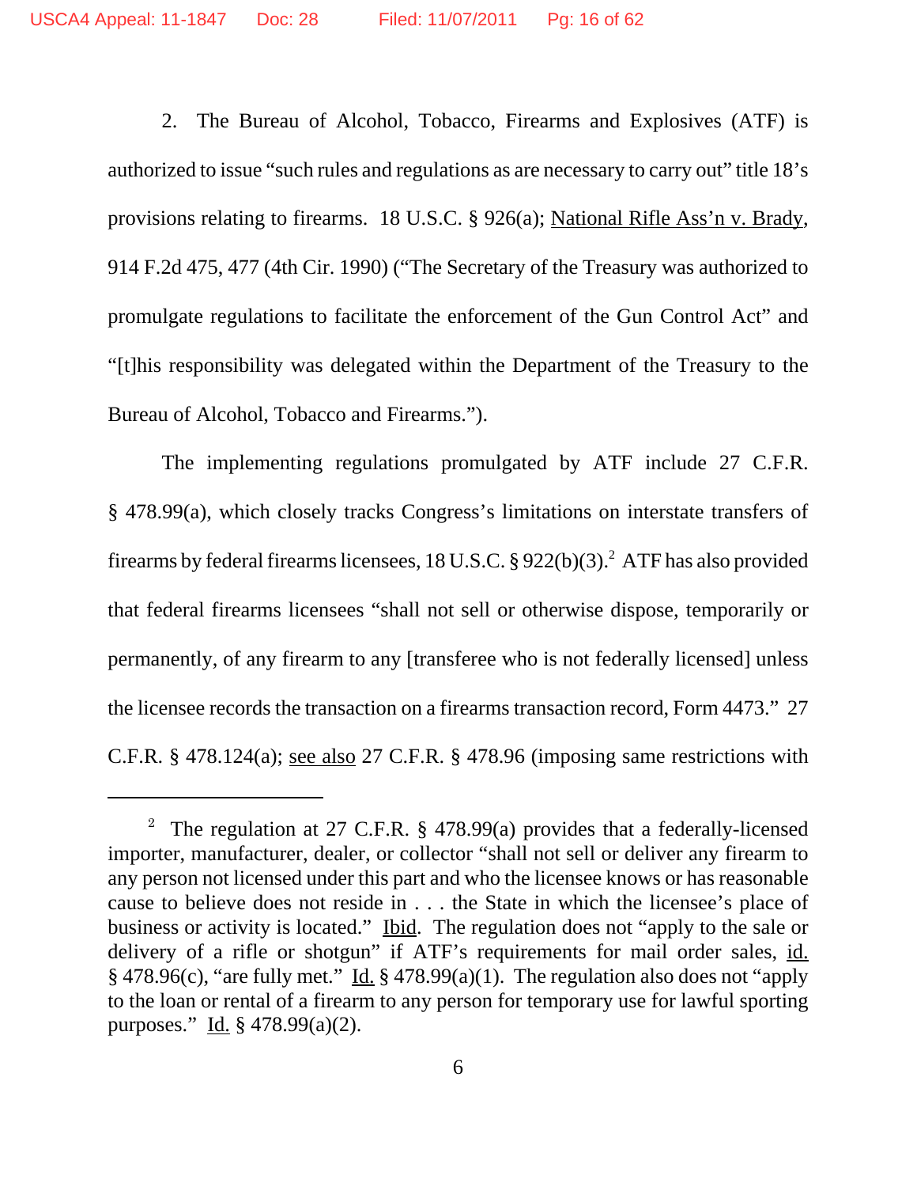2. The Bureau of Alcohol, Tobacco, Firearms and Explosives (ATF) is authorized to issue "such rules and regulations as are necessary to carry out" title 18's provisions relating to firearms. 18 U.S.C. § 926(a); National Rifle Ass'n v. Brady, 914 F.2d 475, 477 (4th Cir. 1990) ("The Secretary of the Treasury was authorized to promulgate regulations to facilitate the enforcement of the Gun Control Act" and "[t]his responsibility was delegated within the Department of the Treasury to the Bureau of Alcohol, Tobacco and Firearms.").

The implementing regulations promulgated by ATF include 27 C.F.R. § 478.99(a), which closely tracks Congress's limitations on interstate transfers of firearms by federal firearms licensees, 18 U.S.C. § 922(b)(3).[2] ATF has also provided that federal firearms licensees "shall not sell or otherwise dispose, temporarily or permanently, of any firearm to any [transferee who is not federally licensed] unless the licensee records the transaction on a firearms transaction record, Form 4473." 27 C.F.R. § 478.124(a); see also 27 C.F.R. § 478.96 (imposing same restrictions with

---

[2] The regulation at 27 C.F.R. § 478.99(a) provides that a federally-licensed importer, manufacturer, dealer, or collector "shall not sell or deliver any firearm to any person not licensed under this part and who the licensee knows or has reasonable cause to believe does not reside in . . . the State in which the licensee's place of business or activity is located." Ibid. The regulation does not "apply to the sale or delivery of a rifle or shotgun" if ATF's requirements for mail order sales, id. § 478.96(c), "are fully met." Id. § 478.99(a)(1). The regulation also does not "apply to the loan or rental of a firearm to any person for temporary use for lawful sporting purposes." Id. § 478.99(a)(2).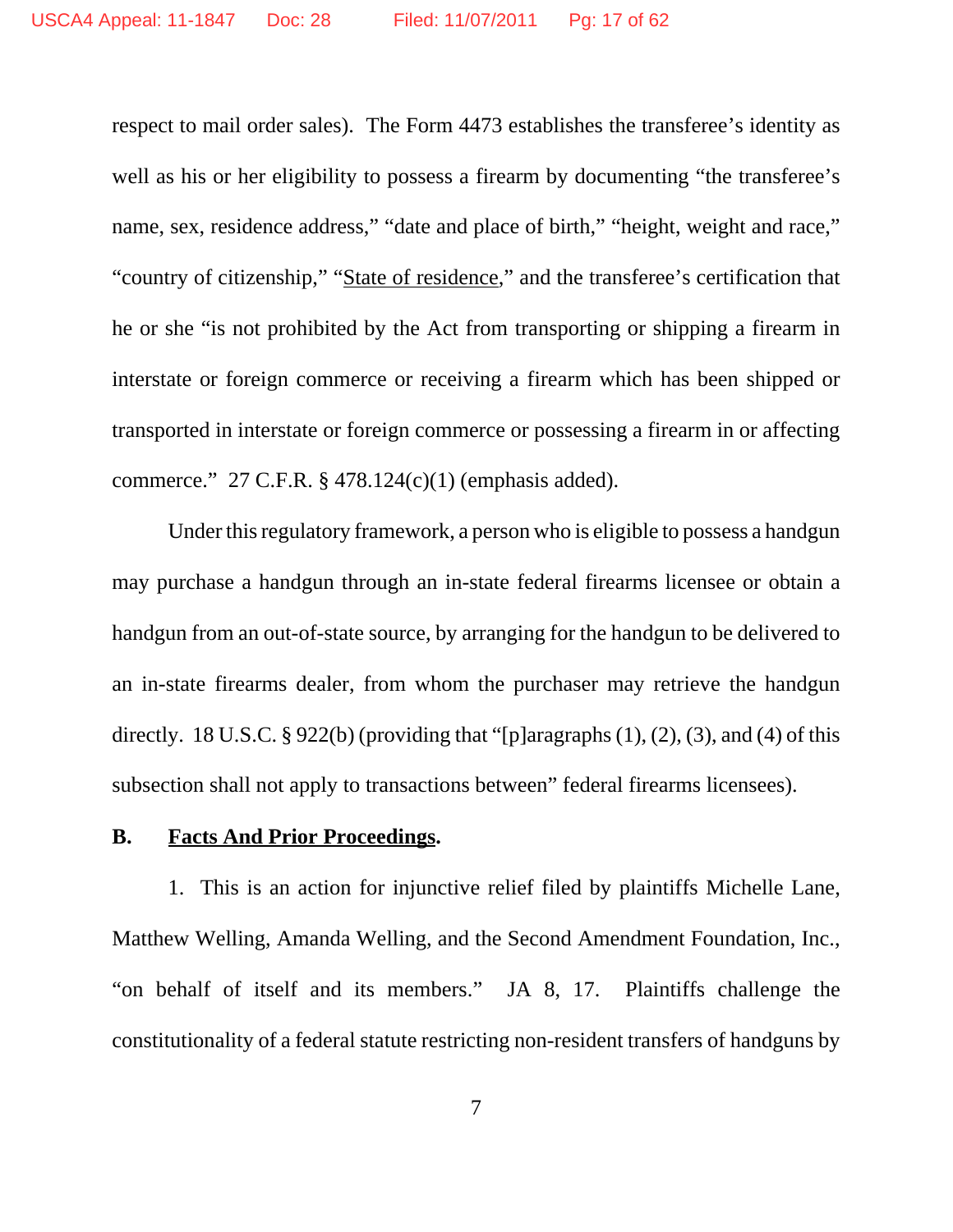respect to mail order sales). The Form 4473 establishes the transferee's identity as well as his or her eligibility to possess a firearm by documenting "the transferee's name, sex, residence address," "date and place of birth," "height, weight and race," "country of citizenship," "<u>State of residence</u>," and the transferee's certification that he or she "is not prohibited by the Act from transporting or shipping a firearm in interstate or foreign commerce or receiving a firearm which has been shipped or transported in interstate or foreign commerce or possessing a firearm in or affecting commerce." 27 C.F.R. § 478.124(c)(1) (emphasis added).

Under this regulatory framework, a person who is eligible to possess a handgun may purchase a handgun through an in-state federal firearms licensee or obtain a handgun from an out-of-state source, by arranging for the handgun to be delivered to an in-state firearms dealer, from whom the purchaser may retrieve the handgun directly. 18 U.S.C. § 922(b) (providing that "[p]aragraphs (1), (2), (3), and (4) of this subsection shall not apply to transactions between" federal firearms licensees).

### B. <u>Facts And Prior Proceedings</u>.

1. This is an action for injunctive relief filed by plaintiffs Michelle Lane, Matthew Welling, Amanda Welling, and the Second Amendment Foundation, Inc., "on behalf of itself and its members." JA 8, 17. Plaintiffs challenge the constitutionality of a federal statute restricting non-resident transfers of handguns by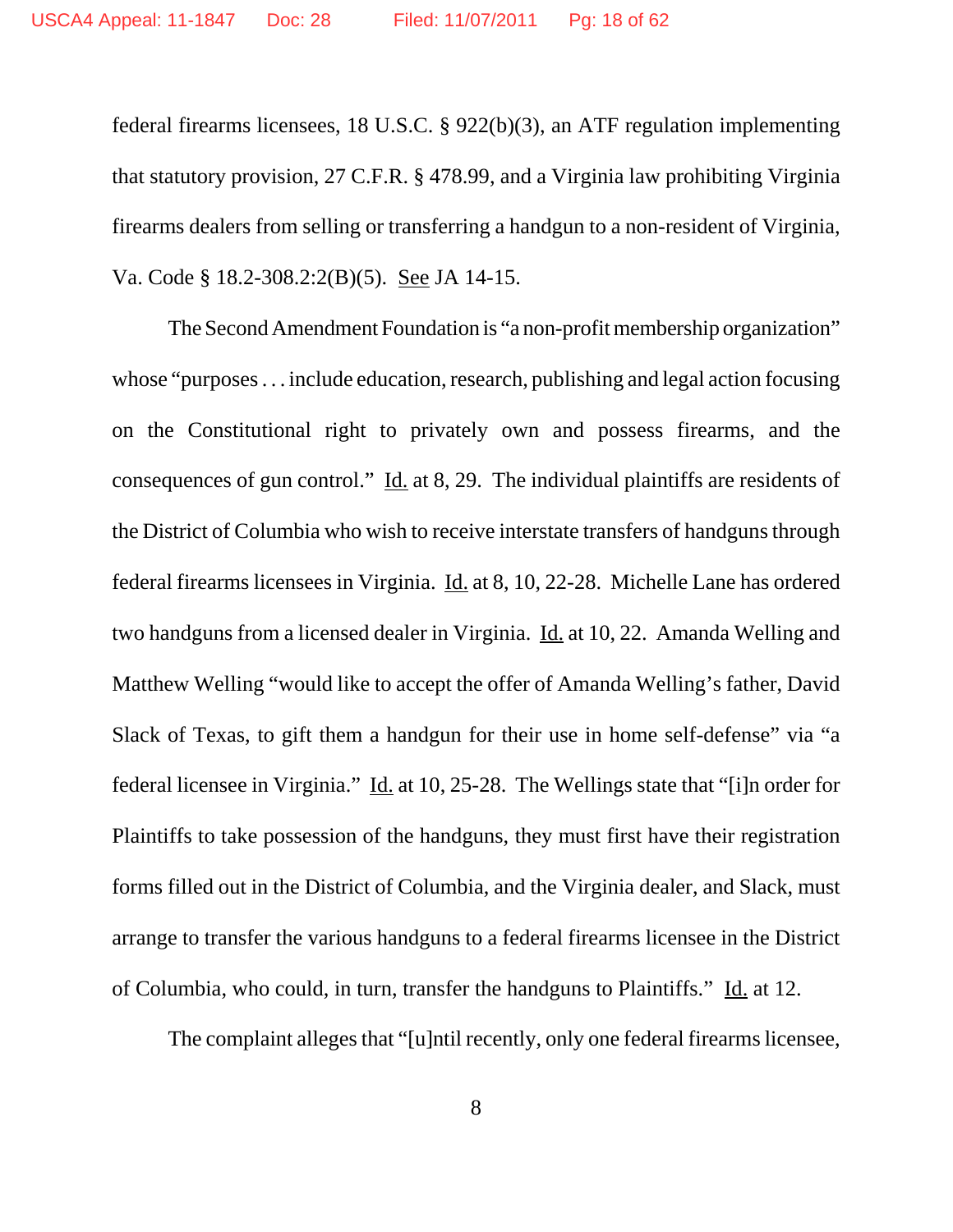federal firearms licensees, 18 U.S.C. § 922(b)(3), an ATF regulation implementing that statutory provision, 27 C.F.R. § 478.99, and a Virginia law prohibiting Virginia firearms dealers from selling or transferring a handgun to a non-resident of Virginia, Va. Code § 18.2-308.2:2(B)(5). See JA 14-15.

The Second Amendment Foundation is "a non-profit membership organization" whose "purposes . . . include education, research, publishing and legal action focusing on the Constitutional right to privately own and possess firearms, and the consequences of gun control." Id. at 8, 29. The individual plaintiffs are residents of the District of Columbia who wish to receive interstate transfers of handguns through federal firearms licensees in Virginia. Id. at 8, 10, 22-28. Michelle Lane has ordered two handguns from a licensed dealer in Virginia. Id. at 10, 22. Amanda Welling and Matthew Welling "would like to accept the offer of Amanda Welling's father, David Slack of Texas, to gift them a handgun for their use in home self-defense" via "a federal licensee in Virginia." Id. at 10, 25-28. The Wellings state that "[i]n order for Plaintiffs to take possession of the handguns, they must first have their registration forms filled out in the District of Columbia, and the Virginia dealer, and Slack, must arrange to transfer the various handguns to a federal firearms licensee in the District of Columbia, who could, in turn, transfer the handguns to Plaintiffs." Id. at 12.

The complaint alleges that "[u]ntil recently, only one federal firearms licensee,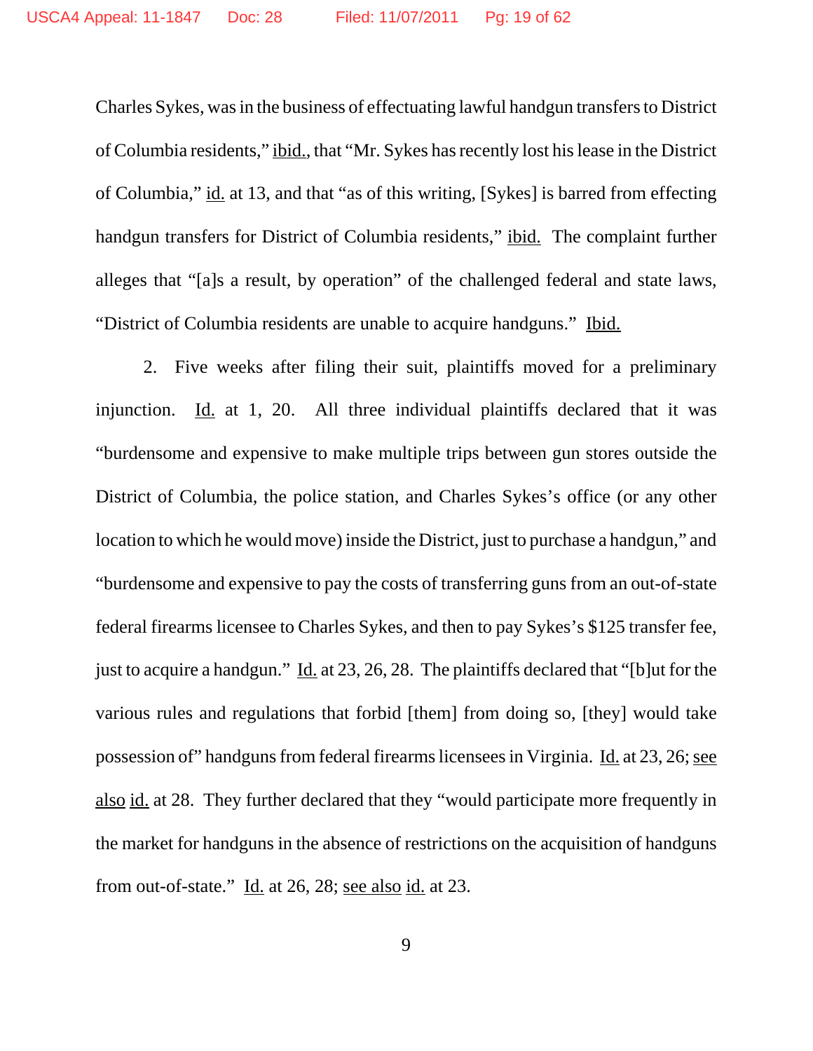Charles Sykes, was in the business of effectuating lawful handgun transfers to District of Columbia residents," ibid., that "Mr. Sykes has recently lost his lease in the District of Columbia," id. at 13, and that "as of this writing, [Sykes] is barred from effecting handgun transfers for District of Columbia residents," ibid. The complaint further alleges that "[a]s a result, by operation" of the challenged federal and state laws, "District of Columbia residents are unable to acquire handguns." Ibid.

2. Five weeks after filing their suit, plaintiffs moved for a preliminary injunction. Id. at 1, 20. All three individual plaintiffs declared that it was "burdensome and expensive to make multiple trips between gun stores outside the District of Columbia, the police station, and Charles Sykes's office (or any other location to which he would move) inside the District, just to purchase a handgun," and "burdensome and expensive to pay the costs of transferring guns from an out-of-state federal firearms licensee to Charles Sykes, and then to pay Sykes's $125 transfer fee, just to acquire a handgun." Id. at 23, 26, 28. The plaintiffs declared that "[b]ut for the various rules and regulations that forbid [them] from doing so, [they] would take possession of" handguns from federal firearms licensees in Virginia. Id. at 23, 26; see also id. at 28. They further declared that they "would participate more frequently in the market for handguns in the absence of restrictions on the acquisition of handguns from out-of-state." Id. at 26, 28; see also id. at 23.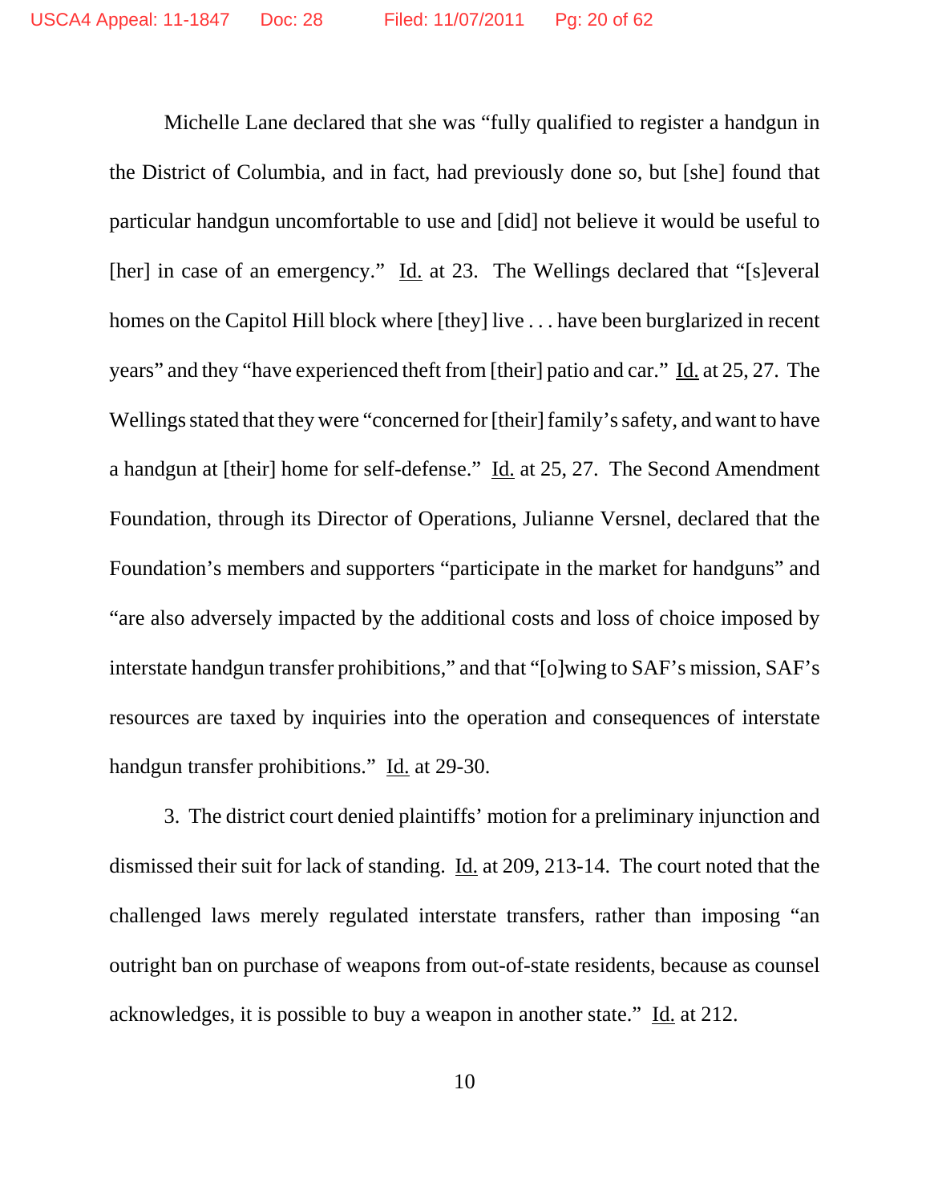Michelle Lane declared that she was "fully qualified to register a handgun in the District of Columbia, and in fact, had previously done so, but [she] found that particular handgun uncomfortable to use and [did] not believe it would be useful to [her] in case of an emergency." Id. at 23. The Wellings declared that "[s]everal homes on the Capitol Hill block where [they] live . . . have been burglarized in recent years" and they "have experienced theft from [their] patio and car." Id. at 25, 27. The Wellings stated that they were "concerned for [their] family's safety, and want to have a handgun at [their] home for self-defense." Id. at 25, 27. The Second Amendment Foundation, through its Director of Operations, Julianne Versnel, declared that the Foundation's members and supporters "participate in the market for handguns" and "are also adversely impacted by the additional costs and loss of choice imposed by interstate handgun transfer prohibitions," and that "[o]wing to SAF's mission, SAF's resources are taxed by inquiries into the operation and consequences of interstate handgun transfer prohibitions." Id. at 29-30.

3. The district court denied plaintiffs' motion for a preliminary injunction and dismissed their suit for lack of standing. Id. at 209, 213-14. The court noted that the challenged laws merely regulated interstate transfers, rather than imposing "an outright ban on purchase of weapons from out-of-state residents, because as counsel acknowledges, it is possible to buy a weapon in another state." Id. at 212.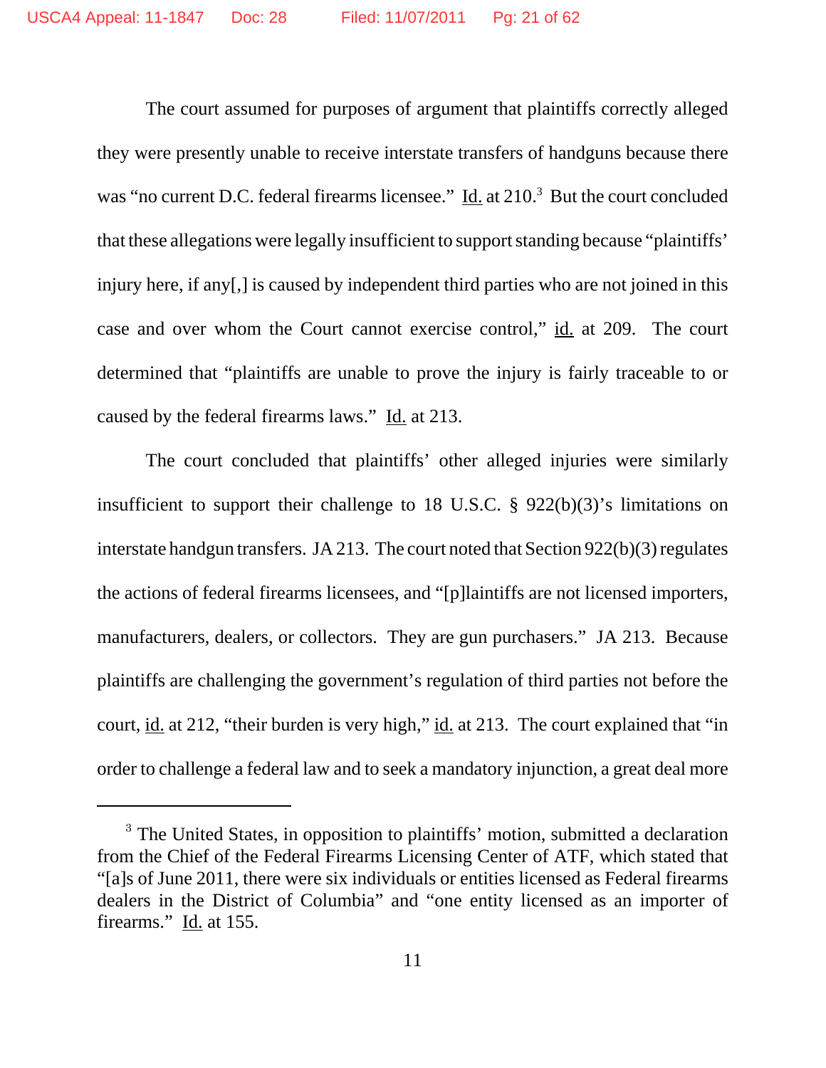The court assumed for purposes of argument that plaintiffs correctly alleged they were presently unable to receive interstate transfers of handguns because there was "no current D.C. federal firearms licensee." Id. at 210.[3] But the court concluded that these allegations were legally insufficient to support standing because "plaintiffs' injury here, if any[,] is caused by independent third parties who are not joined in this case and over whom the Court cannot exercise control," id. at 209. The court determined that "plaintiffs are unable to prove the injury is fairly traceable to or caused by the federal firearms laws." Id. at 213.

The court concluded that plaintiffs' other alleged injuries were similarly insufficient to support their challenge to 18 U.S.C. § 922(b)(3)'s limitations on interstate handgun transfers. JA 213. The court noted that Section 922(b)(3) regulates the actions of federal firearms licensees, and "[p]laintiffs are not licensed importers, manufacturers, dealers, or collectors. They are gun purchasers." JA 213. Because plaintiffs are challenging the government's regulation of third parties not before the court, id. at 212, "their burden is very high," id. at 213. The court explained that "in order to challenge a federal law and to seek a mandatory injunction, a great deal more

---

[3] The United States, in opposition to plaintiffs' motion, submitted a declaration from the Chief of the Federal Firearms Licensing Center of ATF, which stated that "[a]s of June 2011, there were six individuals or entities licensed as Federal firearms dealers in the District of Columbia" and "one entity licensed as an importer of firearms." Id. at 155.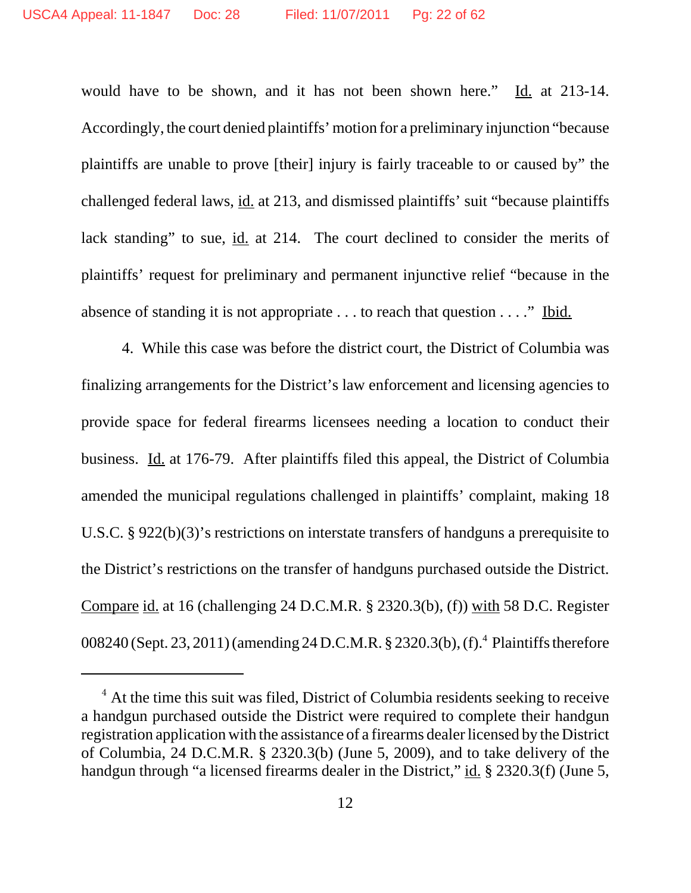would have to be shown, and it has not been shown here." Id. at 213-14. Accordingly, the court denied plaintiffs' motion for a preliminary injunction "because plaintiffs are unable to prove [their] injury is fairly traceable to or caused by" the challenged federal laws, id. at 213, and dismissed plaintiffs' suit "because plaintiffs lack standing" to sue, id. at 214. The court declined to consider the merits of plaintiffs' request for preliminary and permanent injunctive relief "because in the absence of standing it is not appropriate . . . to reach that question . . . ." Ibid.

4. While this case was before the district court, the District of Columbia was finalizing arrangements for the District's law enforcement and licensing agencies to provide space for federal firearms licensees needing a location to conduct their business. Id. at 176-79. After plaintiffs filed this appeal, the District of Columbia amended the municipal regulations challenged in plaintiffs' complaint, making 18 U.S.C. § 922(b)(3)'s restrictions on interstate transfers of handguns a prerequisite to the District's restrictions on the transfer of handguns purchased outside the District. Compare id. at 16 (challenging 24 D.C.M.R. § 2320.3(b), (f)) with 58 D.C. Register 008240 (Sept. 23, 2011) (amending 24 D.C.M.R. § 2320.3(b), (f).[4] Plaintiffs therefore

---

[4] At the time this suit was filed, District of Columbia residents seeking to receive a handgun purchased outside the District were required to complete their handgun registration application with the assistance of a firearms dealer licensed by the District of Columbia, 24 D.C.M.R. § 2320.3(b) (June 5, 2009), and to take delivery of the handgun through "a licensed firearms dealer in the District," id. § 2320.3(f) (June 5,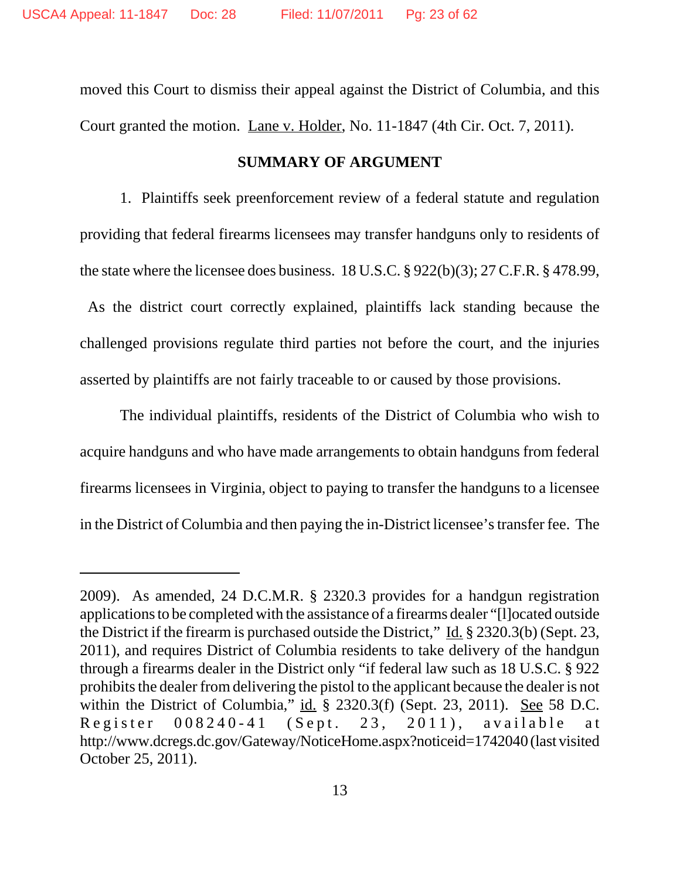moved this Court to dismiss their appeal against the District of Columbia, and this Court granted the motion. Lane v. Holder, No. 11-1847 (4th Cir. Oct. 7, 2011).

**SUMMARY OF ARGUMENT**

1. Plaintiffs seek preenforcement review of a federal statute and regulation providing that federal firearms licensees may transfer handguns only to residents of the state where the licensee does business. 18 U.S.C. § 922(b)(3); 27 C.F.R. § 478.99, As the district court correctly explained, plaintiffs lack standing because the challenged provisions regulate third parties not before the court, and the injuries asserted by plaintiffs are not fairly traceable to or caused by those provisions.

The individual plaintiffs, residents of the District of Columbia who wish to acquire handguns and who have made arrangements to obtain handguns from federal firearms licensees in Virginia, object to paying to transfer the handguns to a licensee in the District of Columbia and then paying the in-District licensee's transfer fee. The

---

2009). As amended, 24 D.C.M.R. § 2320.3 provides for a handgun registration applications to be completed with the assistance of a firearms dealer "[l]ocated outside the District if the firearm is purchased outside the District," Id. § 2320.3(b) (Sept. 23, 2011), and requires District of Columbia residents to take delivery of the handgun through a firearms dealer in the District only "if federal law such as 18 U.S.C. § 922 prohibits the dealer from delivering the pistol to the applicant because the dealer is not within the District of Columbia," id. § 2320.3(f) (Sept. 23, 2011). See 58 D.C. Register 008240-41 (Sept. 23, 2011), available at http://www.dcregs.dc.gov/Gateway/NoticeHome.aspx?noticeid=1742040 (last visited October 25, 2011).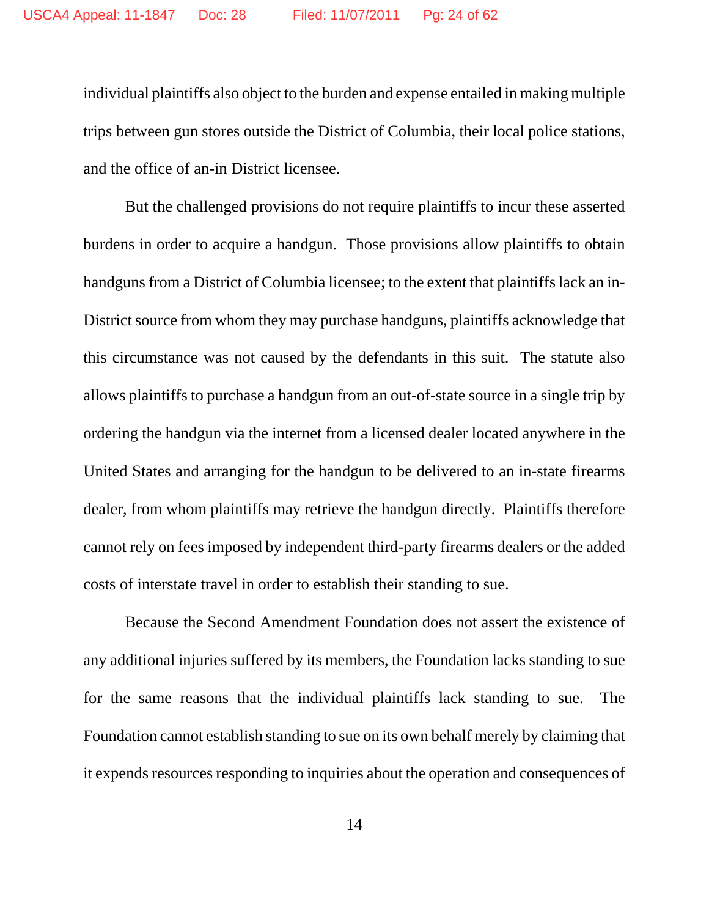individual plaintiffs also object to the burden and expense entailed in making multiple trips between gun stores outside the District of Columbia, their local police stations, and the office of an-in District licensee.

But the challenged provisions do not require plaintiffs to incur these asserted burdens in order to acquire a handgun. Those provisions allow plaintiffs to obtain handguns from a District of Columbia licensee; to the extent that plaintiffs lack an in-District source from whom they may purchase handguns, plaintiffs acknowledge that this circumstance was not caused by the defendants in this suit. The statute also allows plaintiffs to purchase a handgun from an out-of-state source in a single trip by ordering the handgun via the internet from a licensed dealer located anywhere in the United States and arranging for the handgun to be delivered to an in-state firearms dealer, from whom plaintiffs may retrieve the handgun directly. Plaintiffs therefore cannot rely on fees imposed by independent third-party firearms dealers or the added costs of interstate travel in order to establish their standing to sue.

Because the Second Amendment Foundation does not assert the existence of any additional injuries suffered by its members, the Foundation lacks standing to sue for the same reasons that the individual plaintiffs lack standing to sue. The Foundation cannot establish standing to sue on its own behalf merely by claiming that it expends resources responding to inquiries about the operation and consequences of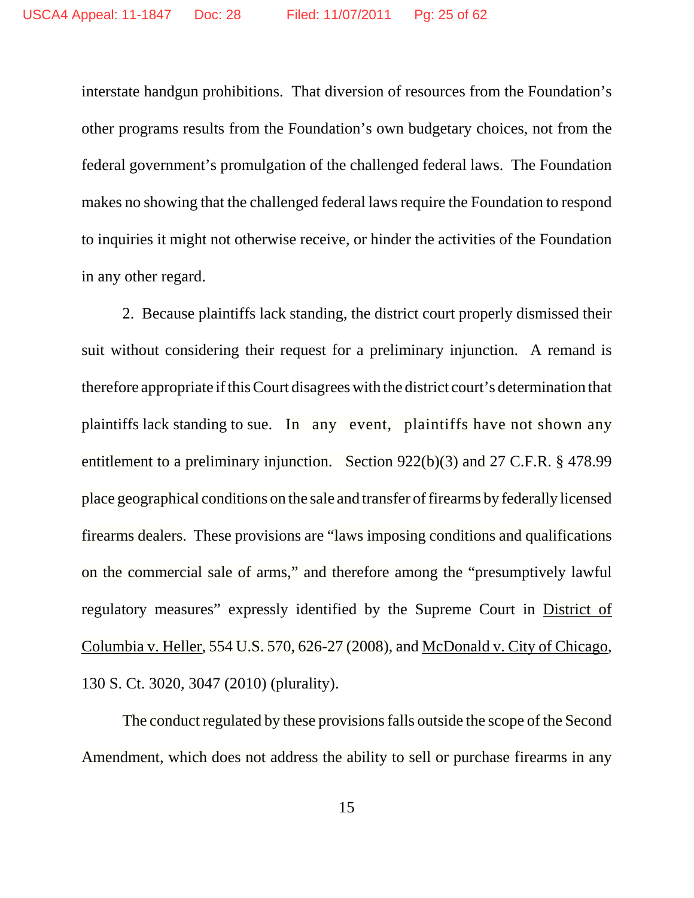interstate handgun prohibitions. That diversion of resources from the Foundation's other programs results from the Foundation's own budgetary choices, not from the federal government's promulgation of the challenged federal laws. The Foundation makes no showing that the challenged federal laws require the Foundation to respond to inquiries it might not otherwise receive, or hinder the activities of the Foundation in any other regard.

2. Because plaintiffs lack standing, the district court properly dismissed their suit without considering their request for a preliminary injunction. A remand is therefore appropriate if this Court disagrees with the district court's determination that plaintiffs lack standing to sue. In any event, plaintiffs have not shown any entitlement to a preliminary injunction. Section 922(b)(3) and 27 C.F.R. § 478.99 place geographical conditions on the sale and transfer of firearms by federally licensed firearms dealers. These provisions are "laws imposing conditions and qualifications on the commercial sale of arms," and therefore among the "presumptively lawful regulatory measures" expressly identified by the Supreme Court in <u>District of Columbia v. Heller</u>, 554 U.S. 570, 626-27 (2008), and <u>McDonald v. City of Chicago</u>, 130 S. Ct. 3020, 3047 (2010) (plurality).

The conduct regulated by these provisions falls outside the scope of the Second Amendment, which does not address the ability to sell or purchase firearms in any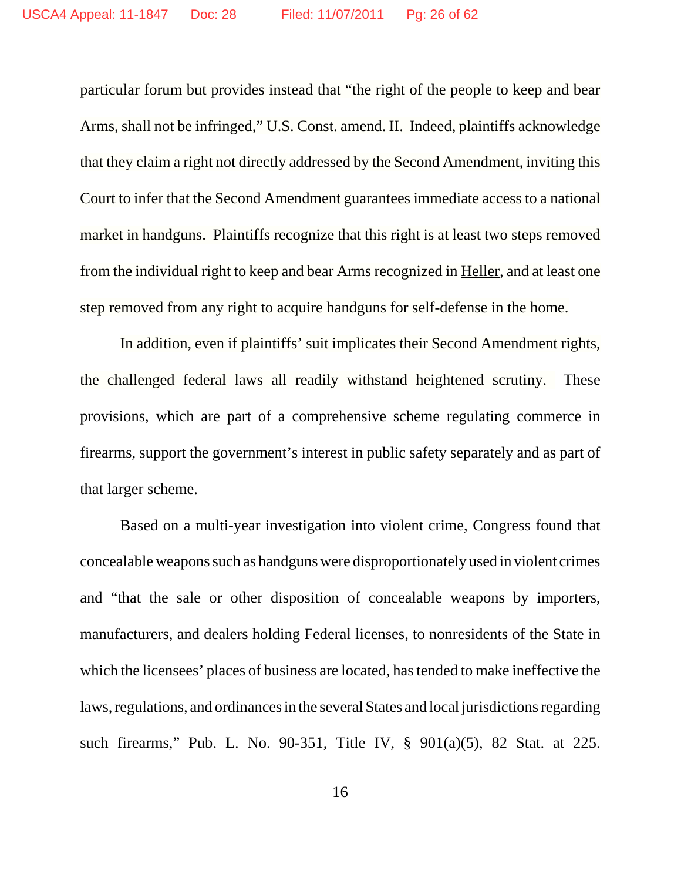particular forum but provides instead that "the right of the people to keep and bear Arms, shall not be infringed," U.S. Const. amend. II. Indeed, plaintiffs acknowledge that they claim a right not directly addressed by the Second Amendment, inviting this Court to infer that the Second Amendment guarantees immediate access to a national market in handguns. Plaintiffs recognize that this right is at least two steps removed from the individual right to keep and bear Arms recognized in Heller, and at least one step removed from any right to acquire handguns for self-defense in the home.

In addition, even if plaintiffs' suit implicates their Second Amendment rights, the challenged federal laws all readily withstand heightened scrutiny. These provisions, which are part of a comprehensive scheme regulating commerce in firearms, support the government's interest in public safety separately and as part of that larger scheme.

Based on a multi-year investigation into violent crime, Congress found that concealable weapons such as handguns were disproportionately used in violent crimes and "that the sale or other disposition of concealable weapons by importers, manufacturers, and dealers holding Federal licenses, to nonresidents of the State in which the licensees' places of business are located, has tended to make ineffective the laws, regulations, and ordinances in the several States and local jurisdictions regarding such firearms," Pub. L. No. 90-351, Title IV, § 901(a)(5), 82 Stat. at 225.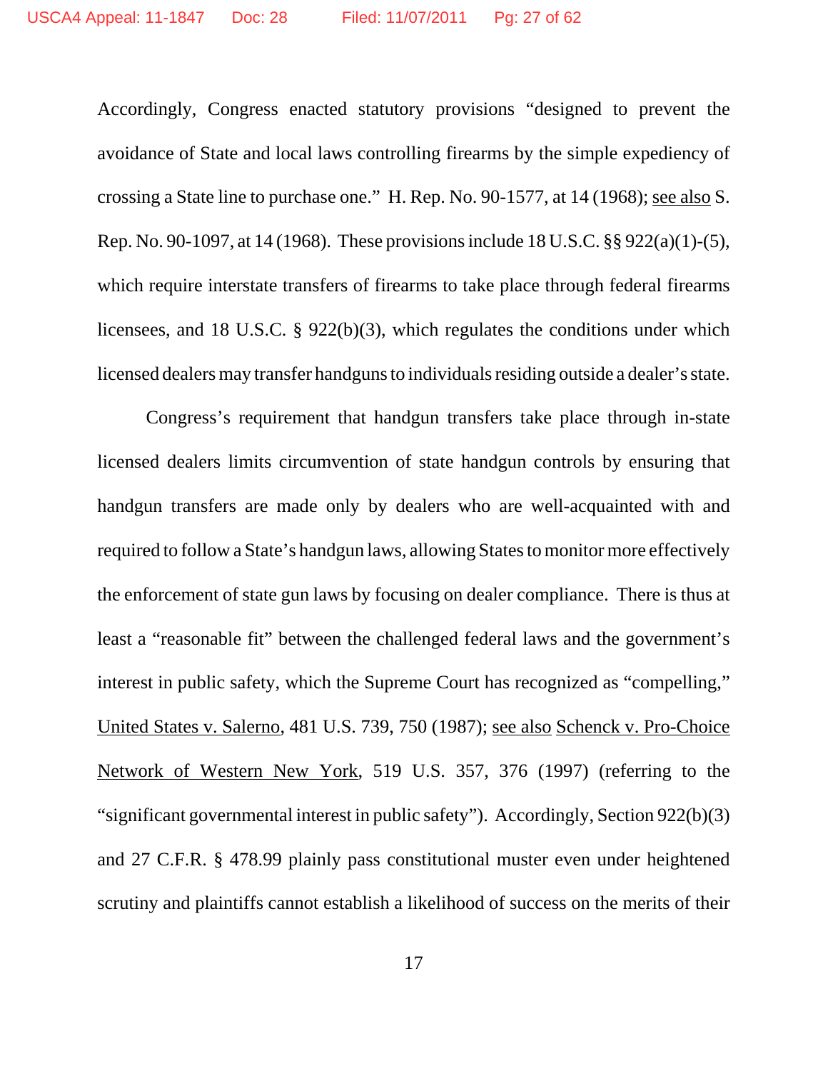Accordingly, Congress enacted statutory provisions "designed to prevent the avoidance of State and local laws controlling firearms by the simple expediency of crossing a State line to purchase one." H. Rep. No. 90-1577, at 14 (1968); see also S. Rep. No. 90-1097, at 14 (1968). These provisions include 18 U.S.C. §§ 922(a)(1)-(5), which require interstate transfers of firearms to take place through federal firearms licensees, and 18 U.S.C. § 922(b)(3), which regulates the conditions under which licensed dealers may transfer handguns to individuals residing outside a dealer's state.

Congress's requirement that handgun transfers take place through in-state licensed dealers limits circumvention of state handgun controls by ensuring that handgun transfers are made only by dealers who are well-acquainted with and required to follow a State's handgun laws, allowing States to monitor more effectively the enforcement of state gun laws by focusing on dealer compliance. There is thus at least a "reasonable fit" between the challenged federal laws and the government's interest in public safety, which the Supreme Court has recognized as "compelling," United States v. Salerno, 481 U.S. 739, 750 (1987); see also Schenck v. Pro-Choice Network of Western New York, 519 U.S. 357, 376 (1997) (referring to the "significant governmental interest in public safety"). Accordingly, Section 922(b)(3) and 27 C.F.R. § 478.99 plainly pass constitutional muster even under heightened scrutiny and plaintiffs cannot establish a likelihood of success on the merits of their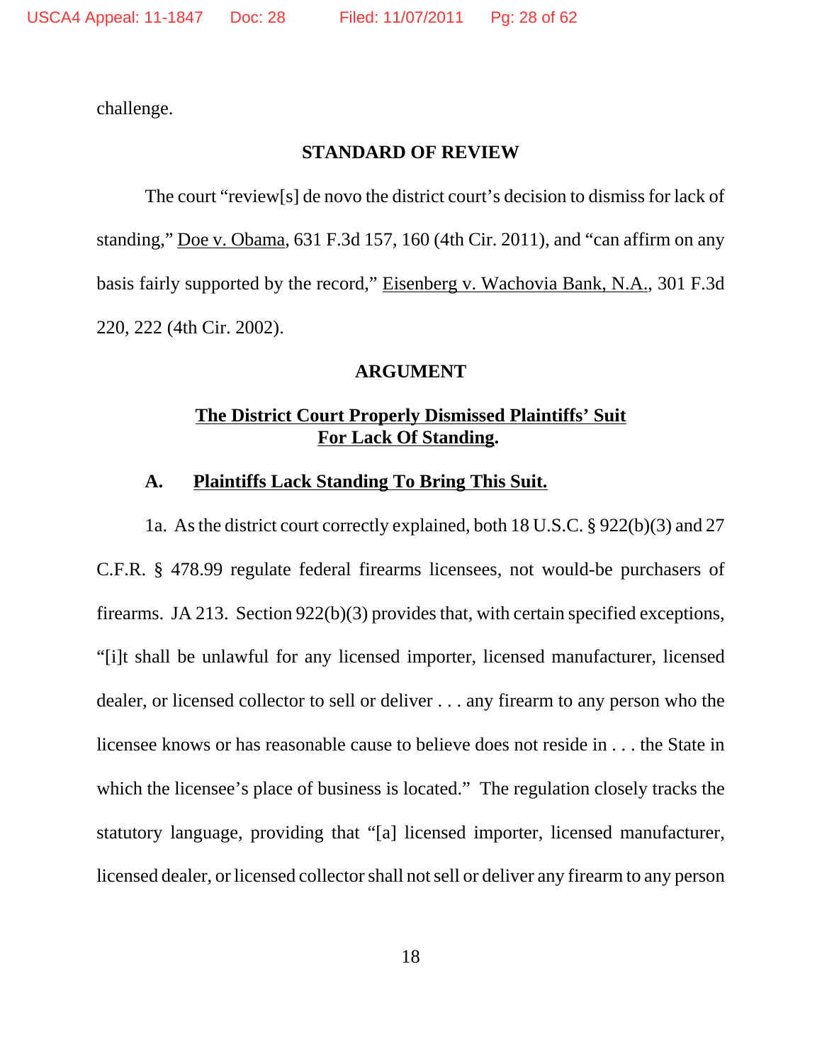challenge.

## STANDARD OF REVIEW

The court "review[s] de novo the district court's decision to dismiss for lack of standing," Doe v. Obama, 631 F.3d 157, 160 (4th Cir. 2011), and "can affirm on any basis fairly supported by the record," Eisenberg v. Wachovia Bank, N.A., 301 F.3d 220, 222 (4th Cir. 2002).

## ARGUMENT

### The District Court Properly Dismissed Plaintiffs' Suit For Lack Of Standing.

#### A. Plaintiffs Lack Standing To Bring This Suit.

1a. As the district court correctly explained, both 18 U.S.C. § 922(b)(3) and 27 C.F.R. § 478.99 regulate federal firearms licensees, not would-be purchasers of firearms. JA 213. Section 922(b)(3) provides that, with certain specified exceptions, "[i]t shall be unlawful for any licensed importer, licensed manufacturer, licensed dealer, or licensed collector to sell or deliver . . . any firearm to any person who the licensee knows or has reasonable cause to believe does not reside in . . . the State in which the licensee's place of business is located." The regulation closely tracks the statutory language, providing that "[a] licensed importer, licensed manufacturer, licensed dealer, or licensed collector shall not sell or deliver any firearm to any person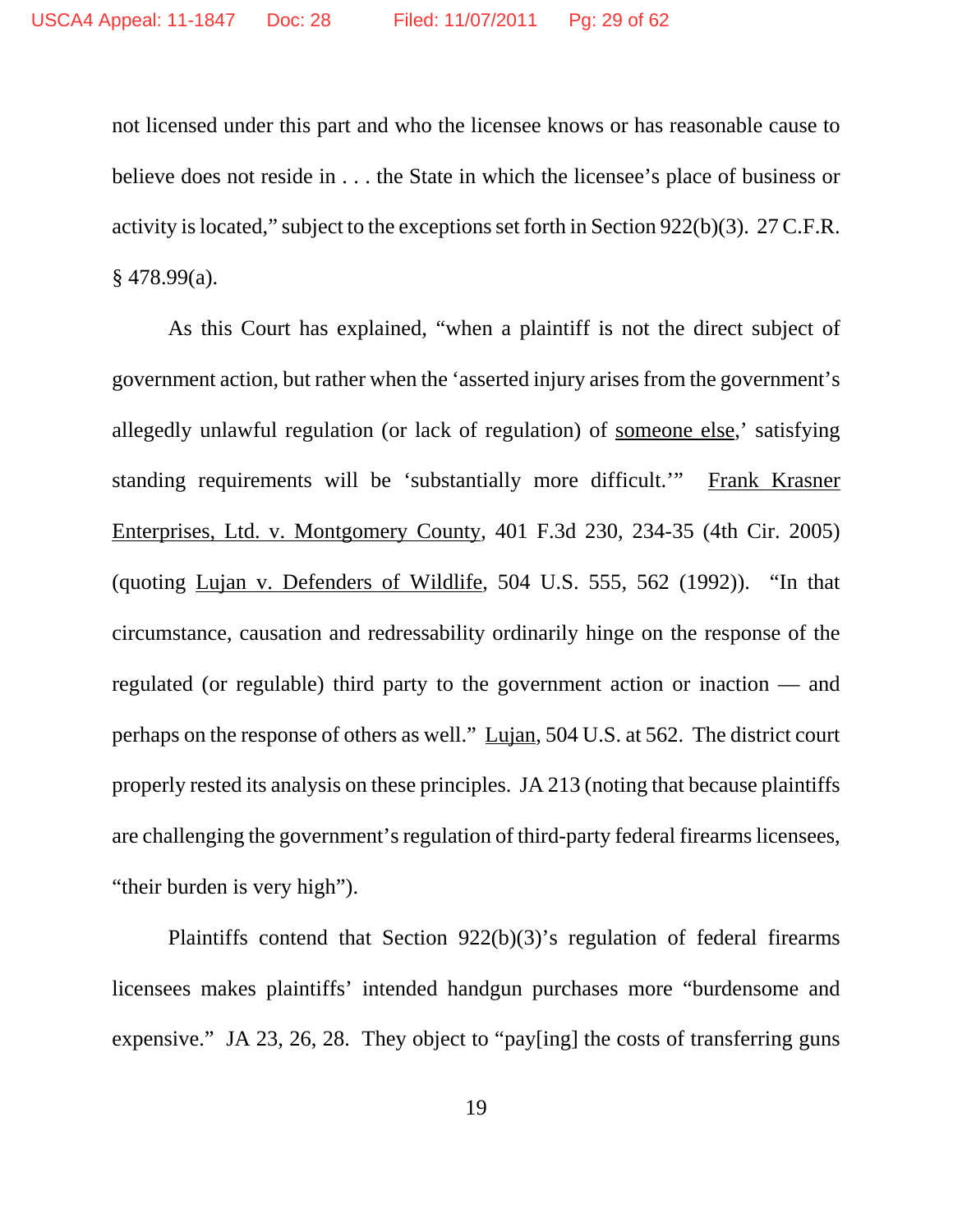not licensed under this part and who the licensee knows or has reasonable cause to believe does not reside in . . . the State in which the licensee's place of business or activity is located," subject to the exceptions set forth in Section 922(b)(3). 27 C.F.R. § 478.99(a).

As this Court has explained, "when a plaintiff is not the direct subject of government action, but rather when the 'asserted injury arises from the government's allegedly unlawful regulation (or lack of regulation) of someone else,' satisfying standing requirements will be 'substantially more difficult.'" Frank Krasner Enterprises, Ltd. v. Montgomery County, 401 F.3d 230, 234-35 (4th Cir. 2005) (quoting Lujan v. Defenders of Wildlife, 504 U.S. 555, 562 (1992)). "In that circumstance, causation and redressability ordinarily hinge on the response of the regulated (or regulable) third party to the government action or inaction — and perhaps on the response of others as well." Lujan, 504 U.S. at 562. The district court properly rested its analysis on these principles. JA 213 (noting that because plaintiffs are challenging the government's regulation of third-party federal firearms licensees, "their burden is very high").

Plaintiffs contend that Section 922(b)(3)'s regulation of federal firearms licensees makes plaintiffs' intended handgun purchases more "burdensome and expensive." JA 23, 26, 28. They object to "pay[ing] the costs of transferring guns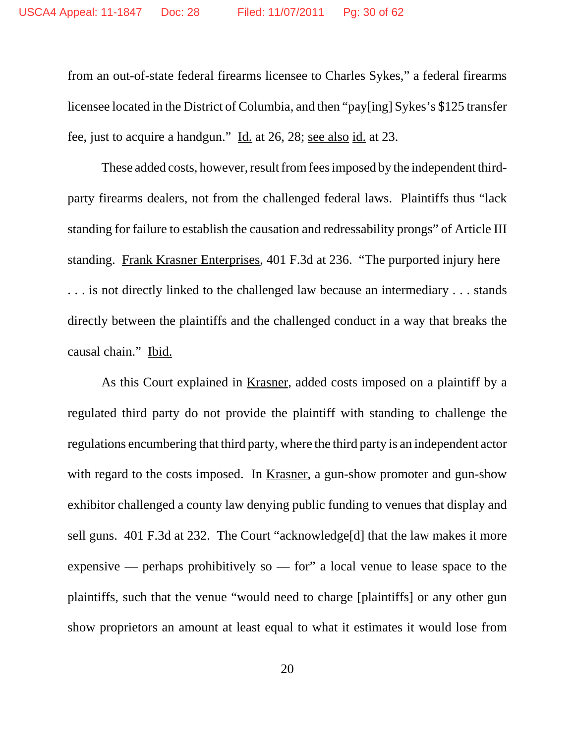from an out-of-state federal firearms licensee to Charles Sykes," a federal firearms licensee located in the District of Columbia, and then "pay[ing] Sykes's $125 transfer fee, just to acquire a handgun." Id. at 26, 28; see also id. at 23.

These added costs, however, result from fees imposed by the independent third-party firearms dealers, not from the challenged federal laws. Plaintiffs thus "lack standing for failure to establish the causation and redressability prongs" of Article III standing. Frank Krasner Enterprises, 401 F.3d at 236. "The purported injury here . . . is not directly linked to the challenged law because an intermediary . . . stands directly between the plaintiffs and the challenged conduct in a way that breaks the causal chain." Ibid.

As this Court explained in Krasner, added costs imposed on a plaintiff by a regulated third party do not provide the plaintiff with standing to challenge the regulations encumbering that third party, where the third party is an independent actor with regard to the costs imposed. In Krasner, a gun-show promoter and gun-show exhibitor challenged a county law denying public funding to venues that display and sell guns. 401 F.3d at 232. The Court "acknowledge[d] that the law makes it more expensive — perhaps prohibitively so — for" a local venue to lease space to the plaintiffs, such that the venue "would need to charge [plaintiffs] or any other gun show proprietors an amount at least equal to what it estimates it would lose from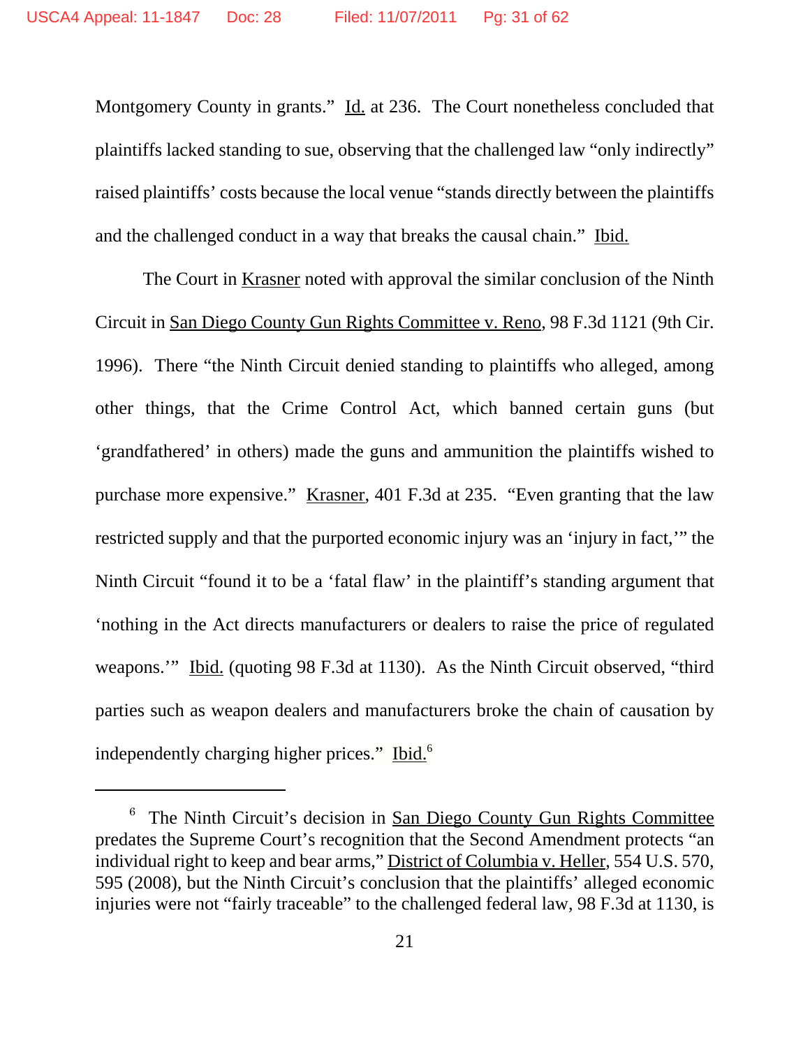Montgomery County in grants." Id. at 236. The Court nonetheless concluded that plaintiffs lacked standing to sue, observing that the challenged law "only indirectly" raised plaintiffs' costs because the local venue "stands directly between the plaintiffs and the challenged conduct in a way that breaks the causal chain." Ibid.

The Court in Krasner noted with approval the similar conclusion of the Ninth Circuit in San Diego County Gun Rights Committee v. Reno, 98 F.3d 1121 (9th Cir. 1996). There "the Ninth Circuit denied standing to plaintiffs who alleged, among other things, that the Crime Control Act, which banned certain guns (but 'grandfathered' in others) made the guns and ammunition the plaintiffs wished to purchase more expensive." Krasner, 401 F.3d at 235. "Even granting that the law restricted supply and that the purported economic injury was an 'injury in fact,'" the Ninth Circuit "found it to be a 'fatal flaw' in the plaintiff's standing argument that 'nothing in the Act directs manufacturers or dealers to raise the price of regulated weapons.'" Ibid. (quoting 98 F.3d at 1130). As the Ninth Circuit observed, "third parties such as weapon dealers and manufacturers broke the chain of causation by independently charging higher prices." Ibid.[6]

---

[6] The Ninth Circuit's decision in San Diego County Gun Rights Committee predates the Supreme Court's recognition that the Second Amendment protects "an individual right to keep and bear arms," District of Columbia v. Heller, 554 U.S. 570, 595 (2008), but the Ninth Circuit's conclusion that the plaintiffs' alleged economic injuries were not "fairly traceable" to the challenged federal law, 98 F.3d at 1130, is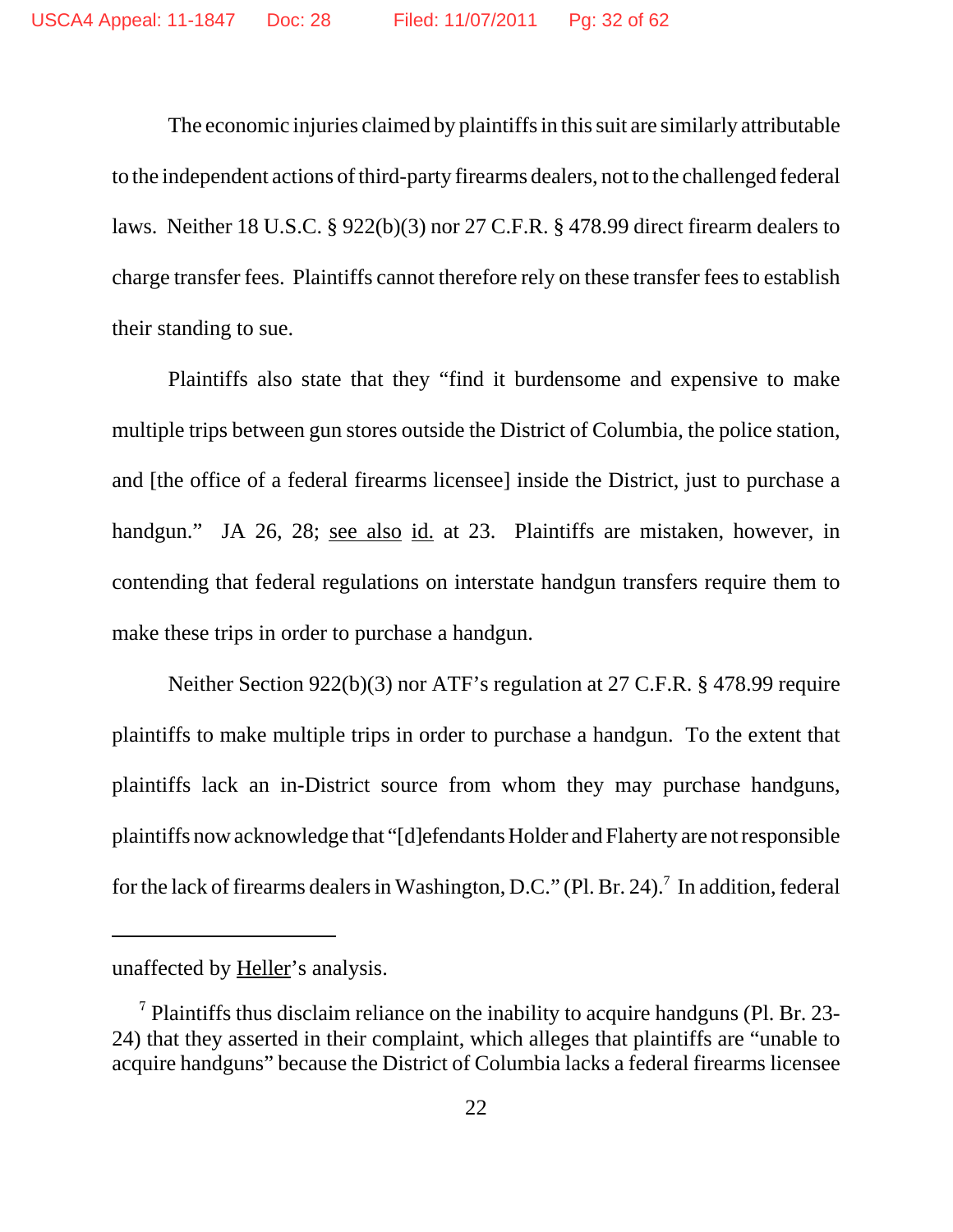The economic injuries claimed by plaintiffs in this suit are similarly attributable to the independent actions of third-party firearms dealers, not to the challenged federal laws. Neither 18 U.S.C. § 922(b)(3) nor 27 C.F.R. § 478.99 direct firearm dealers to charge transfer fees. Plaintiffs cannot therefore rely on these transfer fees to establish their standing to sue.

Plaintiffs also state that they "find it burdensome and expensive to make multiple trips between gun stores outside the District of Columbia, the police station, and [the office of a federal firearms licensee] inside the District, just to purchase a handgun." JA 26, 28; see also id. at 23. Plaintiffs are mistaken, however, in contending that federal regulations on interstate handgun transfers require them to make these trips in order to purchase a handgun.

Neither Section 922(b)(3) nor ATF's regulation at 27 C.F.R. § 478.99 require plaintiffs to make multiple trips in order to purchase a handgun. To the extent that plaintiffs lack an in-District source from whom they may purchase handguns, plaintiffs now acknowledge that "[d]efendants Holder and Flaherty are not responsible for the lack of firearms dealers in Washington, D.C." (Pl. Br. 24).[7] In addition, federal

---

unaffected by Heller's analysis.

[7] Plaintiffs thus disclaim reliance on the inability to acquire handguns (Pl. Br. 23-24) that they asserted in their complaint, which alleges that plaintiffs are "unable to acquire handguns" because the District of Columbia lacks a federal firearms licensee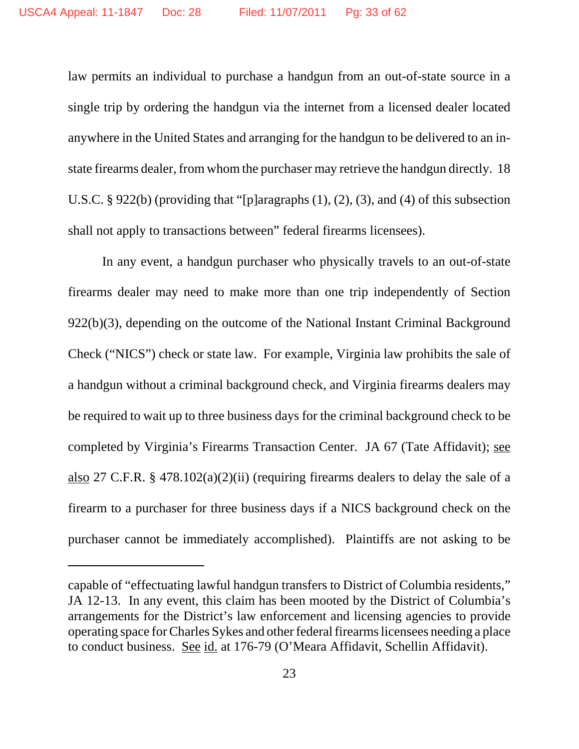law permits an individual to purchase a handgun from an out-of-state source in a single trip by ordering the handgun via the internet from a licensed dealer located anywhere in the United States and arranging for the handgun to be delivered to an in-state firearms dealer, from whom the purchaser may retrieve the handgun directly. 18 U.S.C. § 922(b) (providing that "[p]aragraphs (1), (2), (3), and (4) of this subsection shall not apply to transactions between" federal firearms licensees).

In any event, a handgun purchaser who physically travels to an out-of-state firearms dealer may need to make more than one trip independently of Section 922(b)(3), depending on the outcome of the National Instant Criminal Background Check ("NICS") check or state law. For example, Virginia law prohibits the sale of a handgun without a criminal background check, and Virginia firearms dealers may be required to wait up to three business days for the criminal background check to be completed by Virginia's Firearms Transaction Center. JA 67 (Tate Affidavit); see also 27 C.F.R. § 478.102(a)(2)(ii) (requiring firearms dealers to delay the sale of a firearm to a purchaser for three business days if a NICS background check on the purchaser cannot be immediately accomplished). Plaintiffs are not asking to be

---

capable of "effectuating lawful handgun transfers to District of Columbia residents," JA 12-13. In any event, this claim has been mooted by the District of Columbia's arrangements for the District's law enforcement and licensing agencies to provide operating space for Charles Sykes and other federal firearms licensees needing a place to conduct business. See id. at 176-79 (O'Meara Affidavit, Schellin Affidavit).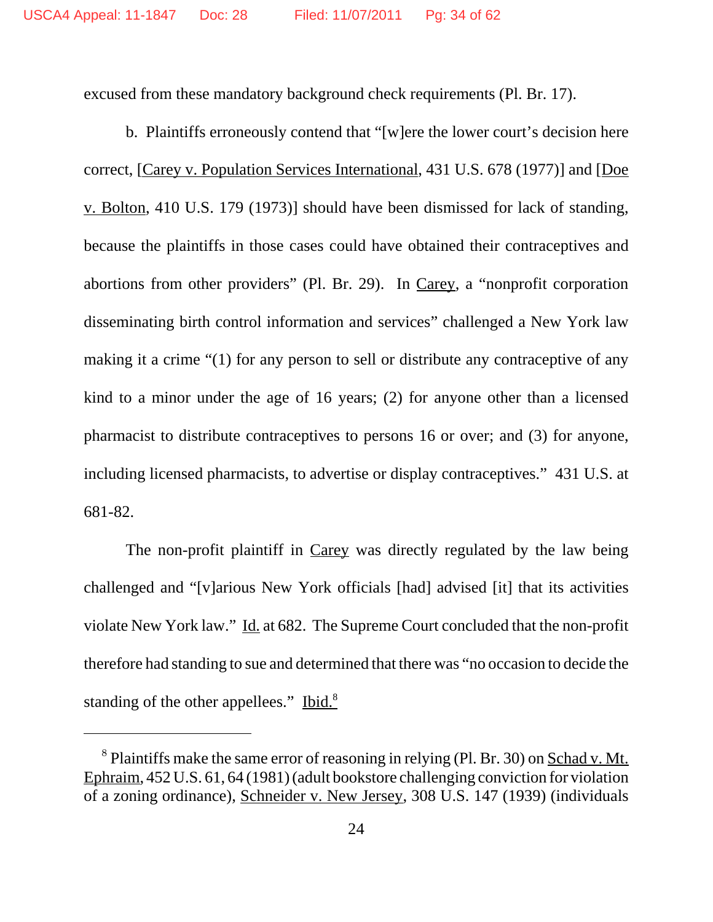excused from these mandatory background check requirements (Pl. Br. 17).

b. Plaintiffs erroneously contend that "[w]ere the lower court's decision here correct, [Carey v. Population Services International, 431 U.S. 678 (1977)] and [Doe v. Bolton, 410 U.S. 179 (1973)] should have been dismissed for lack of standing, because the plaintiffs in those cases could have obtained their contraceptives and abortions from other providers" (Pl. Br. 29). In Carey, a "nonprofit corporation disseminating birth control information and services" challenged a New York law making it a crime "(1) for any person to sell or distribute any contraceptive of any kind to a minor under the age of 16 years; (2) for anyone other than a licensed pharmacist to distribute contraceptives to persons 16 or over; and (3) for anyone, including licensed pharmacists, to advertise or display contraceptives." 431 U.S. at 681-82.

The non-profit plaintiff in Carey was directly regulated by the law being challenged and "[v]arious New York officials [had] advised [it] that its activities violate New York law." Id. at 682. The Supreme Court concluded that the non-profit therefore had standing to sue and determined that there was "no occasion to decide the standing of the other appellees." Ibid.[8]

---

[8] Plaintiffs make the same error of reasoning in relying (Pl. Br. 30) on Schad v. Mt. Ephraim, 452 U.S. 61, 64 (1981) (adult bookstore challenging conviction for violation of a zoning ordinance), Schneider v. New Jersey, 308 U.S. 147 (1939) (individuals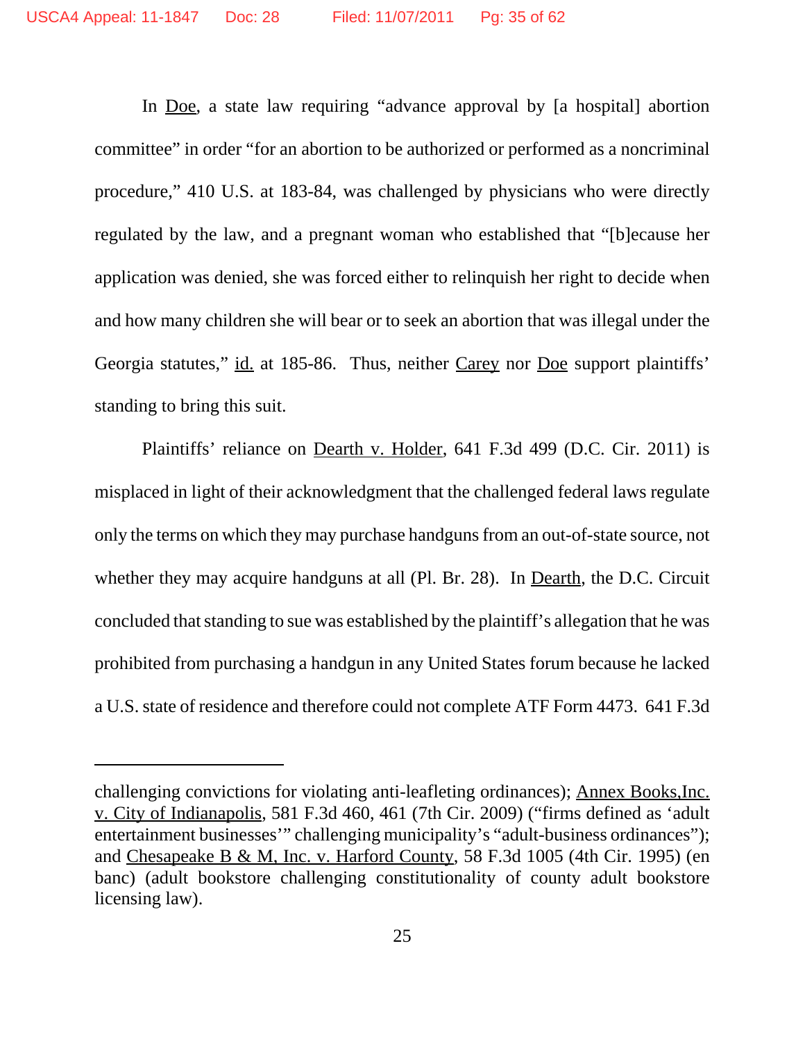In Doe, a state law requiring "advance approval by [a hospital] abortion committee" in order "for an abortion to be authorized or performed as a noncriminal procedure," 410 U.S. at 183-84, was challenged by physicians who were directly regulated by the law, and a pregnant woman who established that "[b]ecause her application was denied, she was forced either to relinquish her right to decide when and how many children she will bear or to seek an abortion that was illegal under the Georgia statutes," id. at 185-86. Thus, neither Carey nor Doe support plaintiffs' standing to bring this suit.

Plaintiffs' reliance on Dearth v. Holder, 641 F.3d 499 (D.C. Cir. 2011) is misplaced in light of their acknowledgment that the challenged federal laws regulate only the terms on which they may purchase handguns from an out-of-state source, not whether they may acquire handguns at all (Pl. Br. 28). In Dearth, the D.C. Circuit concluded that standing to sue was established by the plaintiff's allegation that he was prohibited from purchasing a handgun in any United States forum because he lacked a U.S. state of residence and therefore could not complete ATF Form 4473. 641 F.3d

---

challenging convictions for violating anti-leafleting ordinances); Annex Books,Inc. v. City of Indianapolis, 581 F.3d 460, 461 (7th Cir. 2009) ("firms defined as 'adult entertainment businesses'" challenging municipality's "adult-business ordinances"); and Chesapeake B & M, Inc. v. Harford County, 58 F.3d 1005 (4th Cir. 1995) (en banc) (adult bookstore challenging constitutionality of county adult bookstore licensing law).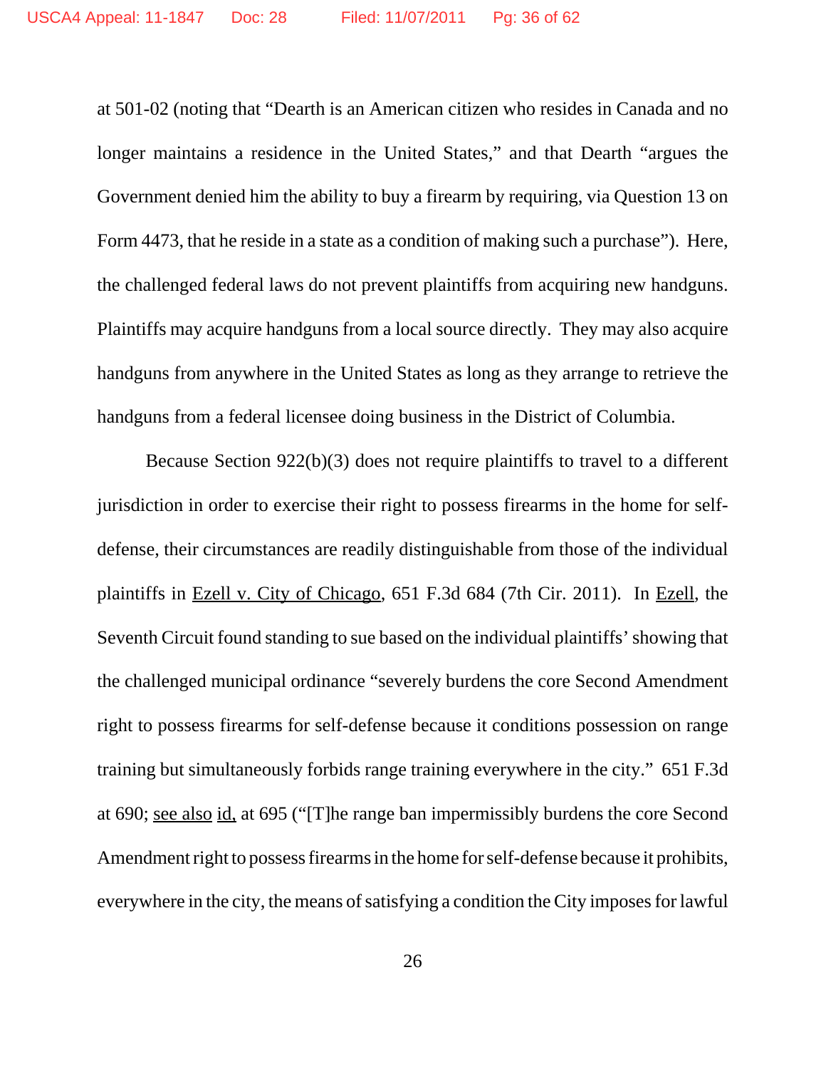at 501-02 (noting that "Dearth is an American citizen who resides in Canada and no longer maintains a residence in the United States," and that Dearth "argues the Government denied him the ability to buy a firearm by requiring, via Question 13 on Form 4473, that he reside in a state as a condition of making such a purchase"). Here, the challenged federal laws do not prevent plaintiffs from acquiring new handguns. Plaintiffs may acquire handguns from a local source directly. They may also acquire handguns from anywhere in the United States as long as they arrange to retrieve the handguns from a federal licensee doing business in the District of Columbia.

Because Section 922(b)(3) does not require plaintiffs to travel to a different jurisdiction in order to exercise their right to possess firearms in the home for self-defense, their circumstances are readily distinguishable from those of the individual plaintiffs in Ezell v. City of Chicago, 651 F.3d 684 (7th Cir. 2011). In Ezell, the Seventh Circuit found standing to sue based on the individual plaintiffs' showing that the challenged municipal ordinance "severely burdens the core Second Amendment right to possess firearms for self-defense because it conditions possession on range training but simultaneously forbids range training everywhere in the city." 651 F.3d at 690; see also id, at 695 ("[T]he range ban impermissibly burdens the core Second Amendment right to possess firearms in the home for self-defense because it prohibits, everywhere in the city, the means of satisfying a condition the City imposes for lawful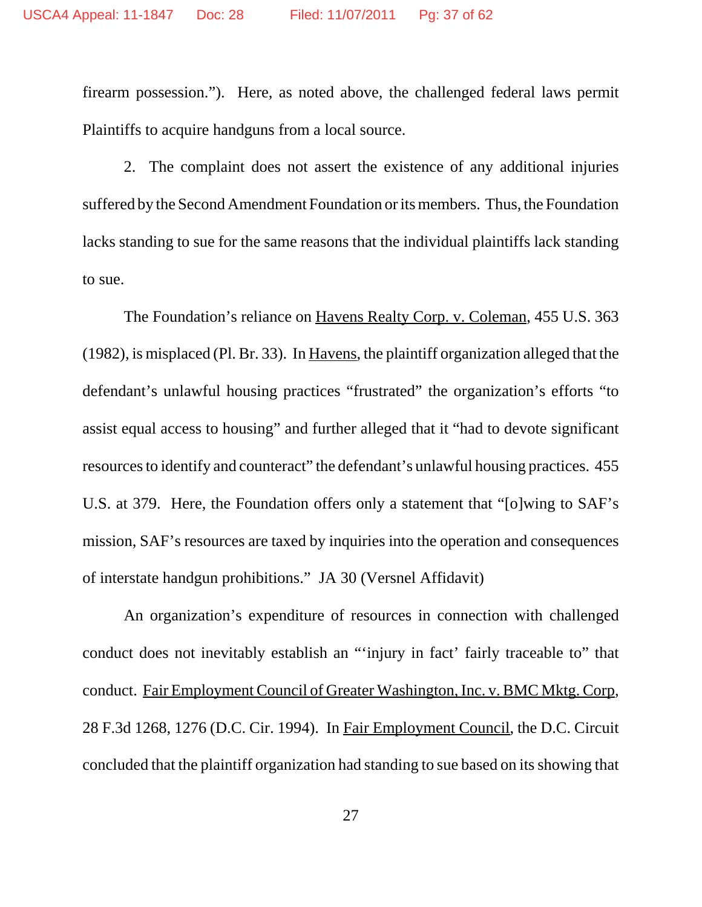firearm possession."). Here, as noted above, the challenged federal laws permit Plaintiffs to acquire handguns from a local source.

2. The complaint does not assert the existence of any additional injuries suffered by the Second Amendment Foundation or its members. Thus, the Foundation lacks standing to sue for the same reasons that the individual plaintiffs lack standing to sue.

The Foundation's reliance on Havens Realty Corp. v. Coleman, 455 U.S. 363 (1982), is misplaced (Pl. Br. 33). In Havens, the plaintiff organization alleged that the defendant's unlawful housing practices "frustrated" the organization's efforts "to assist equal access to housing" and further alleged that it "had to devote significant resources to identify and counteract" the defendant's unlawful housing practices. 455 U.S. at 379. Here, the Foundation offers only a statement that "[o]wing to SAF's mission, SAF's resources are taxed by inquiries into the operation and consequences of interstate handgun prohibitions." JA 30 (Versnel Affidavit)

An organization's expenditure of resources in connection with challenged conduct does not inevitably establish an "'injury in fact' fairly traceable to" that conduct. Fair Employment Council of Greater Washington, Inc. v. BMC Mktg. Corp, 28 F.3d 1268, 1276 (D.C. Cir. 1994). In Fair Employment Council, the D.C. Circuit concluded that the plaintiff organization had standing to sue based on its showing that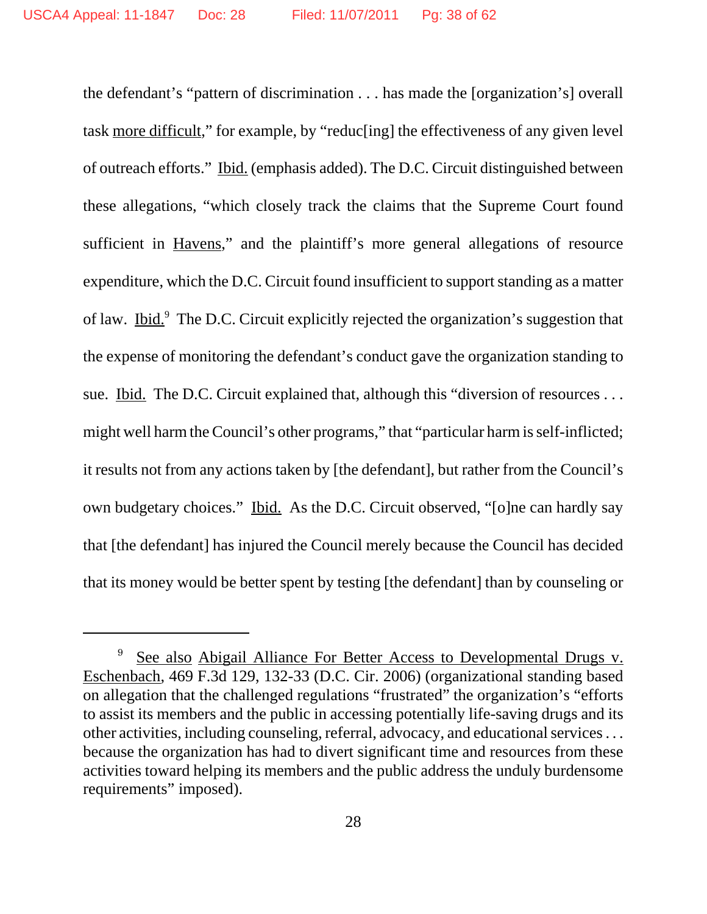the defendant's "pattern of discrimination . . . has made the [organization's] overall task more difficult," for example, by "reduc[ing] the effectiveness of any given level of outreach efforts." Ibid. (emphasis added). The D.C. Circuit distinguished between these allegations, "which closely track the claims that the Supreme Court found sufficient in Havens," and the plaintiff's more general allegations of resource expenditure, which the D.C. Circuit found insufficient to support standing as a matter of law. Ibid.[9] The D.C. Circuit explicitly rejected the organization's suggestion that the expense of monitoring the defendant's conduct gave the organization standing to sue. Ibid. The D.C. Circuit explained that, although this "diversion of resources . . . might well harm the Council's other programs," that "particular harm is self-inflicted; it results not from any actions taken by [the defendant], but rather from the Council's own budgetary choices." Ibid. As the D.C. Circuit observed, "[o]ne can hardly say that [the defendant] has injured the Council merely because the Council has decided that its money would be better spent by testing [the defendant] than by counseling or

---

[9] See also Abigail Alliance For Better Access to Developmental Drugs v. Eschenbach, 469 F.3d 129, 132-33 (D.C. Cir. 2006) (organizational standing based on allegation that the challenged regulations "frustrated" the organization's "efforts to assist its members and the public in accessing potentially life-saving drugs and its other activities, including counseling, referral, advocacy, and educational services . . . because the organization has had to divert significant time and resources from these activities toward helping its members and the public address the unduly burdensome requirements" imposed).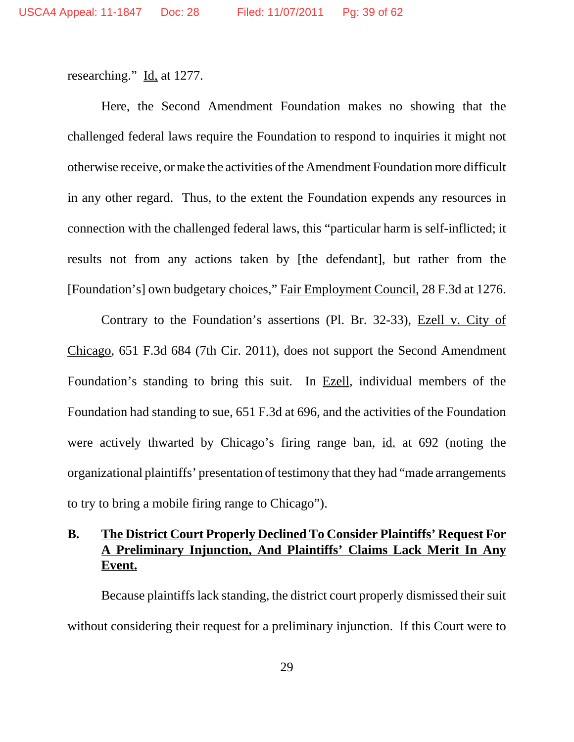researching." Id, at 1277.

Here, the Second Amendment Foundation makes no showing that the challenged federal laws require the Foundation to respond to inquiries it might not otherwise receive, or make the activities of the Amendment Foundation more difficult in any other regard. Thus, to the extent the Foundation expends any resources in connection with the challenged federal laws, this "particular harm is self-inflicted; it results not from any actions taken by [the defendant], but rather from the [Foundation's] own budgetary choices," Fair Employment Council, 28 F.3d at 1276.

Contrary to the Foundation's assertions (Pl. Br. 32-33), Ezell v. City of Chicago, 651 F.3d 684 (7th Cir. 2011), does not support the Second Amendment Foundation's standing to bring this suit. In Ezell, individual members of the Foundation had standing to sue, 651 F.3d at 696, and the activities of the Foundation were actively thwarted by Chicago's firing range ban, id. at 692 (noting the organizational plaintiffs' presentation of testimony that they had "made arrangements to try to bring a mobile firing range to Chicago").

## B. The District Court Properly Declined To Consider Plaintiffs' Request For A Preliminary Injunction, And Plaintiffs' Claims Lack Merit In Any Event.

Because plaintiffs lack standing, the district court properly dismissed their suit without considering their request for a preliminary injunction. If this Court were to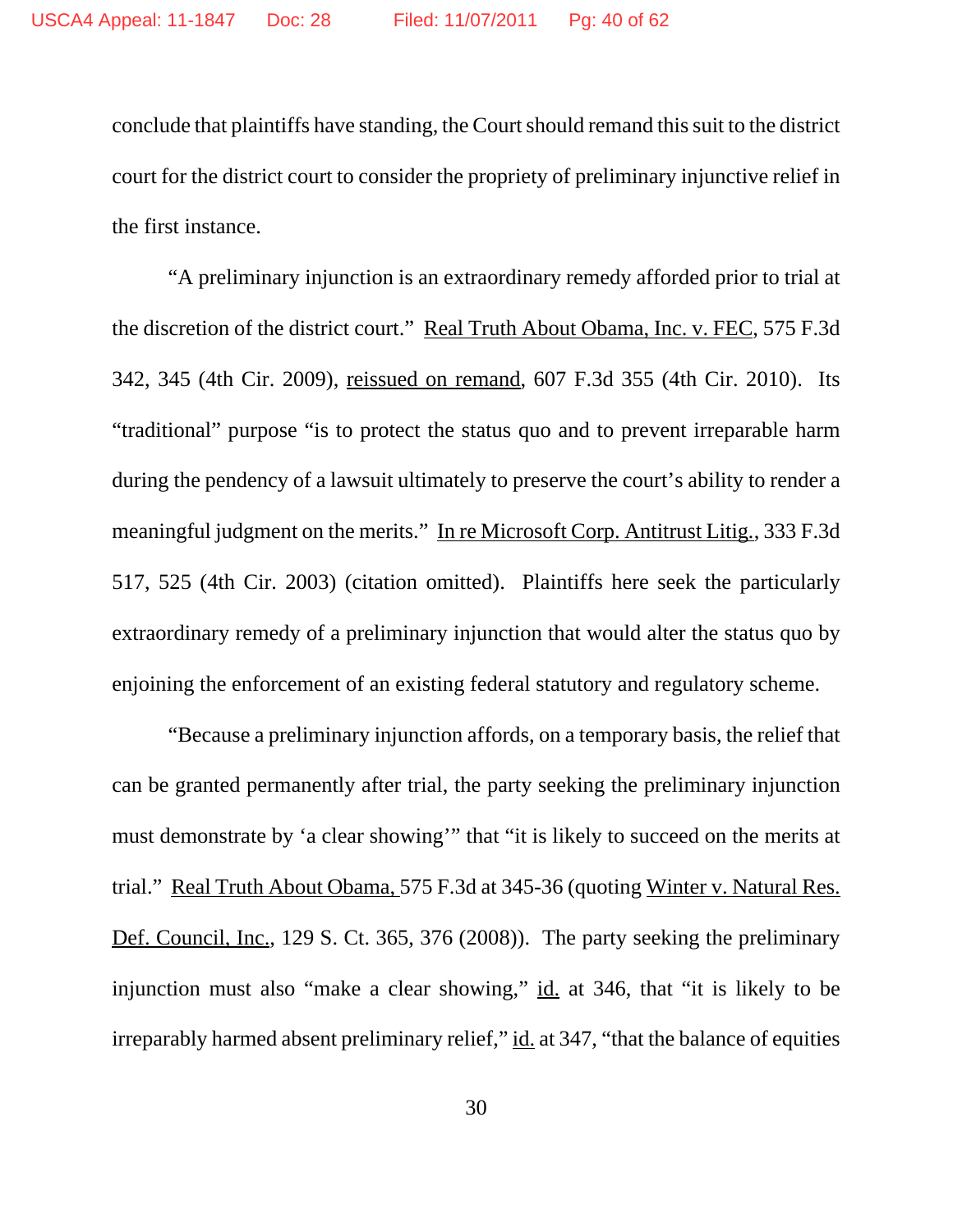conclude that plaintiffs have standing, the Court should remand this suit to the district court for the district court to consider the propriety of preliminary injunctive relief in the first instance.

"A preliminary injunction is an extraordinary remedy afforded prior to trial at the discretion of the district court." Real Truth About Obama, Inc. v. FEC, 575 F.3d 342, 345 (4th Cir. 2009), reissued on remand, 607 F.3d 355 (4th Cir. 2010). Its "traditional" purpose "is to protect the status quo and to prevent irreparable harm during the pendency of a lawsuit ultimately to preserve the court's ability to render a meaningful judgment on the merits." In re Microsoft Corp. Antitrust Litig., 333 F.3d 517, 525 (4th Cir. 2003) (citation omitted). Plaintiffs here seek the particularly extraordinary remedy of a preliminary injunction that would alter the status quo by enjoining the enforcement of an existing federal statutory and regulatory scheme.

"Because a preliminary injunction affords, on a temporary basis, the relief that can be granted permanently after trial, the party seeking the preliminary injunction must demonstrate by 'a clear showing'" that "it is likely to succeed on the merits at trial." Real Truth About Obama, 575 F.3d at 345-36 (quoting Winter v. Natural Res. Def. Council, Inc., 129 S. Ct. 365, 376 (2008)). The party seeking the preliminary injunction must also "make a clear showing," id. at 346, that "it is likely to be irreparably harmed absent preliminary relief," id. at 347, "that the balance of equities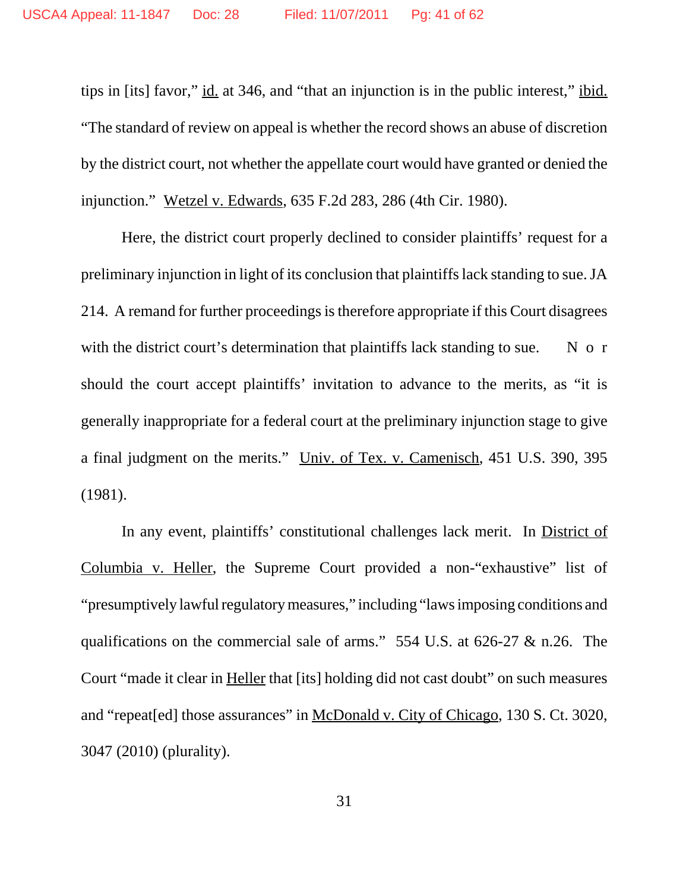tips in [its] favor," id. at 346, and "that an injunction is in the public interest," ibid. "The standard of review on appeal is whether the record shows an abuse of discretion by the district court, not whether the appellate court would have granted or denied the injunction." Wetzel v. Edwards, 635 F.2d 283, 286 (4th Cir. 1980).

Here, the district court properly declined to consider plaintiffs' request for a preliminary injunction in light of its conclusion that plaintiffs lack standing to sue. JA 214. A remand for further proceedings is therefore appropriate if this Court disagrees with the district court's determination that plaintiffs lack standing to sue. Nor should the court accept plaintiffs' invitation to advance to the merits, as "it is generally inappropriate for a federal court at the preliminary injunction stage to give a final judgment on the merits." Univ. of Tex. v. Camenisch, 451 U.S. 390, 395 (1981).

In any event, plaintiffs' constitutional challenges lack merit. In District of Columbia v. Heller, the Supreme Court provided a non-"exhaustive" list of "presumptively lawful regulatory measures," including "laws imposing conditions and qualifications on the commercial sale of arms." 554 U.S. at 626-27 & n.26. The Court "made it clear in Heller that [its] holding did not cast doubt" on such measures and "repeat[ed] those assurances" in McDonald v. City of Chicago, 130 S. Ct. 3020, 3047 (2010) (plurality).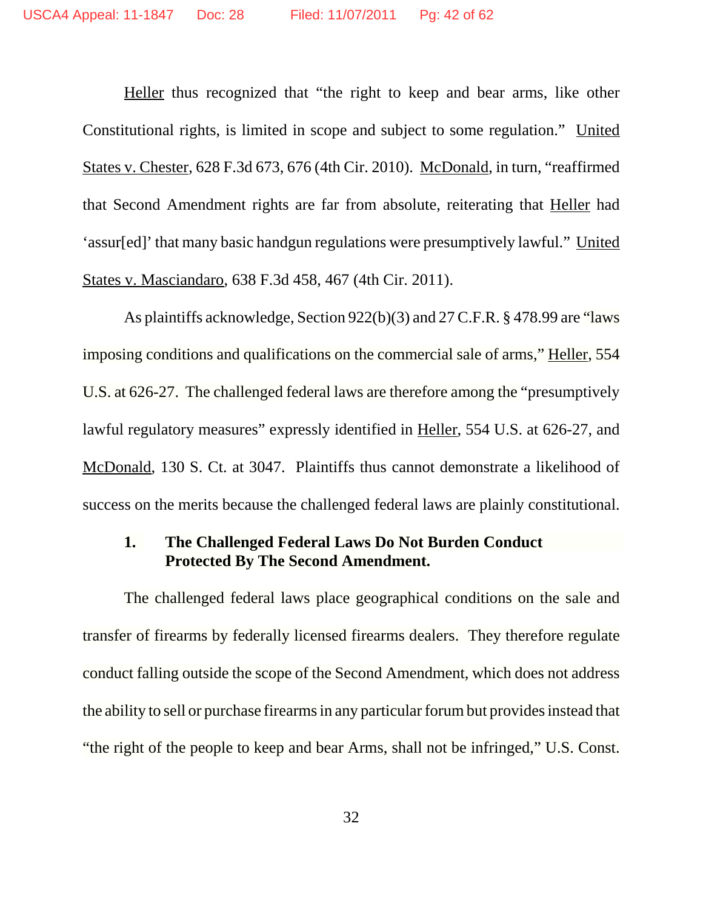Heller thus recognized that "the right to keep and bear arms, like other Constitutional rights, is limited in scope and subject to some regulation." United States v. Chester, 628 F.3d 673, 676 (4th Cir. 2010). McDonald, in turn, "reaffirmed that Second Amendment rights are far from absolute, reiterating that Heller had 'assur[ed]' that many basic handgun regulations were presumptively lawful." United States v. Masciandaro, 638 F.3d 458, 467 (4th Cir. 2011).

As plaintiffs acknowledge, Section 922(b)(3) and 27 C.F.R. § 478.99 are "laws imposing conditions and qualifications on the commercial sale of arms," Heller, 554 U.S. at 626-27. The challenged federal laws are therefore among the "presumptively lawful regulatory measures" expressly identified in Heller, 554 U.S. at 626-27, and McDonald, 130 S. Ct. at 3047. Plaintiffs thus cannot demonstrate a likelihood of success on the merits because the challenged federal laws are plainly constitutional.

### 1. The Challenged Federal Laws Do Not Burden Conduct Protected By The Second Amendment.

The challenged federal laws place geographical conditions on the sale and transfer of firearms by federally licensed firearms dealers. They therefore regulate conduct falling outside the scope of the Second Amendment, which does not address the ability to sell or purchase firearms in any particular forum but provides instead that "the right of the people to keep and bear Arms, shall not be infringed," U.S. Const.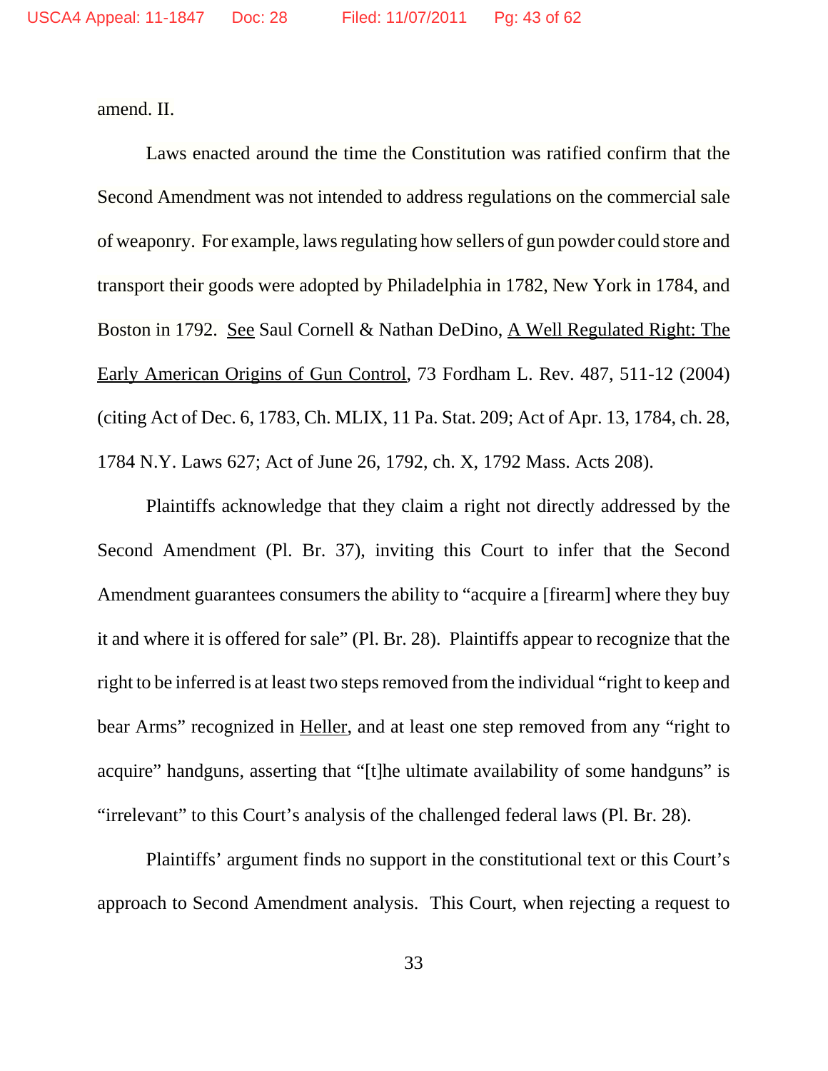amend. II.

Laws enacted around the time the Constitution was ratified confirm that the Second Amendment was not intended to address regulations on the commercial sale of weaponry. For example, laws regulating how sellers of gun powder could store and transport their goods were adopted by Philadelphia in 1782, New York in 1784, and Boston in 1792. See Saul Cornell & Nathan DeDino, A Well Regulated Right: The Early American Origins of Gun Control, 73 Fordham L. Rev. 487, 511-12 (2004) (citing Act of Dec. 6, 1783, Ch. MLIX, 11 Pa. Stat. 209; Act of Apr. 13, 1784, ch. 28, 1784 N.Y. Laws 627; Act of June 26, 1792, ch. X, 1792 Mass. Acts 208).

Plaintiffs acknowledge that they claim a right not directly addressed by the Second Amendment (Pl. Br. 37), inviting this Court to infer that the Second Amendment guarantees consumers the ability to "acquire a [firearm] where they buy it and where it is offered for sale" (Pl. Br. 28). Plaintiffs appear to recognize that the right to be inferred is at least two steps removed from the individual "right to keep and bear Arms" recognized in Heller, and at least one step removed from any "right to acquire" handguns, asserting that "[t]he ultimate availability of some handguns" is "irrelevant" to this Court's analysis of the challenged federal laws (Pl. Br. 28).

Plaintiffs' argument finds no support in the constitutional text or this Court's approach to Second Amendment analysis. This Court, when rejecting a request to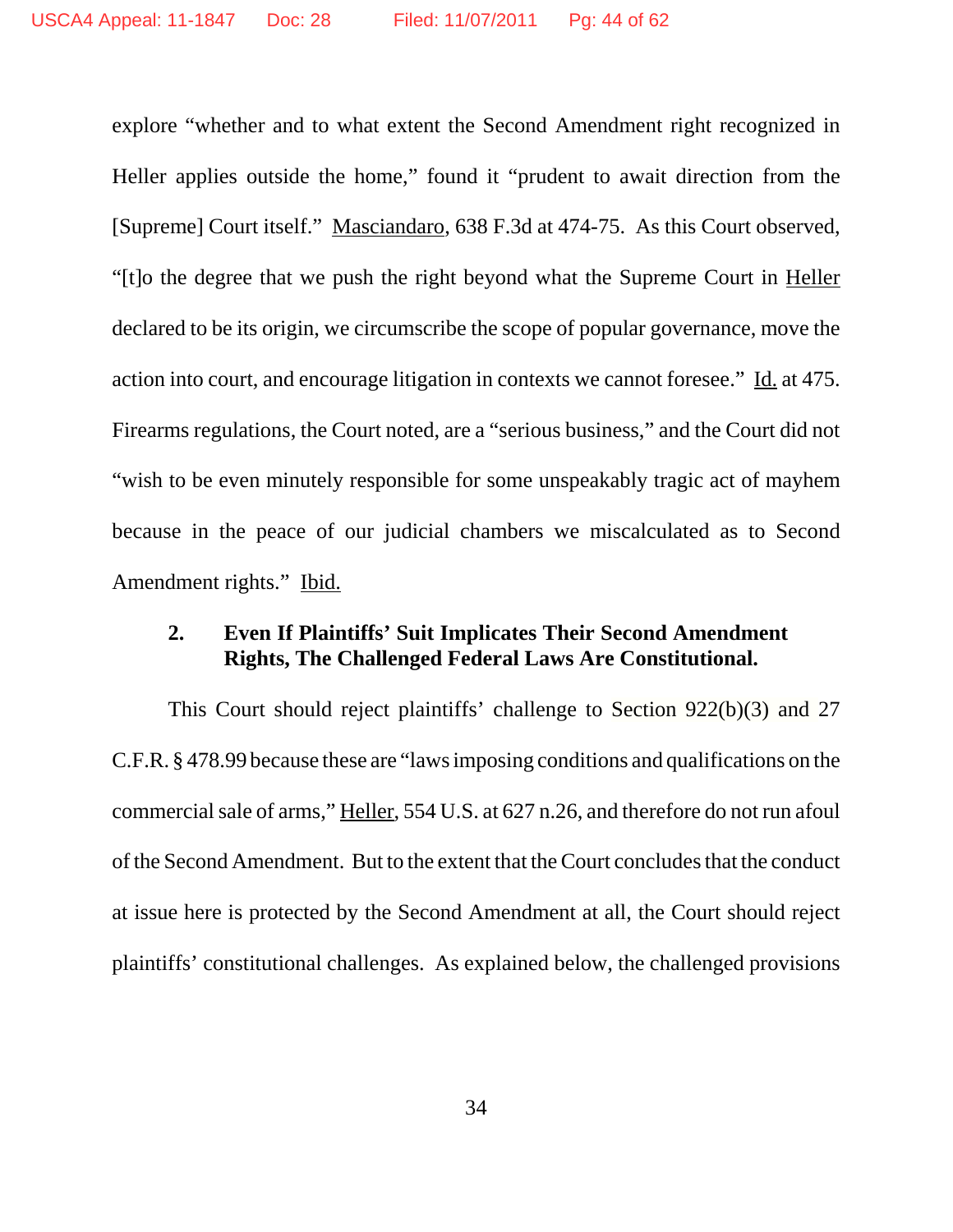explore "whether and to what extent the Second Amendment right recognized in Heller applies outside the home," found it "prudent to await direction from the [Supreme] Court itself." Masciandaro, 638 F.3d at 474-75. As this Court observed, "[t]o the degree that we push the right beyond what the Supreme Court in Heller declared to be its origin, we circumscribe the scope of popular governance, move the action into court, and encourage litigation in contexts we cannot foresee." Id. at 475. Firearms regulations, the Court noted, are a "serious business," and the Court did not "wish to be even minutely responsible for some unspeakably tragic act of mayhem because in the peace of our judicial chambers we miscalculated as to Second Amendment rights." Ibid.

**2. Even If Plaintiffs' Suit Implicates Their Second Amendment Rights, The Challenged Federal Laws Are Constitutional.**

This Court should reject plaintiffs' challenge to Section 922(b)(3) and 27 C.F.R. § 478.99 because these are "laws imposing conditions and qualifications on the commercial sale of arms," Heller, 554 U.S. at 627 n.26, and therefore do not run afoul of the Second Amendment. But to the extent that the Court concludes that the conduct at issue here is protected by the Second Amendment at all, the Court should reject plaintiffs' constitutional challenges. As explained below, the challenged provisions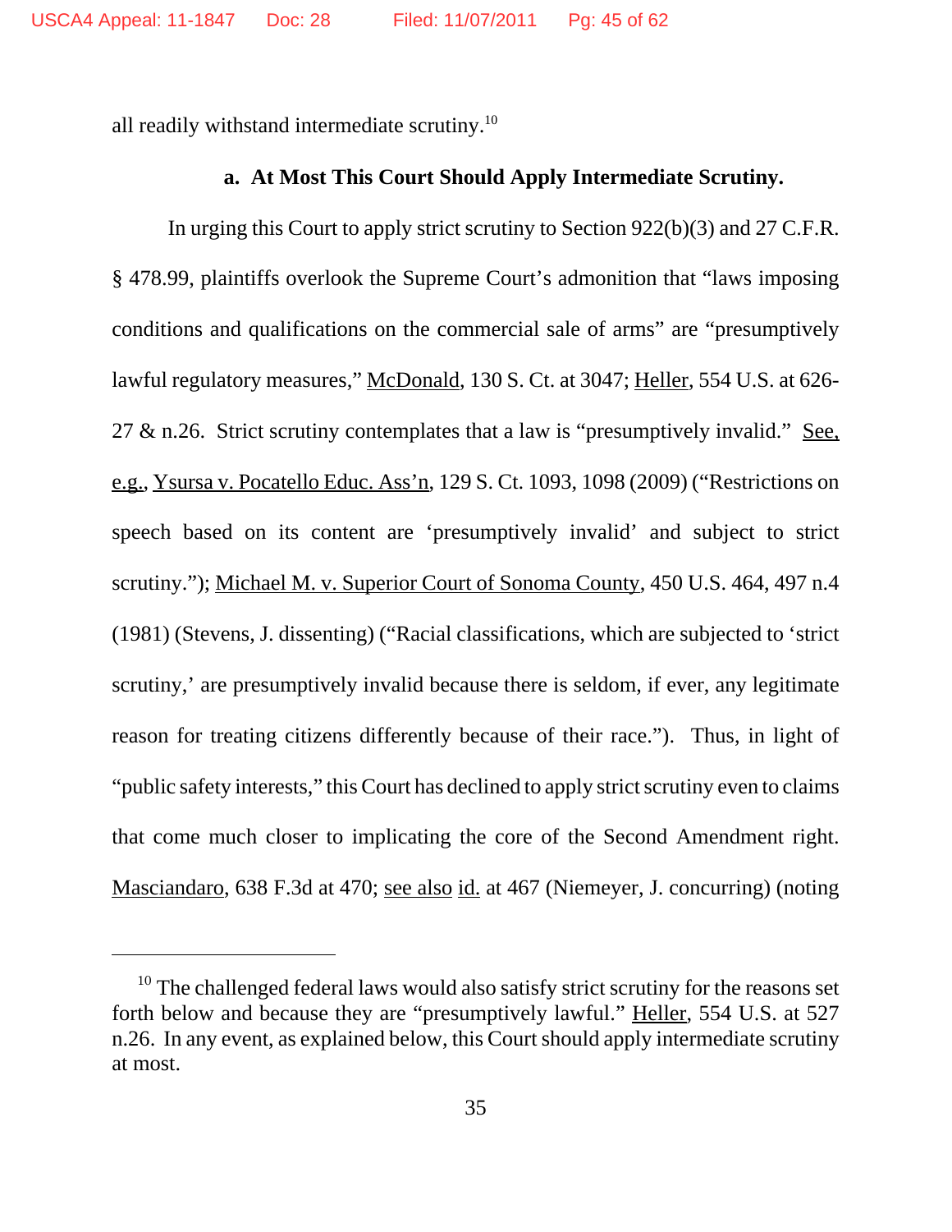all readily withstand intermediate scrutiny.[10]

**a. At Most This Court Should Apply Intermediate Scrutiny.**

In urging this Court to apply strict scrutiny to Section 922(b)(3) and 27 C.F.R. § 478.99, plaintiffs overlook the Supreme Court's admonition that "laws imposing conditions and qualifications on the commercial sale of arms" are "presumptively lawful regulatory measures," McDonald, 130 S. Ct. at 3047; Heller, 554 U.S. at 626-27 & n.26. Strict scrutiny contemplates that a law is "presumptively invalid." See, e.g., Ysursa v. Pocatello Educ. Ass'n, 129 S. Ct. 1093, 1098 (2009) ("Restrictions on speech based on its content are 'presumptively invalid' and subject to strict scrutiny."); Michael M. v. Superior Court of Sonoma County, 450 U.S. 464, 497 n.4 (1981) (Stevens, J. dissenting) ("Racial classifications, which are subjected to 'strict scrutiny,' are presumptively invalid because there is seldom, if ever, any legitimate reason for treating citizens differently because of their race."). Thus, in light of "public safety interests," this Court has declined to apply strict scrutiny even to claims that come much closer to implicating the core of the Second Amendment right. Masciandaro, 638 F.3d at 470; see also id. at 467 (Niemeyer, J. concurring) (noting

[10] The challenged federal laws would also satisfy strict scrutiny for the reasons set forth below and because they are "presumptively lawful." Heller, 554 U.S. at 527 n.26. In any event, as explained below, this Court should apply intermediate scrutiny at most.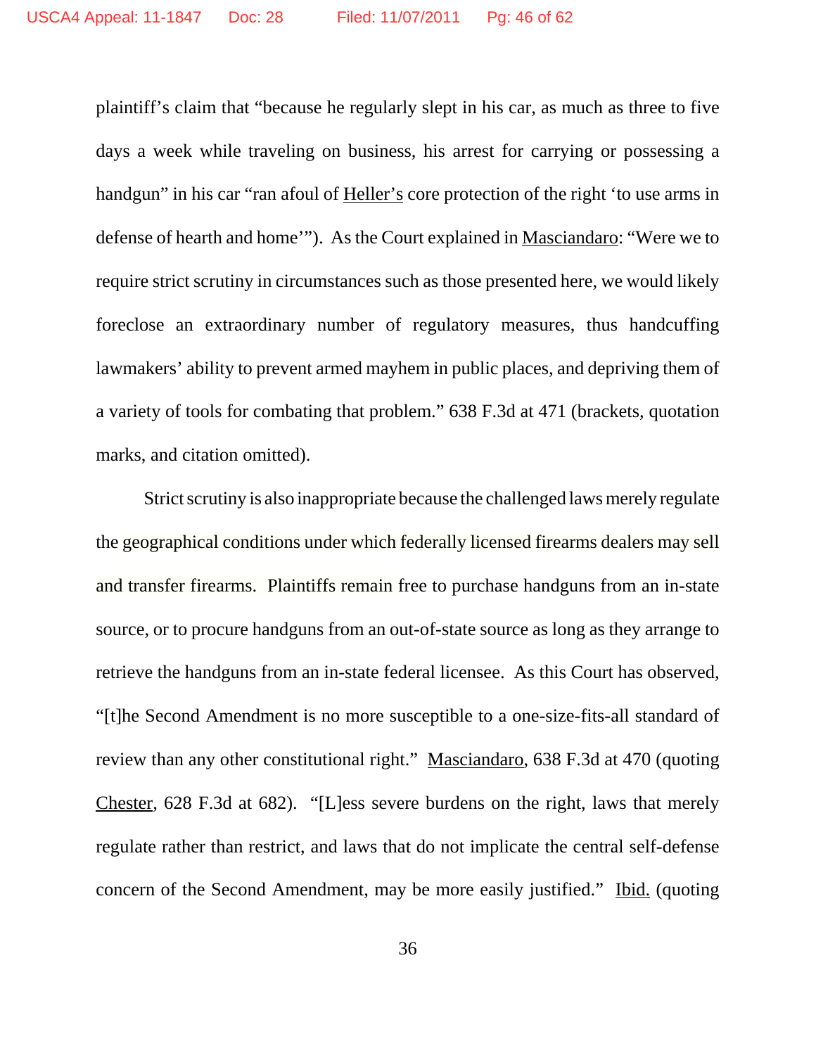plaintiff's claim that "because he regularly slept in his car, as much as three to five days a week while traveling on business, his arrest for carrying or possessing a handgun" in his car "ran afoul of Heller's core protection of the right 'to use arms in defense of hearth and home'"). As the Court explained in Masciandaro: "Were we to require strict scrutiny in circumstances such as those presented here, we would likely foreclose an extraordinary number of regulatory measures, thus handcuffing lawmakers' ability to prevent armed mayhem in public places, and depriving them of a variety of tools for combating that problem." 638 F.3d at 471 (brackets, quotation marks, and citation omitted).

Strict scrutiny is also inappropriate because the challenged laws merely regulate the geographical conditions under which federally licensed firearms dealers may sell and transfer firearms. Plaintiffs remain free to purchase handguns from an in-state source, or to procure handguns from an out-of-state source as long as they arrange to retrieve the handguns from an in-state federal licensee. As this Court has observed, "[t]he Second Amendment is no more susceptible to a one-size-fits-all standard of review than any other constitutional right." Masciandaro, 638 F.3d at 470 (quoting Chester, 628 F.3d at 682). "[L]ess severe burdens on the right, laws that merely regulate rather than restrict, and laws that do not implicate the central self-defense concern of the Second Amendment, may be more easily justified." Ibid. (quoting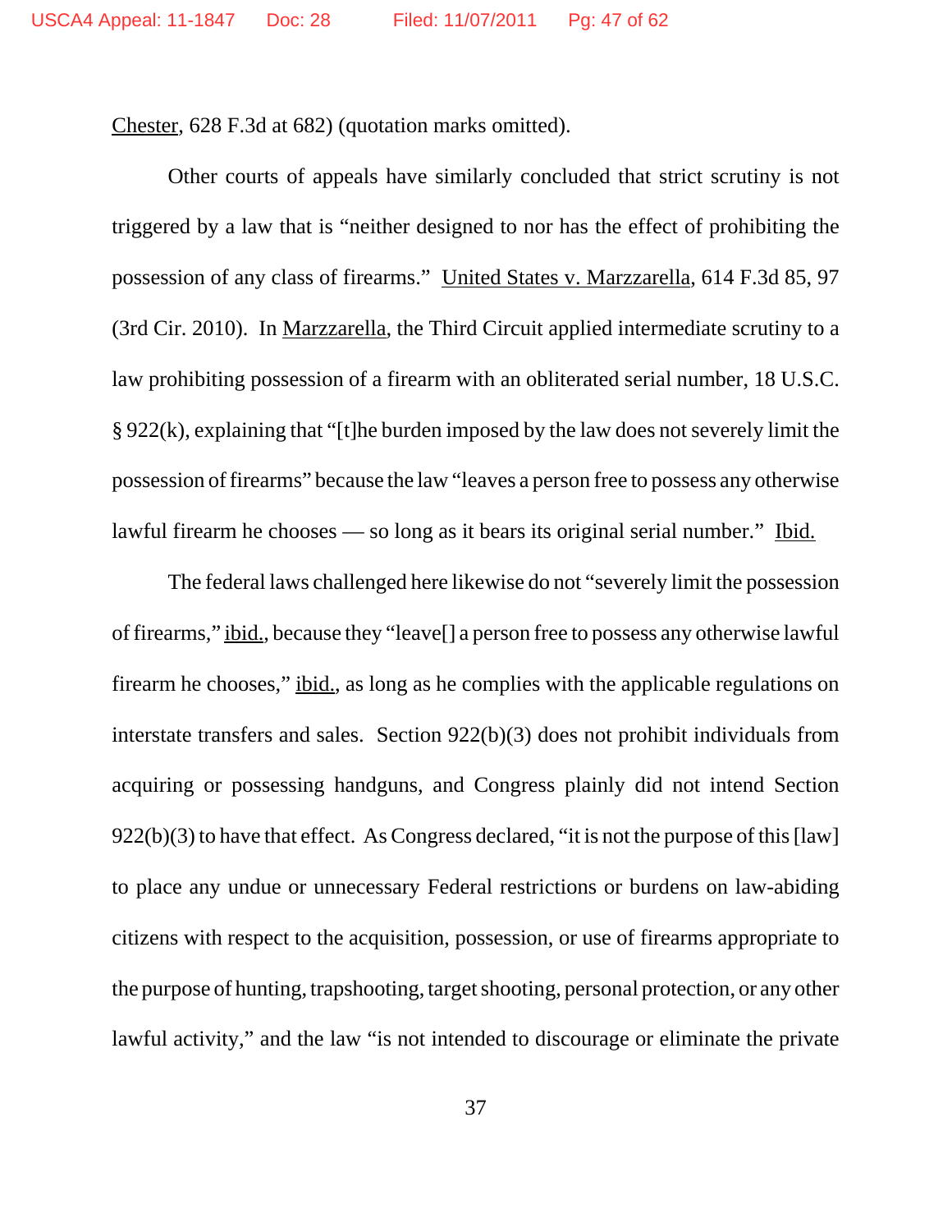Chester, 628 F.3d at 682) (quotation marks omitted).

Other courts of appeals have similarly concluded that strict scrutiny is not triggered by a law that is "neither designed to nor has the effect of prohibiting the possession of any class of firearms." United States v. Marzzarella, 614 F.3d 85, 97 (3rd Cir. 2010). In Marzzarella, the Third Circuit applied intermediate scrutiny to a law prohibiting possession of a firearm with an obliterated serial number, 18 U.S.C. § 922(k), explaining that "[t]he burden imposed by the law does not severely limit the possession of firearms" because the law "leaves a person free to possess any otherwise lawful firearm he chooses — so long as it bears its original serial number." Ibid.

The federal laws challenged here likewise do not "severely limit the possession of firearms," ibid., because they "leave[] a person free to possess any otherwise lawful firearm he chooses," ibid., as long as he complies with the applicable regulations on interstate transfers and sales. Section 922(b)(3) does not prohibit individuals from acquiring or possessing handguns, and Congress plainly did not intend Section 922(b)(3) to have that effect. As Congress declared, "it is not the purpose of this [law] to place any undue or unnecessary Federal restrictions or burdens on law-abiding citizens with respect to the acquisition, possession, or use of firearms appropriate to the purpose of hunting, trapshooting, target shooting, personal protection, or any other lawful activity," and the law "is not intended to discourage or eliminate the private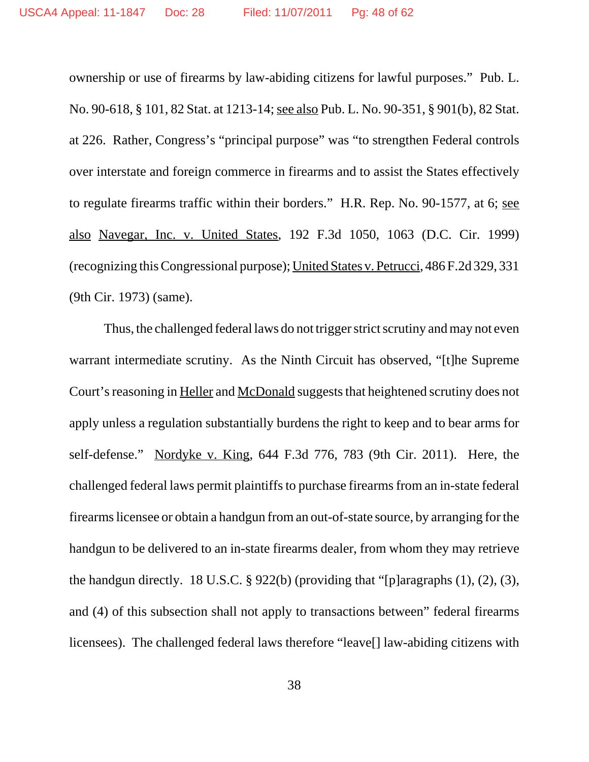ownership or use of firearms by law-abiding citizens for lawful purposes." Pub. L. No. 90-618, § 101, 82 Stat. at 1213-14; see also Pub. L. No. 90-351, § 901(b), 82 Stat. at 226. Rather, Congress's "principal purpose" was "to strengthen Federal controls over interstate and foreign commerce in firearms and to assist the States effectively to regulate firearms traffic within their borders." H.R. Rep. No. 90-1577, at 6; see also Navegar, Inc. v. United States, 192 F.3d 1050, 1063 (D.C. Cir. 1999) (recognizing this Congressional purpose); United States v. Petrucci, 486 F.2d 329, 331 (9th Cir. 1973) (same).

Thus, the challenged federal laws do not trigger strict scrutiny and may not even warrant intermediate scrutiny. As the Ninth Circuit has observed, "[t]he Supreme Court's reasoning in Heller and McDonald suggests that heightened scrutiny does not apply unless a regulation substantially burdens the right to keep and to bear arms for self-defense." Nordyke v. King, 644 F.3d 776, 783 (9th Cir. 2011). Here, the challenged federal laws permit plaintiffs to purchase firearms from an in-state federal firearms licensee or obtain a handgun from an out-of-state source, by arranging for the handgun to be delivered to an in-state firearms dealer, from whom they may retrieve the handgun directly. 18 U.S.C. § 922(b) (providing that "[p]aragraphs (1), (2), (3), and (4) of this subsection shall not apply to transactions between" federal firearms licensees). The challenged federal laws therefore "leave[] law-abiding citizens with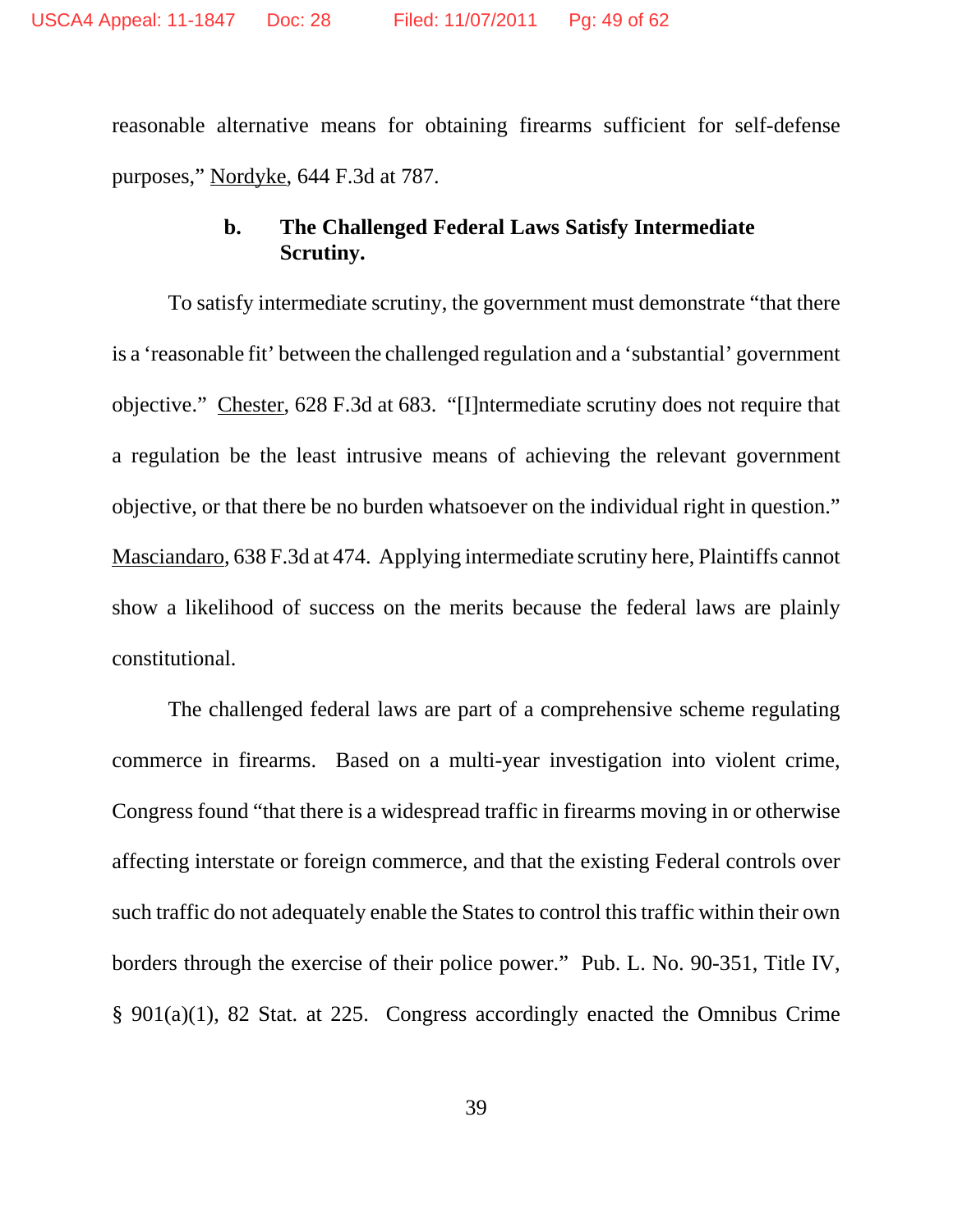reasonable alternative means for obtaining firearms sufficient for self-defense purposes," Nordyke, 644 F.3d at 787.

### b. The Challenged Federal Laws Satisfy Intermediate Scrutiny.

To satisfy intermediate scrutiny, the government must demonstrate "that there is a 'reasonable fit' between the challenged regulation and a 'substantial' government objective." Chester, 628 F.3d at 683. "[I]ntermediate scrutiny does not require that a regulation be the least intrusive means of achieving the relevant government objective, or that there be no burden whatsoever on the individual right in question." Masciandaro, 638 F.3d at 474. Applying intermediate scrutiny here, Plaintiffs cannot show a likelihood of success on the merits because the federal laws are plainly constitutional.

The challenged federal laws are part of a comprehensive scheme regulating commerce in firearms. Based on a multi-year investigation into violent crime, Congress found "that there is a widespread traffic in firearms moving in or otherwise affecting interstate or foreign commerce, and that the existing Federal controls over such traffic do not adequately enable the States to control this traffic within their own borders through the exercise of their police power." Pub. L. No. 90-351, Title IV, § 901(a)(1), 82 Stat. at 225. Congress accordingly enacted the Omnibus Crime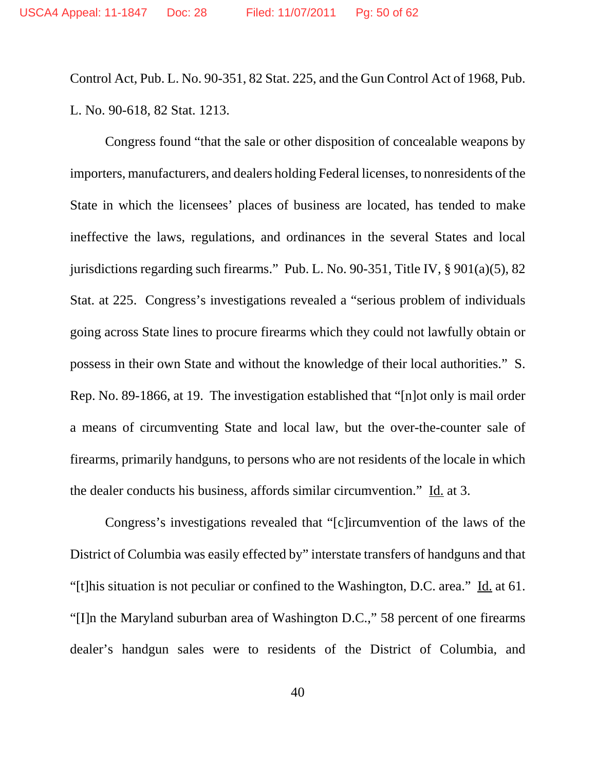Control Act, Pub. L. No. 90-351, 82 Stat. 225, and the Gun Control Act of 1968, Pub. L. No. 90-618, 82 Stat. 1213.

Congress found "that the sale or other disposition of concealable weapons by importers, manufacturers, and dealers holding Federal licenses, to nonresidents of the State in which the licensees' places of business are located, has tended to make ineffective the laws, regulations, and ordinances in the several States and local jurisdictions regarding such firearms." Pub. L. No. 90-351, Title IV, § 901(a)(5), 82 Stat. at 225. Congress's investigations revealed a "serious problem of individuals going across State lines to procure firearms which they could not lawfully obtain or possess in their own State and without the knowledge of their local authorities." S. Rep. No. 89-1866, at 19. The investigation established that "[n]ot only is mail order a means of circumventing State and local law, but the over-the-counter sale of firearms, primarily handguns, to persons who are not residents of the locale in which the dealer conducts his business, affords similar circumvention." Id. at 3.

Congress's investigations revealed that "[c]ircumvention of the laws of the District of Columbia was easily effected by" interstate transfers of handguns and that "[t]his situation is not peculiar or confined to the Washington, D.C. area." Id. at 61. "[I]n the Maryland suburban area of Washington D.C.," 58 percent of one firearms dealer's handgun sales were to residents of the District of Columbia, and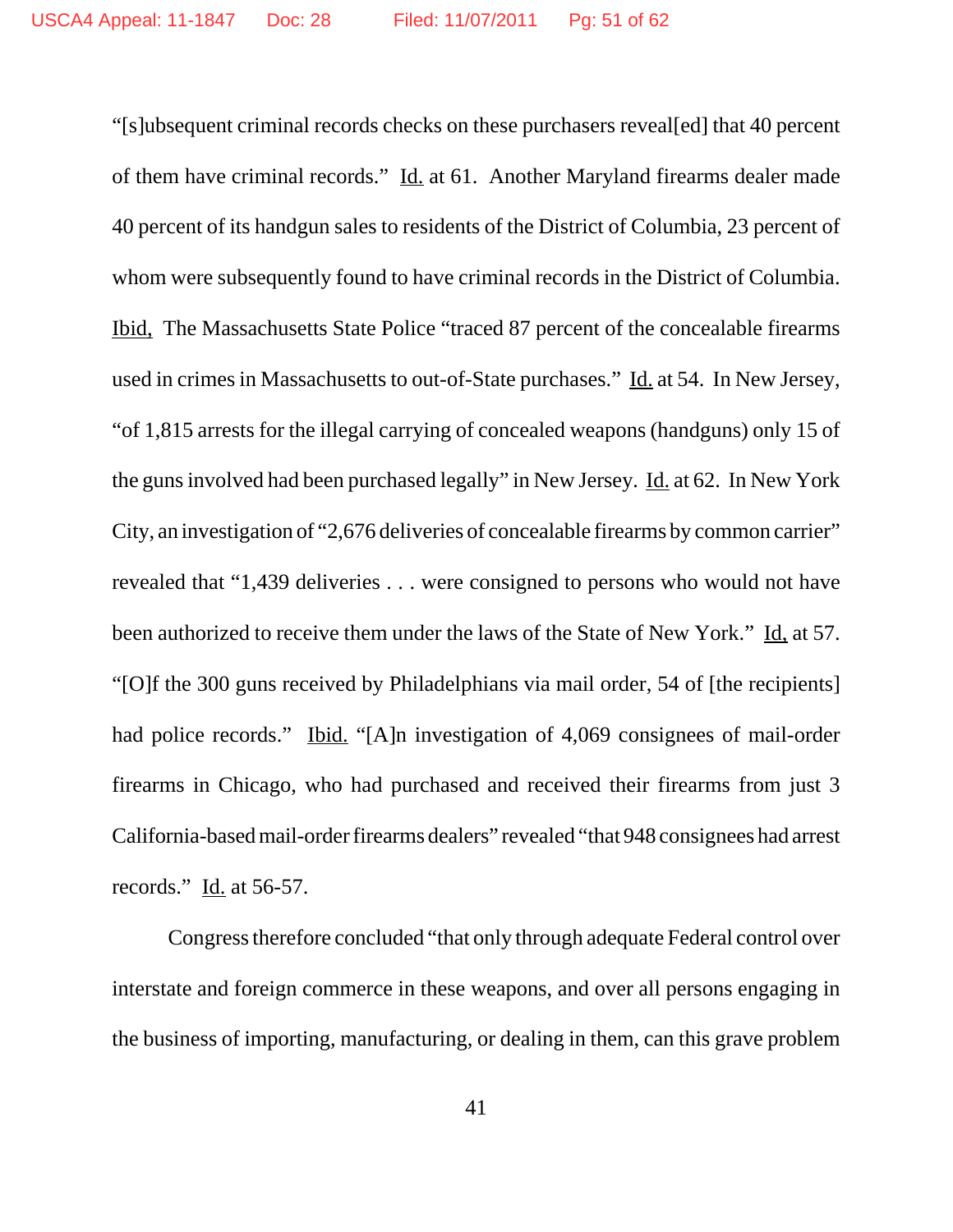"[s]ubsequent criminal records checks on these purchasers reveal[ed] that 40 percent of them have criminal records." Id. at 61. Another Maryland firearms dealer made 40 percent of its handgun sales to residents of the District of Columbia, 23 percent of whom were subsequently found to have criminal records in the District of Columbia. Ibid. The Massachusetts State Police "traced 87 percent of the concealable firearms used in crimes in Massachusetts to out-of-State purchases." Id. at 54. In New Jersey, "of 1,815 arrests for the illegal carrying of concealed weapons (handguns) only 15 of the guns involved had been purchased legally" in New Jersey. Id. at 62. In New York City, an investigation of "2,676 deliveries of concealable firearms by common carrier" revealed that "1,439 deliveries . . . were consigned to persons who would not have been authorized to receive them under the laws of the State of New York." Id. at 57. "[O]f the 300 guns received by Philadelphians via mail order, 54 of [the recipients] had police records." Ibid. "[A]n investigation of 4,069 consignees of mail-order firearms in Chicago, who had purchased and received their firearms from just 3 California-based mail-order firearms dealers" revealed "that 948 consignees had arrest records." Id. at 56-57.

Congress therefore concluded "that only through adequate Federal control over interstate and foreign commerce in these weapons, and over all persons engaging in the business of importing, manufacturing, or dealing in them, can this grave problem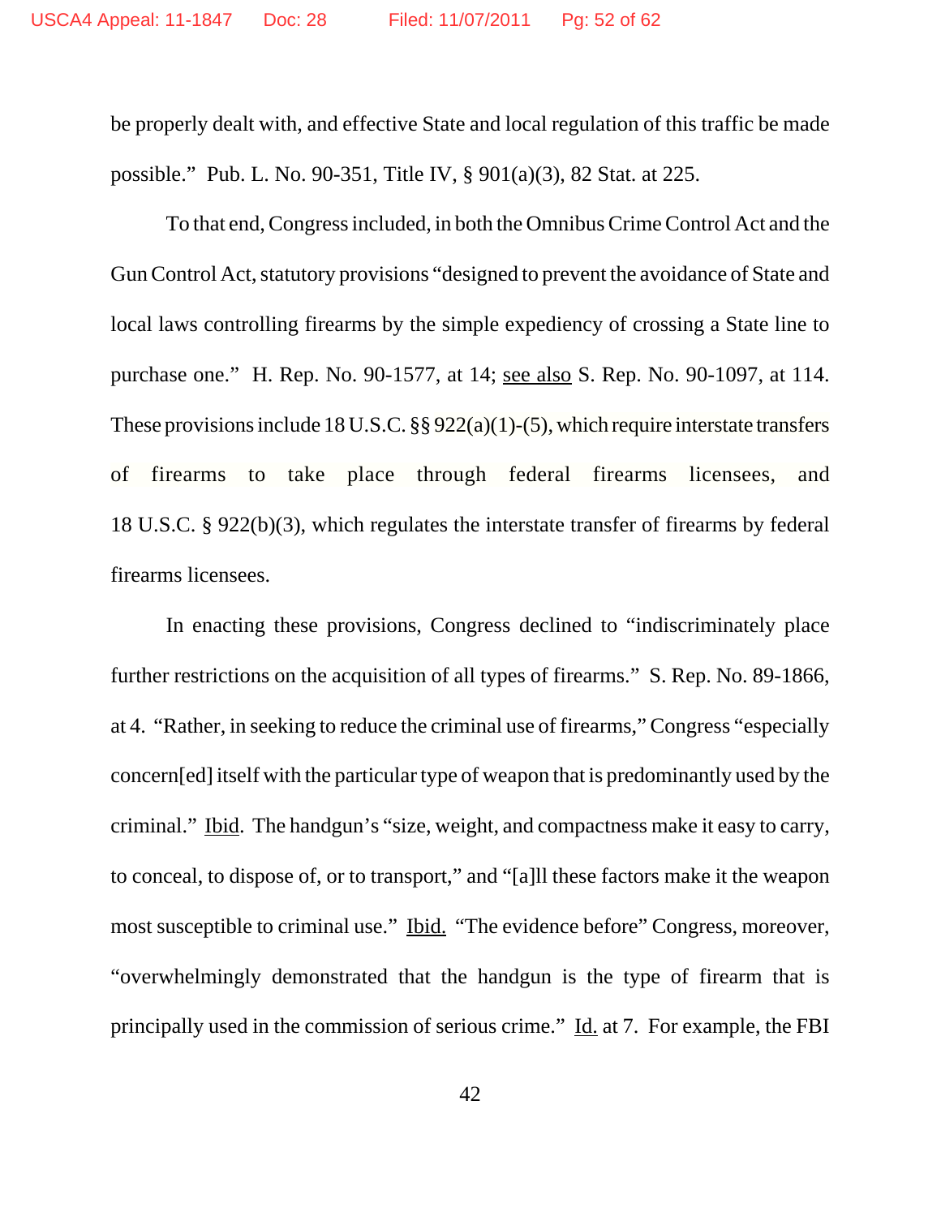be properly dealt with, and effective State and local regulation of this traffic be made possible." Pub. L. No. 90-351, Title IV, § 901(a)(3), 82 Stat. at 225.

To that end, Congress included, in both the Omnibus Crime Control Act and the Gun Control Act, statutory provisions "designed to prevent the avoidance of State and local laws controlling firearms by the simple expediency of crossing a State line to purchase one." H. Rep. No. 90-1577, at 14; see also S. Rep. No. 90-1097, at 114. These provisions include 18 U.S.C. §§ 922(a)(1)-(5), which require interstate transfers of firearms to take place through federal firearms licensees, and 18 U.S.C. § 922(b)(3), which regulates the interstate transfer of firearms by federal firearms licensees.

In enacting these provisions, Congress declined to "indiscriminately place further restrictions on the acquisition of all types of firearms." S. Rep. No. 89-1866, at 4. "Rather, in seeking to reduce the criminal use of firearms," Congress "especially concern[ed] itself with the particular type of weapon that is predominantly used by the criminal." Ibid. The handgun's "size, weight, and compactness make it easy to carry, to conceal, to dispose of, or to transport," and "[a]ll these factors make it the weapon most susceptible to criminal use." Ibid. "The evidence before" Congress, moreover, "overwhelmingly demonstrated that the handgun is the type of firearm that is principally used in the commission of serious crime." Id. at 7. For example, the FBI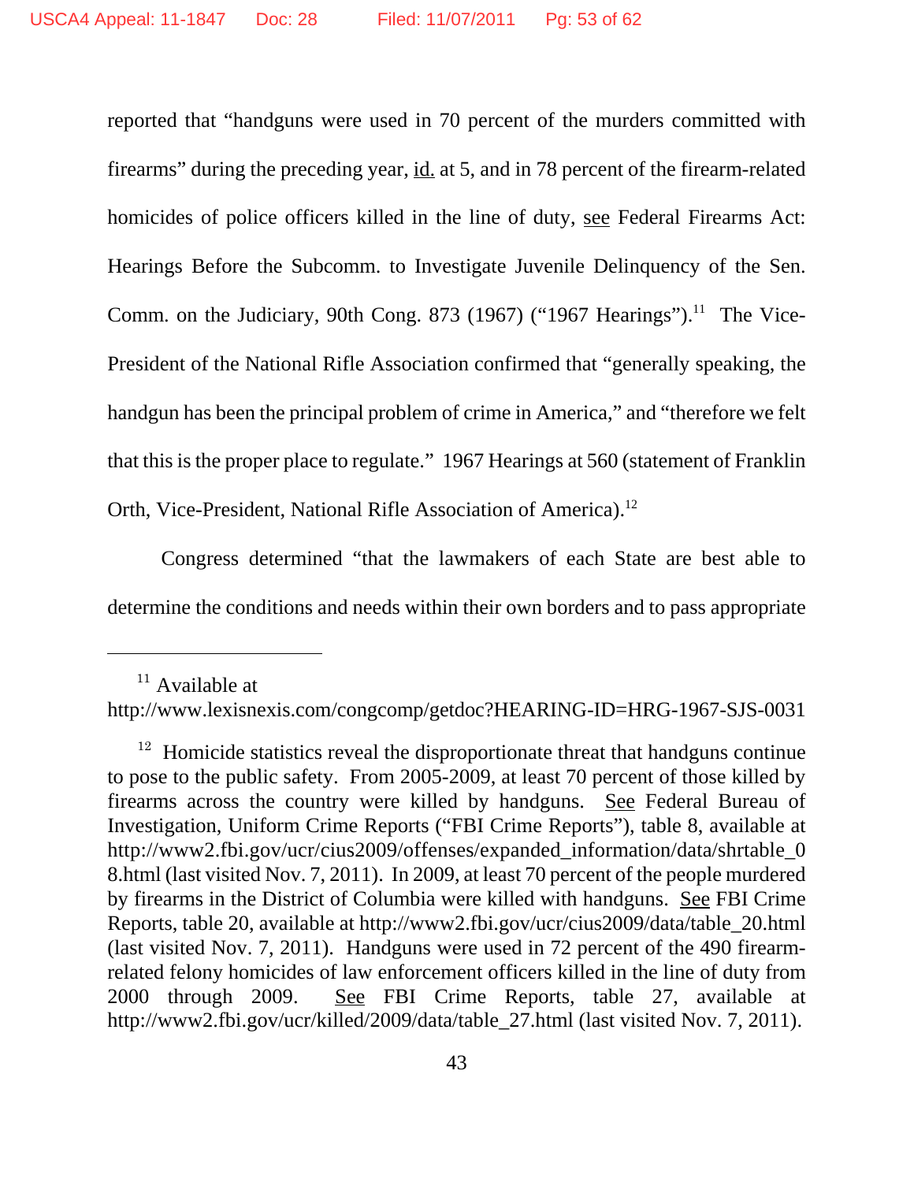reported that "handguns were used in 70 percent of the murders committed with firearms" during the preceding year, id. at 5, and in 78 percent of the firearm-related homicides of police officers killed in the line of duty, see Federal Firearms Act: Hearings Before the Subcomm. to Investigate Juvenile Delinquency of the Sen. Comm. on the Judiciary, 90th Cong. 873 (1967) ("1967 Hearings").[11] The Vice-President of the National Rifle Association confirmed that "generally speaking, the handgun has been the principal problem of crime in America," and "therefore we felt that this is the proper place to regulate." 1967 Hearings at 560 (statement of Franklin Orth, Vice-President, National Rifle Association of America).[12]

Congress determined "that the lawmakers of each State are best able to determine the conditions and needs within their own borders and to pass appropriate

---

[11] Available at http://www.lexisnexis.com/congcomp/getdoc?HEARING-ID=HRG-1967-SJS-0031

[12] Homicide statistics reveal the disproportionate threat that handguns continue to pose to the public safety. From 2005-2009, at least 70 percent of those killed by firearms across the country were killed by handguns. See Federal Bureau of Investigation, Uniform Crime Reports ("FBI Crime Reports"), table 8, available at http://www2.fbi.gov/ucr/cius2009/offenses/expanded_information/data/shrtable_08.html (last visited Nov. 7, 2011). In 2009, at least 70 percent of the people murdered by firearms in the District of Columbia were killed with handguns. See FBI Crime Reports, table 20, available at http://www2.fbi.gov/ucr/cius2009/data/table_20.html (last visited Nov. 7, 2011). Handguns were used in 72 percent of the 490 firearm-related felony homicides of law enforcement officers killed in the line of duty from 2000 through 2009. See FBI Crime Reports, table 27, available at http://www2.fbi.gov/ucr/killed/2009/data/table_27.html (last visited Nov. 7, 2011).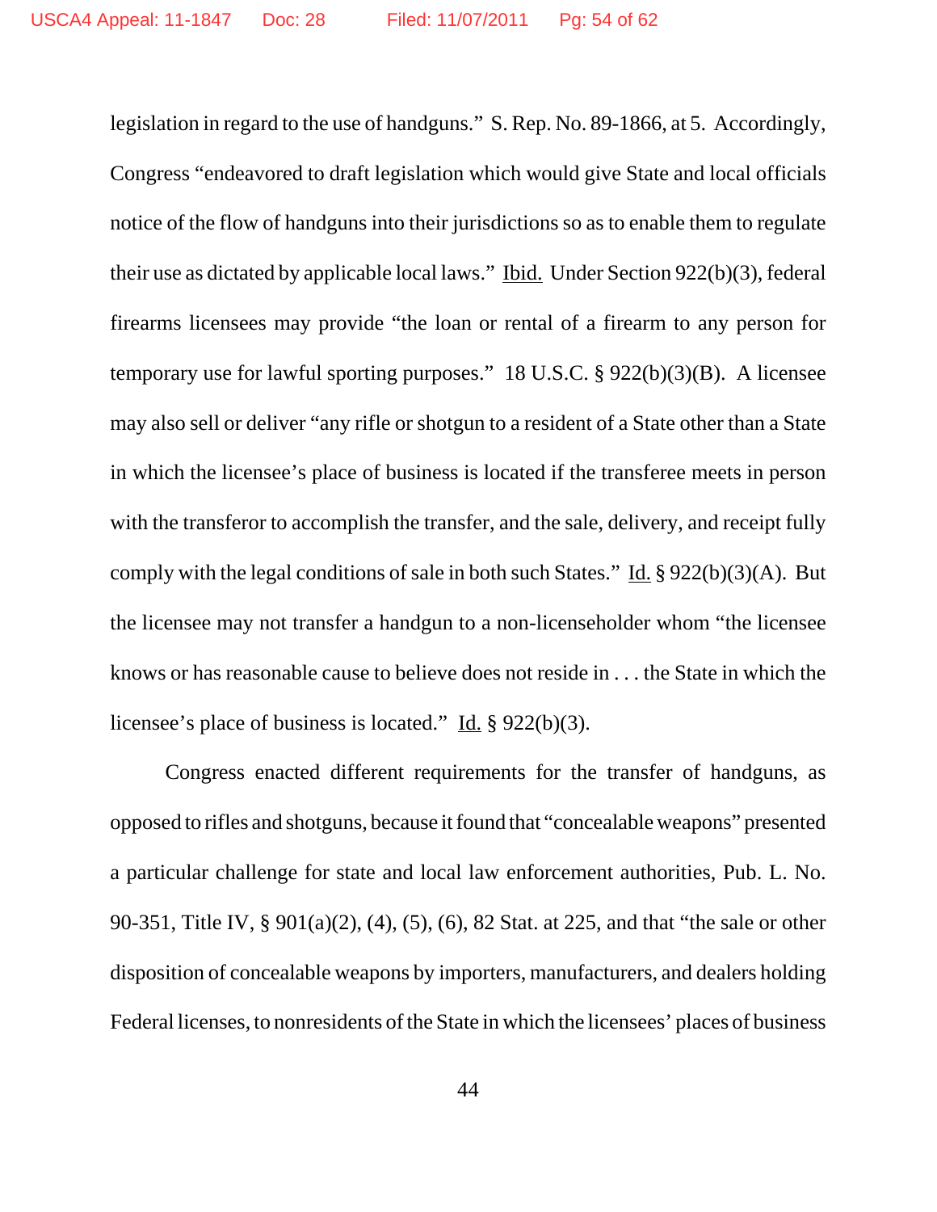legislation in regard to the use of handguns." S. Rep. No. 89-1866, at 5. Accordingly, Congress "endeavored to draft legislation which would give State and local officials notice of the flow of handguns into their jurisdictions so as to enable them to regulate their use as dictated by applicable local laws." Ibid. Under Section 922(b)(3), federal firearms licensees may provide "the loan or rental of a firearm to any person for temporary use for lawful sporting purposes." 18 U.S.C. § 922(b)(3)(B). A licensee may also sell or deliver "any rifle or shotgun to a resident of a State other than a State in which the licensee's place of business is located if the transferee meets in person with the transferor to accomplish the transfer, and the sale, delivery, and receipt fully comply with the legal conditions of sale in both such States." Id. § 922(b)(3)(A). But the licensee may not transfer a handgun to a non-licenseholder whom "the licensee knows or has reasonable cause to believe does not reside in . . . the State in which the licensee's place of business is located." Id. § 922(b)(3).

Congress enacted different requirements for the transfer of handguns, as opposed to rifles and shotguns, because it found that "concealable weapons" presented a particular challenge for state and local law enforcement authorities, Pub. L. No. 90-351, Title IV, § 901(a)(2), (4), (5), (6), 82 Stat. at 225, and that "the sale or other disposition of concealable weapons by importers, manufacturers, and dealers holding Federal licenses, to nonresidents of the State in which the licensees' places of business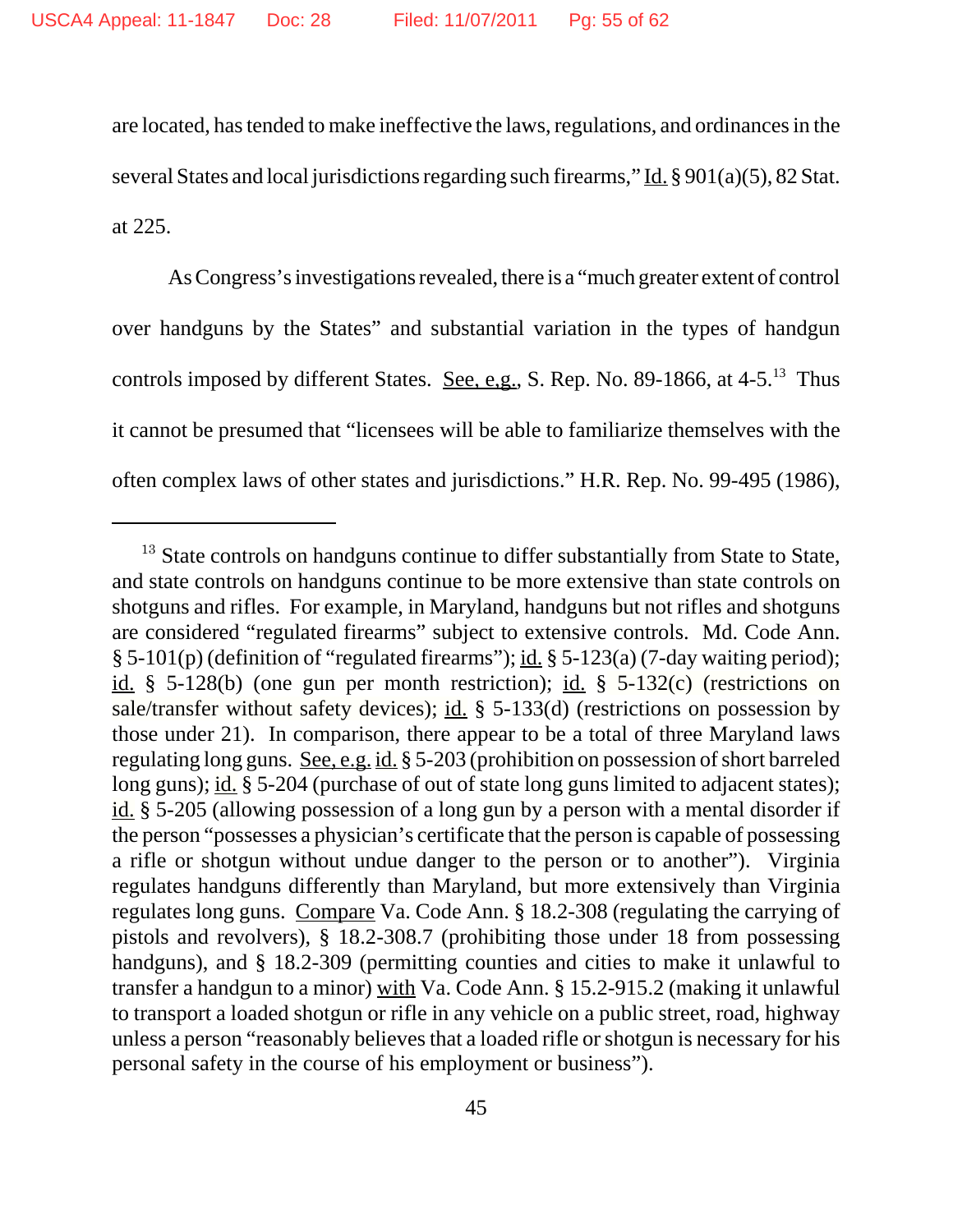are located, has tended to make ineffective the laws, regulations, and ordinances in the several States and local jurisdictions regarding such firearms," Id. § 901(a)(5), 82 Stat. at 225.

As Congress's investigations revealed, there is a "much greater extent of control over handguns by the States" and substantial variation in the types of handgun controls imposed by different States. See, e.g., S. Rep. No. 89-1866, at 4-5.[13] Thus it cannot be presumed that "licensees will be able to familiarize themselves with the often complex laws of other states and jurisdictions." H.R. Rep. No. 99-495 (1986),

---

[13] State controls on handguns continue to differ substantially from State to State, and state controls on handguns continue to be more extensive than state controls on shotguns and rifles. For example, in Maryland, handguns but not rifles and shotguns are considered "regulated firearms" subject to extensive controls. Md. Code Ann. § 5-101(p) (definition of "regulated firearms"); id. § 5-123(a) (7-day waiting period); id. § 5-128(b) (one gun per month restriction); id. § 5-132(c) (restrictions on sale/transfer without safety devices); id. § 5-133(d) (restrictions on possession by those under 21). In comparison, there appear to be a total of three Maryland laws regulating long guns. See, e.g. id. § 5-203 (prohibition on possession of short barreled long guns); id. § 5-204 (purchase of out of state long guns limited to adjacent states); id. § 5-205 (allowing possession of a long gun by a person with a mental disorder if the person "possesses a physician's certificate that the person is capable of possessing a rifle or shotgun without undue danger to the person or to another"). Virginia regulates handguns differently than Maryland, but more extensively than Virginia regulates long guns. Compare Va. Code Ann. § 18.2-308 (regulating the carrying of pistols and revolvers), § 18.2-308.7 (prohibiting those under 18 from possessing handguns), and § 18.2-309 (permitting counties and cities to make it unlawful to transfer a handgun to a minor) with Va. Code Ann. § 15.2-915.2 (making it unlawful to transport a loaded shotgun or rifle in any vehicle on a public street, road, highway unless a person "reasonably believes that a loaded rifle or shotgun is necessary for his personal safety in the course of his employment or business").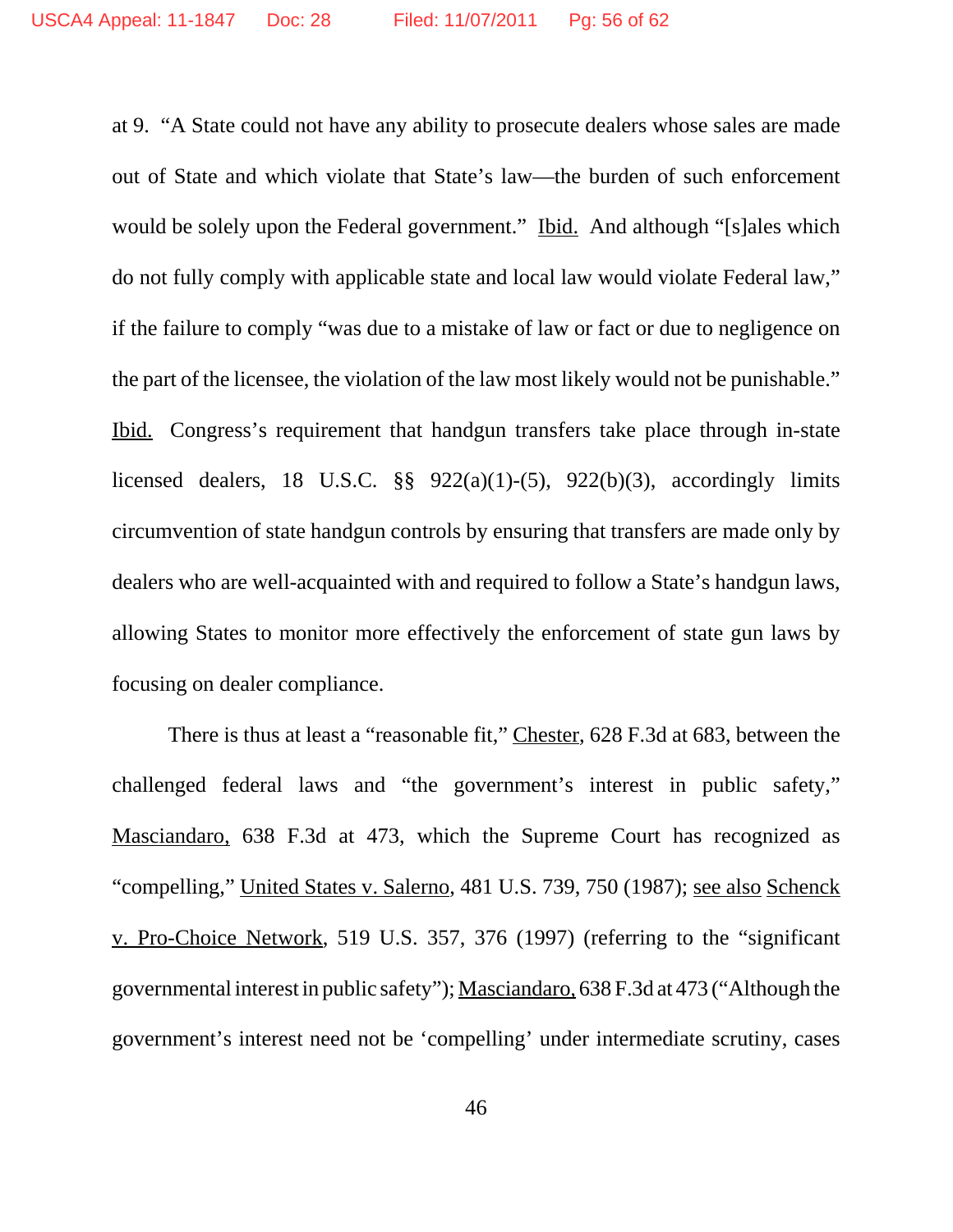at 9. "A State could not have any ability to prosecute dealers whose sales are made out of State and which violate that State's law—the burden of such enforcement would be solely upon the Federal government." Ibid. And although "[s]ales which do not fully comply with applicable state and local law would violate Federal law," if the failure to comply "was due to a mistake of law or fact or due to negligence on the part of the licensee, the violation of the law most likely would not be punishable." Ibid. Congress's requirement that handgun transfers take place through in-state licensed dealers, 18 U.S.C. §§ 922(a)(1)-(5), 922(b)(3), accordingly limits circumvention of state handgun controls by ensuring that transfers are made only by dealers who are well-acquainted with and required to follow a State's handgun laws, allowing States to monitor more effectively the enforcement of state gun laws by focusing on dealer compliance.

There is thus at least a "reasonable fit," Chester, 628 F.3d at 683, between the challenged federal laws and "the government's interest in public safety," Masciandaro, 638 F.3d at 473, which the Supreme Court has recognized as "compelling," United States v. Salerno, 481 U.S. 739, 750 (1987); see also Schenck v. Pro-Choice Network, 519 U.S. 357, 376 (1997) (referring to the "significant governmental interest in public safety"); Masciandaro, 638 F.3d at 473 ("Although the government's interest need not be 'compelling' under intermediate scrutiny, cases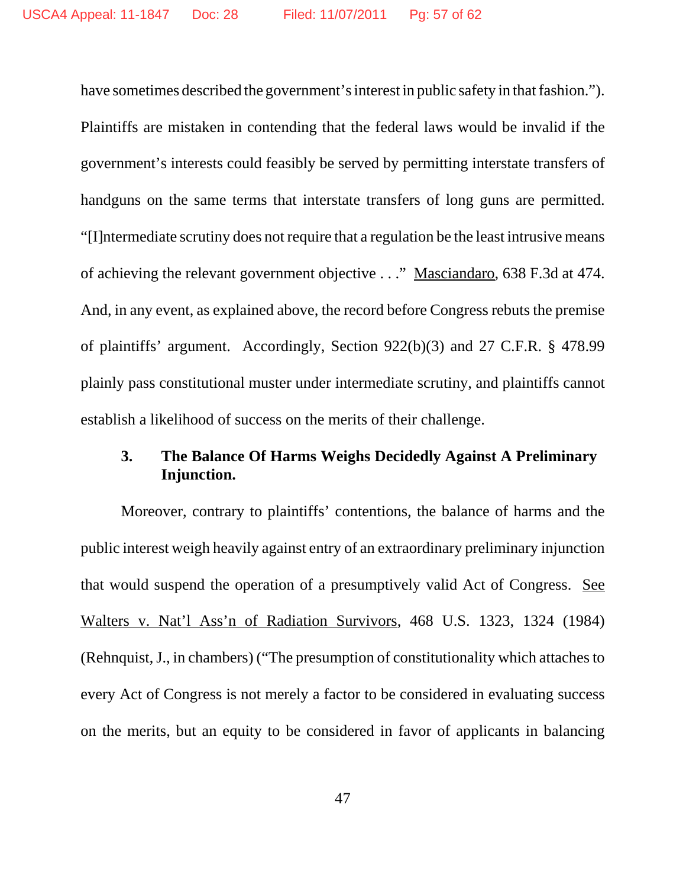have sometimes described the government's interest in public safety in that fashion."). Plaintiffs are mistaken in contending that the federal laws would be invalid if the government's interests could feasibly be served by permitting interstate transfers of handguns on the same terms that interstate transfers of long guns are permitted. "[I]ntermediate scrutiny does not require that a regulation be the least intrusive means of achieving the relevant government objective . . ." Masciandaro, 638 F.3d at 474. And, in any event, as explained above, the record before Congress rebuts the premise of plaintiffs' argument. Accordingly, Section 922(b)(3) and 27 C.F.R. § 478.99 plainly pass constitutional muster under intermediate scrutiny, and plaintiffs cannot establish a likelihood of success on the merits of their challenge.

### 3. The Balance Of Harms Weighs Decidedly Against A Preliminary Injunction.

Moreover, contrary to plaintiffs' contentions, the balance of harms and the public interest weigh heavily against entry of an extraordinary preliminary injunction that would suspend the operation of a presumptively valid Act of Congress. See Walters v. Nat'l Ass'n of Radiation Survivors, 468 U.S. 1323, 1324 (1984) (Rehnquist, J., in chambers) ("The presumption of constitutionality which attaches to every Act of Congress is not merely a factor to be considered in evaluating success on the merits, but an equity to be considered in favor of applicants in balancing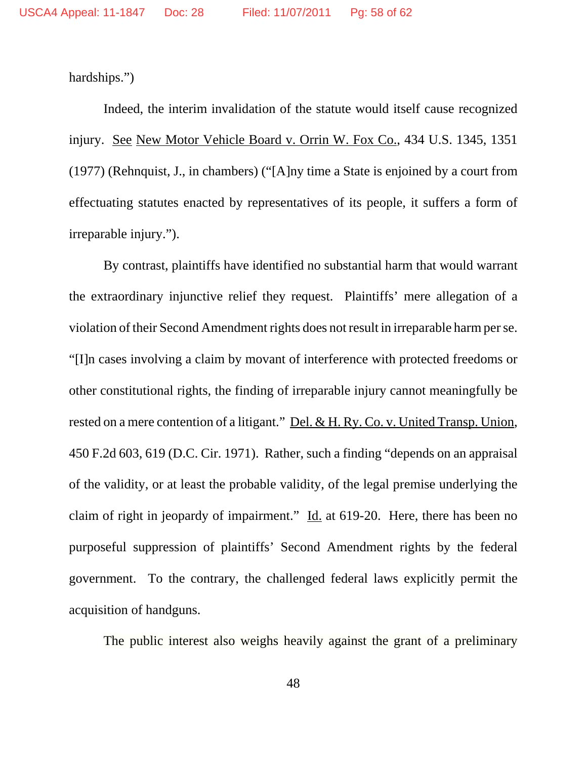hardships.")

Indeed, the interim invalidation of the statute would itself cause recognized injury. See New Motor Vehicle Board v. Orrin W. Fox Co., 434 U.S. 1345, 1351 (1977) (Rehnquist, J., in chambers) ("[A]ny time a State is enjoined by a court from effectuating statutes enacted by representatives of its people, it suffers a form of irreparable injury.").

By contrast, plaintiffs have identified no substantial harm that would warrant the extraordinary injunctive relief they request. Plaintiffs' mere allegation of a violation of their Second Amendment rights does not result in irreparable harm per se. "[I]n cases involving a claim by movant of interference with protected freedoms or other constitutional rights, the finding of irreparable injury cannot meaningfully be rested on a mere contention of a litigant." Del. & H. Ry. Co. v. United Transp. Union, 450 F.2d 603, 619 (D.C. Cir. 1971). Rather, such a finding "depends on an appraisal of the validity, or at least the probable validity, of the legal premise underlying the claim of right in jeopardy of impairment." Id. at 619-20. Here, there has been no purposeful suppression of plaintiffs' Second Amendment rights by the federal government. To the contrary, the challenged federal laws explicitly permit the acquisition of handguns.

The public interest also weighs heavily against the grant of a preliminary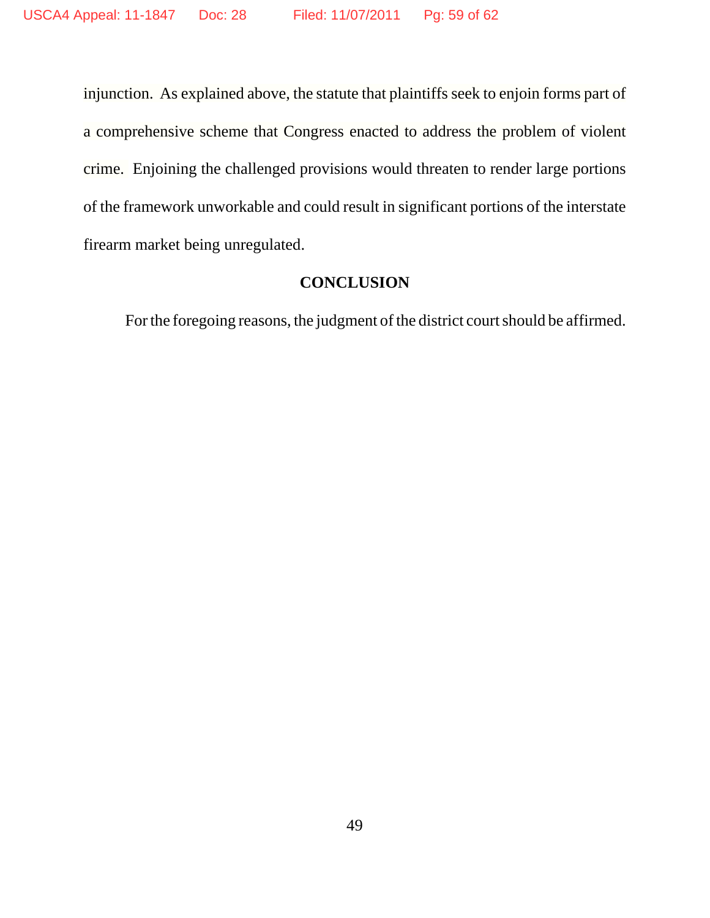injunction. As explained above, the statute that plaintiffs seek to enjoin forms part of a comprehensive scheme that Congress enacted to address the problem of violent crime. Enjoining the challenged provisions would threaten to render large portions of the framework unworkable and could result in significant portions of the interstate firearm market being unregulated.

## CONCLUSION

For the foregoing reasons, the judgment of the district court should be affirmed.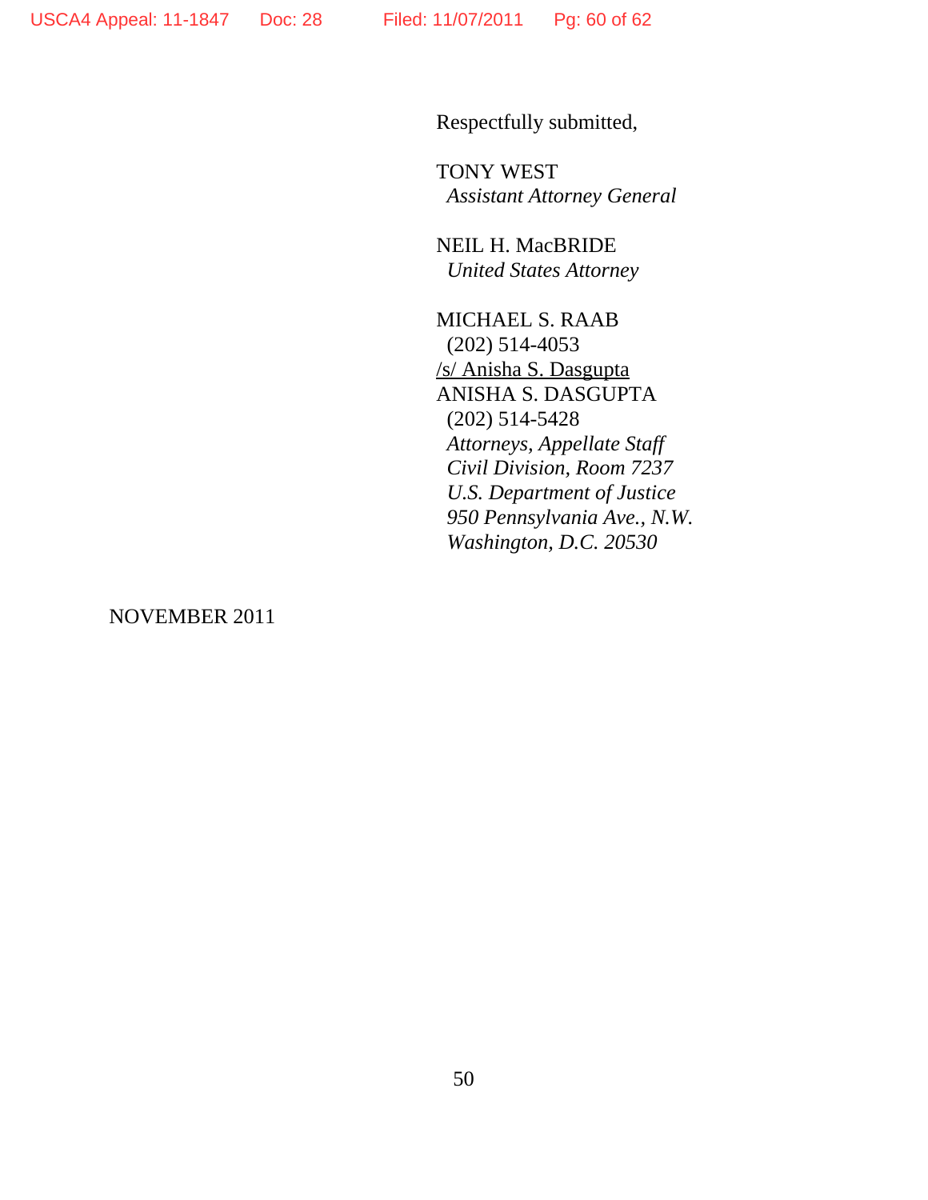Respectfully submitted,

TONY WEST
*Assistant Attorney General*

NEIL H. MacBRIDE
*United States Attorney*

MICHAEL S. RAAB
(202) 514-4053
/s/ Anisha S. Dasgupta
ANISHA S. DASGUPTA
(202) 514-5428
*Attorneys, Appellate Staff*
*Civil Division, Room 7237*
*U.S. Department of Justice*
*950 Pennsylvania Ave., N.W.*
*Washington, D.C. 20530*

NOVEMBER 2011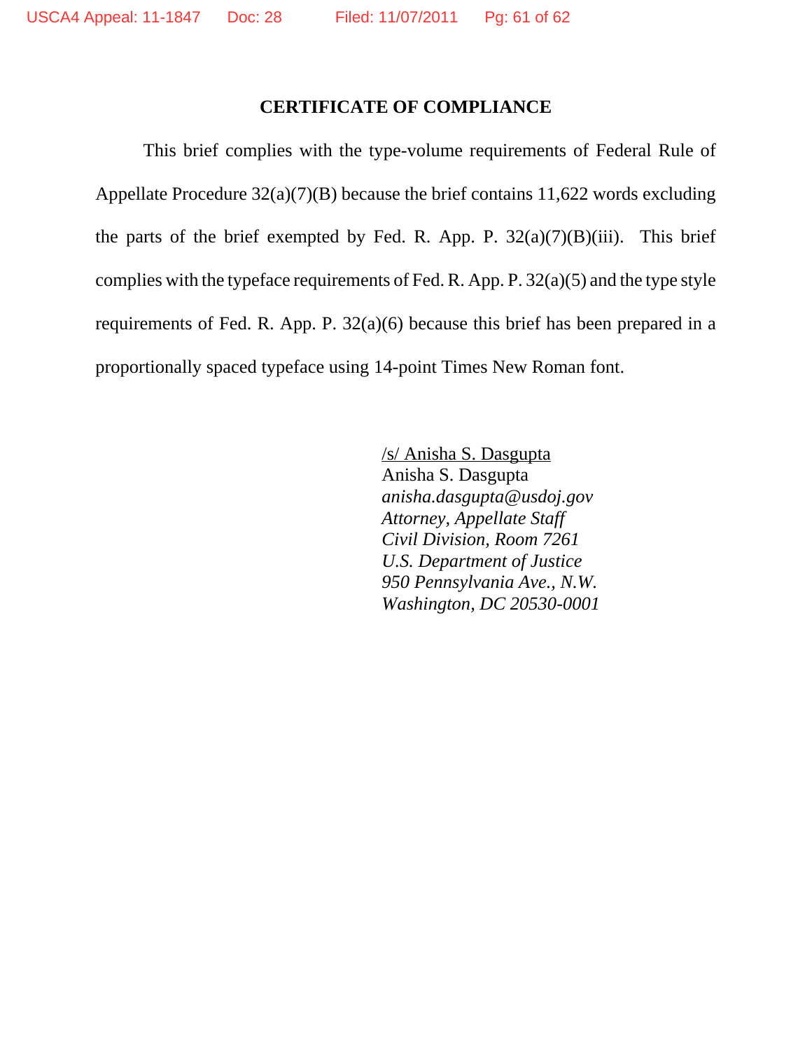## CERTIFICATE OF COMPLIANCE

This brief complies with the type-volume requirements of Federal Rule of Appellate Procedure 32(a)(7)(B) because the brief contains 11,622 words excluding the parts of the brief exempted by Fed. R. App. P. 32(a)(7)(B)(iii). This brief complies with the typeface requirements of Fed. R. App. P. 32(a)(5) and the type style requirements of Fed. R. App. P. 32(a)(6) because this brief has been prepared in a proportionally spaced typeface using 14-point Times New Roman font.

/s/ Anisha S. Dasgupta
Anisha S. Dasgupta
*anisha.dasgupta@usdoj.gov*
*Attorney, Appellate Staff*
*Civil Division, Room 7261*
*U.S. Department of Justice*
*950 Pennsylvania Ave., N.W.*
*Washington, DC 20530-0001*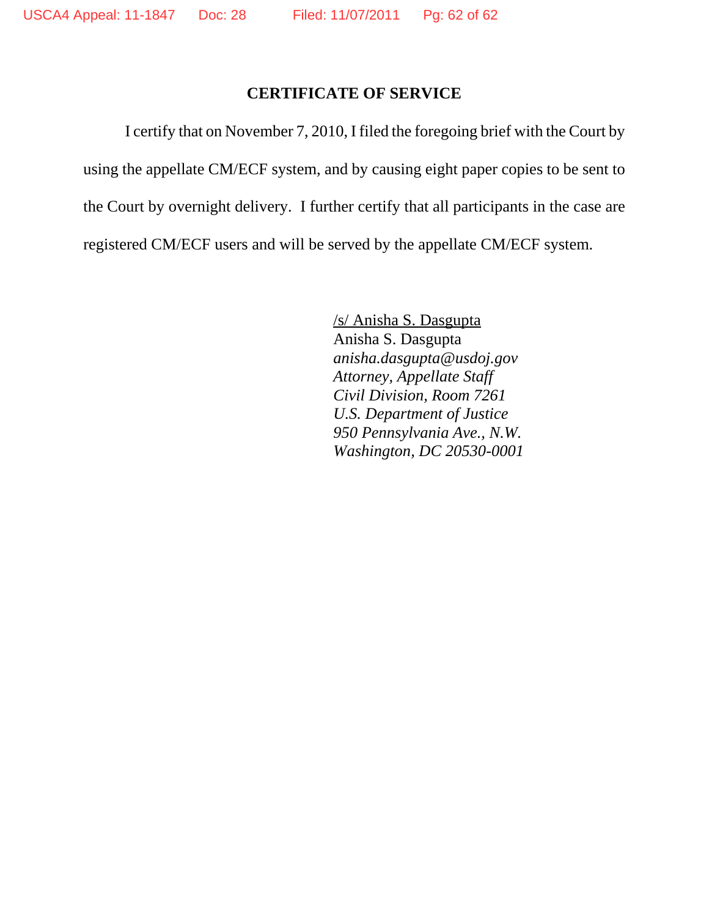## CERTIFICATE OF SERVICE

I certify that on November 7, 2010, I filed the foregoing brief with the Court by using the appellate CM/ECF system, and by causing eight paper copies to be sent to the Court by overnight delivery. I further certify that all participants in the case are registered CM/ECF users and will be served by the appellate CM/ECF system.

/s/ Anisha S. Dasgupta
Anisha S. Dasgupta
*anisha.dasgupta@usdoj.gov*
*Attorney, Appellate Staff*
*Civil Division, Room 7261*
*U.S. Department of Justice*
*950 Pennsylvania Ave., N.W.*
*Washington, DC 20530-0001*